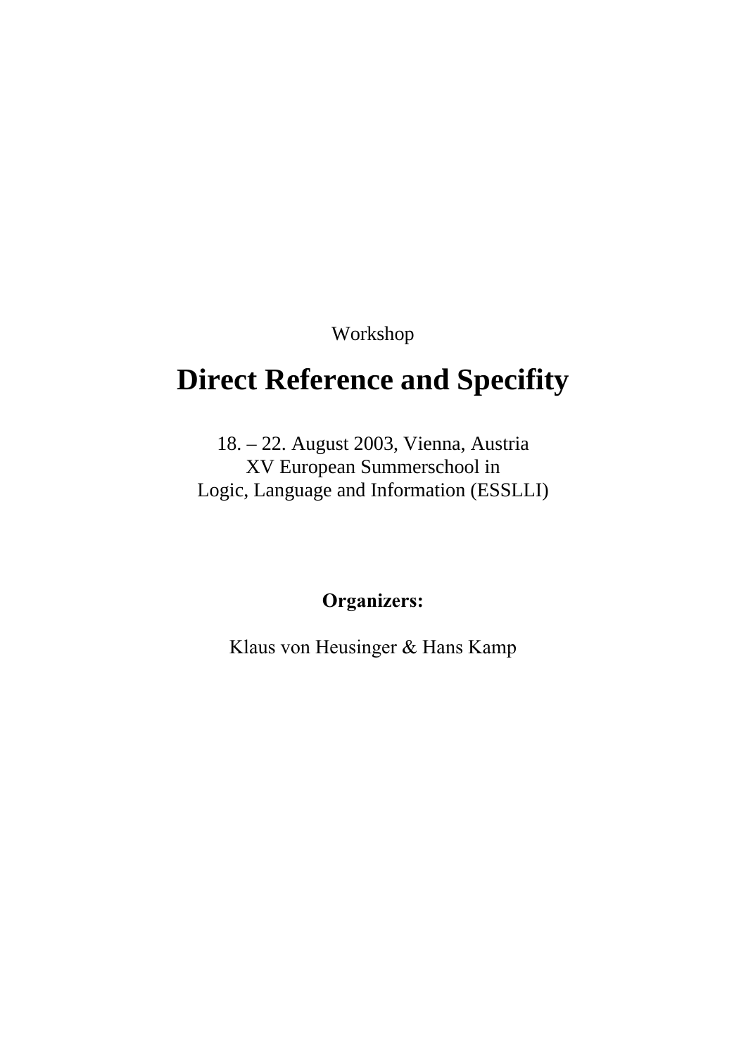Workshop

# Direct Reference and Specifity

18. – 22. August 2003, Vienna, Austria
XV European Summerschool in
Logic, Language and Information (ESSLLI)

**Organizers:**

Klaus von Heusinger & Hans Kamp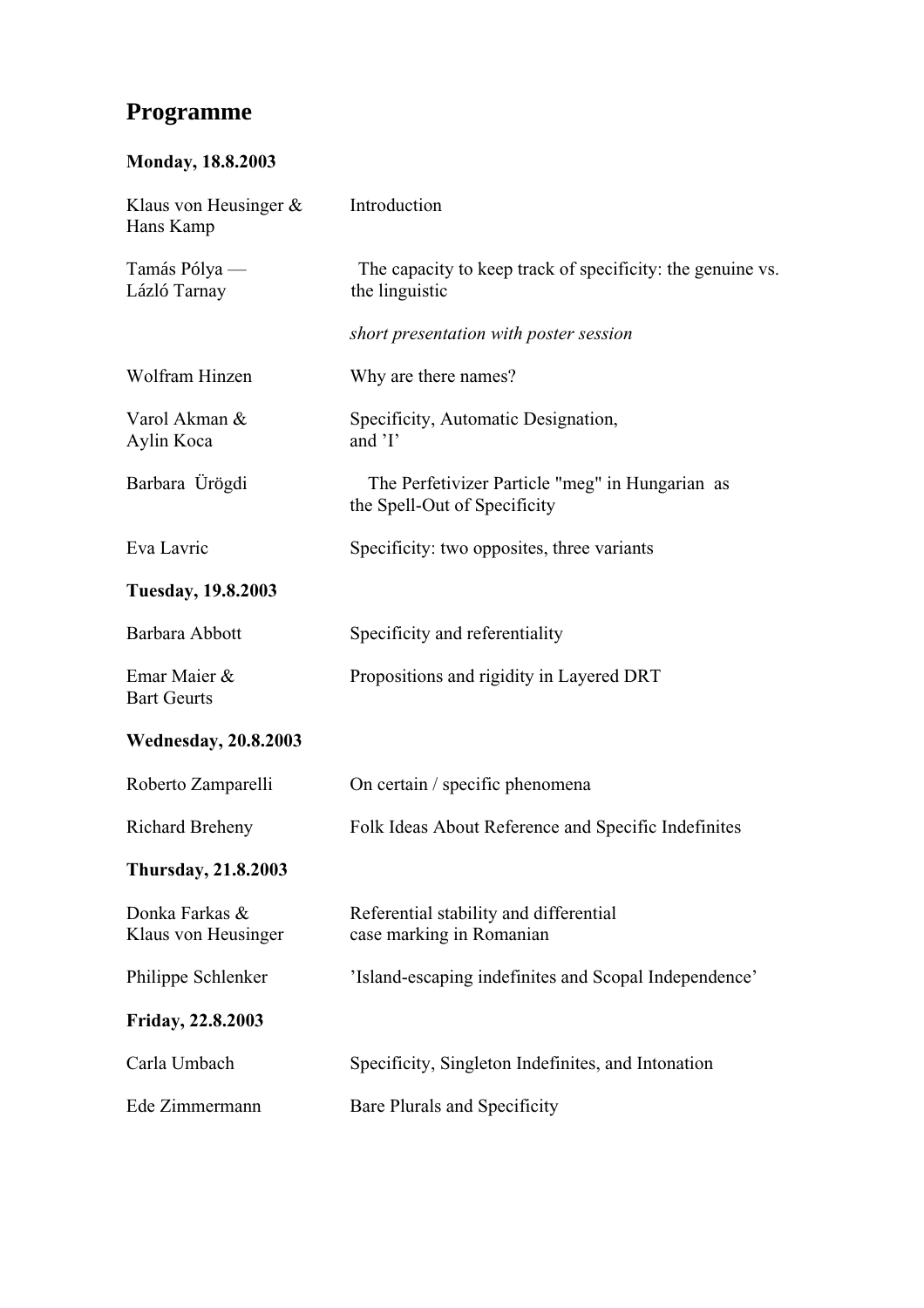# Programme

**Monday, 18.8.2003**

| | |
|---|---|
| Klaus von Heusinger & Hans Kamp | Introduction |
| Tamás Pólya — Lázló Tarnay | The capacity to keep track of specificity: the genuine vs. the linguistic |
| | *short presentation with poster session* |
| Wolfram Hinzen | Why are there names? |
| Varol Akman & Aylin Koca | Specificity, Automatic Designation, and 'I' |
| Barbara Ürögdi | The Perfetivizer Particle "meg" in Hungarian as the Spell-Out of Specificity |
| Eva Lavric | Specificity: two opposites, three variants |

**Tuesday, 19.8.2003**

| | |
|---|---|
| Barbara Abbott | Specificity and referentiality |
| Emar Maier & Bart Geurts | Propositions and rigidity in Layered DRT |

**Wednesday, 20.8.2003**

| | |
|---|---|
| Roberto Zamparelli | On certain / specific phenomena |
| Richard Breheny | Folk Ideas About Reference and Specific Indefinites |

**Thursday, 21.8.2003**

| | |
|---|---|
| Donka Farkas & Klaus von Heusinger | Referential stability and differential case marking in Romanian |
| Philippe Schlenker | 'Island-escaping indefinites and Scopal Independence' |

**Friday, 22.8.2003**

| | |
|---|---|
| Carla Umbach | Specificity, Singleton Indefinites, and Intonation |
| Ede Zimmermann | Bare Plurals and Specificity |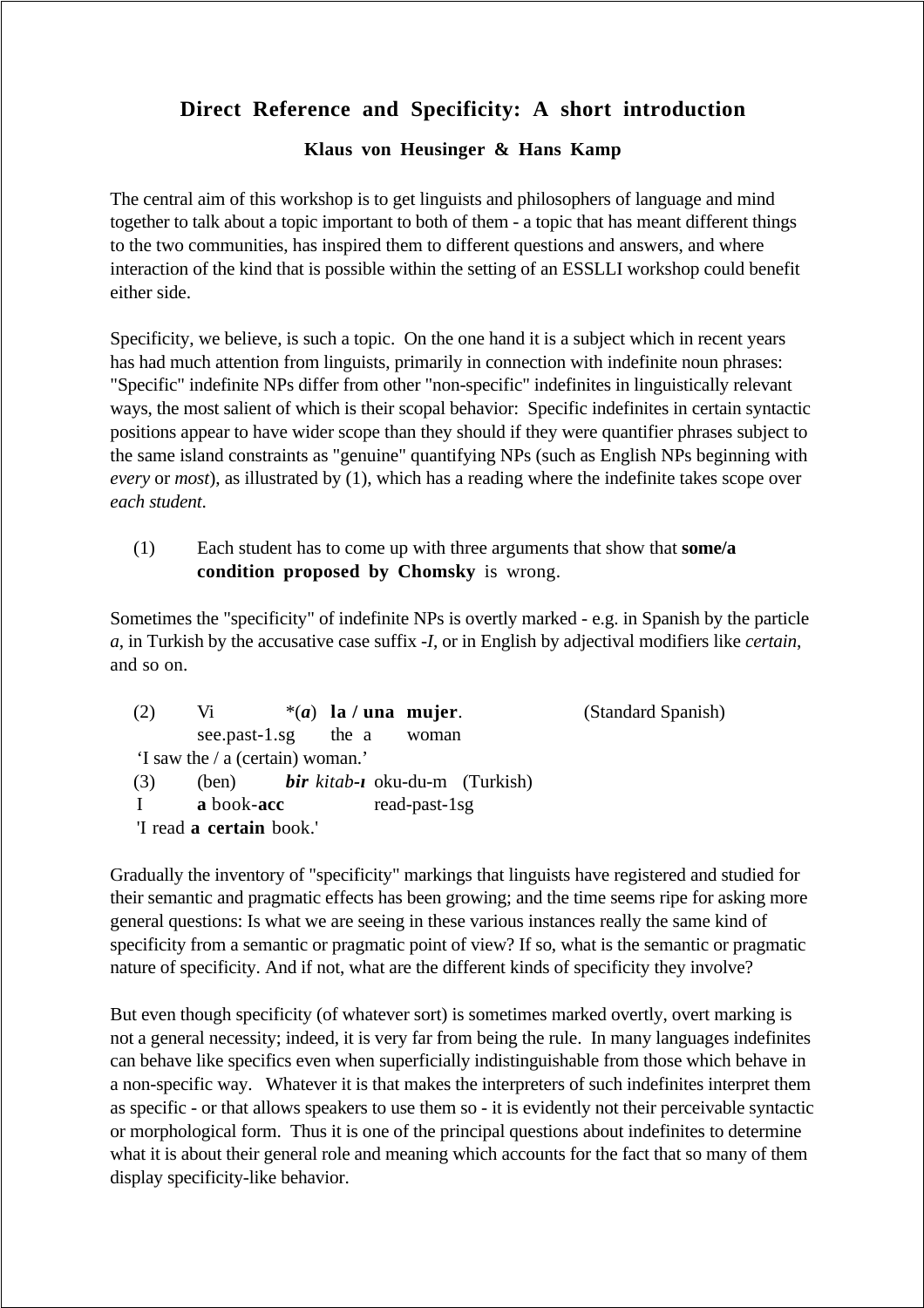# Direct Reference and Specificity: A short introduction

**Klaus von Heusinger & Hans Kamp**

The central aim of this workshop is to get linguists and philosophers of language and mind together to talk about a topic important to both of them - a topic that has meant different things to the two communities, has inspired them to different questions and answers, and where interaction of the kind that is possible within the setting of an ESSLLI workshop could benefit either side.

Specificity, we believe, is such a topic. On the one hand it is a subject which in recent years has had much attention from linguists, primarily in connection with indefinite noun phrases: "Specific" indefinite NPs differ from other "non-specific" indefinites in linguistically relevant ways, the most salient of which is their scopal behavior: Specific indefinites in certain syntactic positions appear to have wider scope than they should if they were quantifier phrases subject to the same island constraints as "genuine" quantifying NPs (such as English NPs beginning with *every* or *most*), as illustrated by (1), which has a reading where the indefinite takes scope over *each student*.

(1) Each student has to come up with three arguments that show that **some/a condition proposed by Chomsky** is wrong.

Sometimes the "specificity" of indefinite NPs is overtly marked - e.g. in Spanish by the particle *a*, in Turkish by the accusative case suffix *-I*, or in English by adjectival modifiers like *certain*, and so on.

(2) Vi *(***a***) **la / una mujer**. (Standard Spanish)
see.past-1.sg the a woman
'I saw the / a (certain) woman.'

(3) (ben) ***bir*** *kitab-***ı** oku-du-m (Turkish)
I **a** book-**acc** read-past-1sg
'I read **a certain** book.'

Gradually the inventory of "specificity" markings that linguists have registered and studied for their semantic and pragmatic effects has been growing; and the time seems ripe for asking more general questions: Is what we are seeing in these various instances really the same kind of specificity from a semantic or pragmatic point of view? If so, what is the semantic or pragmatic nature of specificity. And if not, what are the different kinds of specificity they involve?

But even though specificity (of whatever sort) is sometimes marked overtly, overt marking is not a general necessity; indeed, it is very far from being the rule. In many languages indefinites can behave like specifics even when superficially indistinguishable from those which behave in a non-specific way. Whatever it is that makes the interpreters of such indefinites interpret them as specific - or that allows speakers to use them so - it is evidently not their perceivable syntactic or morphological form. Thus it is one of the principal questions about indefinites to determine what it is about their general role and meaning which accounts for the fact that so many of them display specificity-like behavior.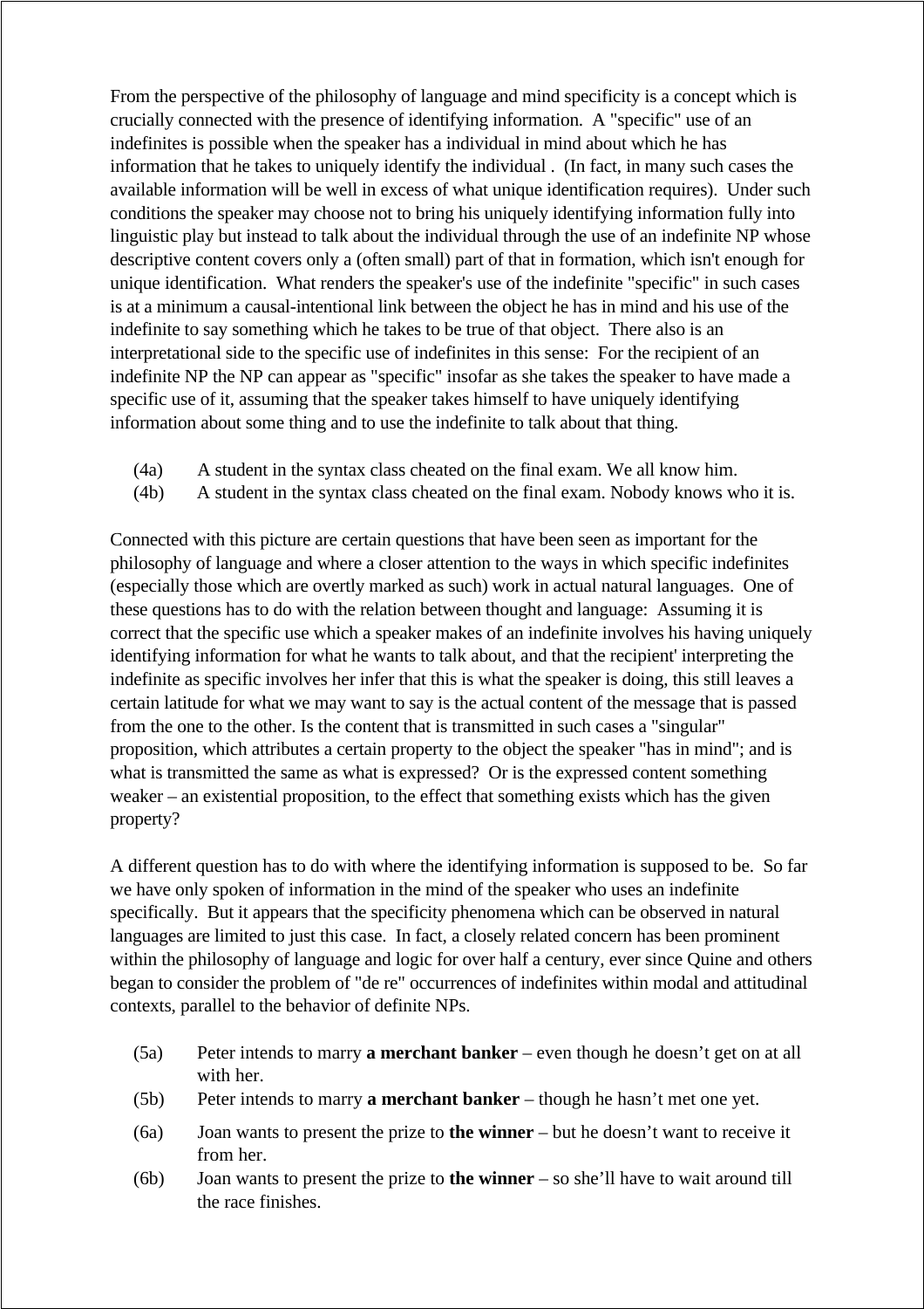From the perspective of the philosophy of language and mind specificity is a concept which is crucially connected with the presence of identifying information. A "specific" use of an indefinites is possible when the speaker has a individual in mind about which he has information that he takes to uniquely identify the individual . (In fact, in many such cases the available information will be well in excess of what unique identification requires). Under such conditions the speaker may choose not to bring his uniquely identifying information fully into linguistic play but instead to talk about the individual through the use of an indefinite NP whose descriptive content covers only a (often small) part of that in formation, which isn't enough for unique identification. What renders the speaker's use of the indefinite "specific" in such cases is at a minimum a causal-intentional link between the object he has in mind and his use of the indefinite to say something which he takes to be true of that object. There also is an interpretational side to the specific use of indefinites in this sense: For the recipient of an indefinite NP the NP can appear as "specific" insofar as she takes the speaker to have made a specific use of it, assuming that the speaker takes himself to have uniquely identifying information about some thing and to use the indefinite to talk about that thing.

(4a) A student in the syntax class cheated on the final exam. We all know him.
(4b) A student in the syntax class cheated on the final exam. Nobody knows who it is.

Connected with this picture are certain questions that have been seen as important for the philosophy of language and where a closer attention to the ways in which specific indefinites (especially those which are overtly marked as such) work in actual natural languages. One of these questions has to do with the relation between thought and language: Assuming it is correct that the specific use which a speaker makes of an indefinite involves his having uniquely identifying information for what he wants to talk about, and that the recipient' interpreting the indefinite as specific involves her infer that this is what the speaker is doing, this still leaves a certain latitude for what we may want to say is the actual content of the message that is passed from the one to the other. Is the content that is transmitted in such cases a "singular" proposition, which attributes a certain property to the object the speaker "has in mind"; and is what is transmitted the same as what is expressed? Or is the expressed content something weaker – an existential proposition, to the effect that something exists which has the given property?

A different question has to do with where the identifying information is supposed to be. So far we have only spoken of information in the mind of the speaker who uses an indefinite specifically. But it appears that the specificity phenomena which can be observed in natural languages are limited to just this case. In fact, a closely related concern has been prominent within the philosophy of language and logic for over half a century, ever since Quine and others began to consider the problem of "de re" occurrences of indefinites within modal and attitudinal contexts, parallel to the behavior of definite NPs.

(5a) Peter intends to marry **a merchant banker** – even though he doesn't get on at all with her.
(5b) Peter intends to marry **a merchant banker** – though he hasn't met one yet.

(6a) Joan wants to present the prize to **the winner** – but he doesn't want to receive it from her.
(6b) Joan wants to present the prize to **the winner** – so she'll have to wait around till the race finishes.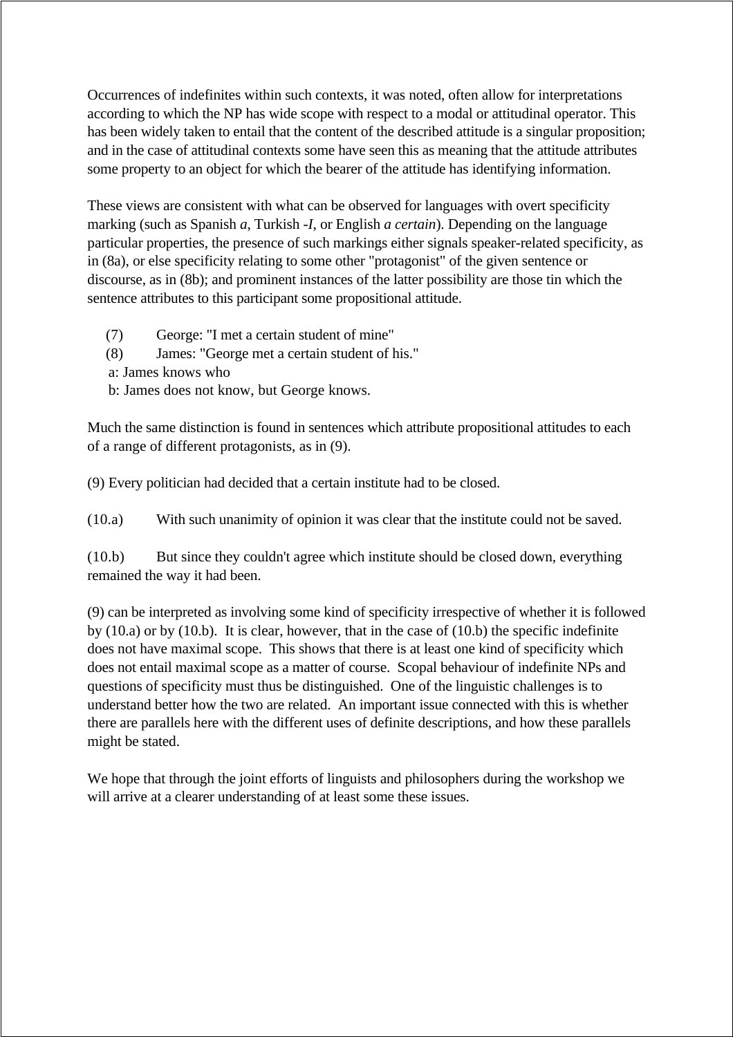Occurrences of indefinites within such contexts, it was noted, often allow for interpretations according to which the NP has wide scope with respect to a modal or attitudinal operator. This has been widely taken to entail that the content of the described attitude is a singular proposition; and in the case of attitudinal contexts some have seen this as meaning that the attitude attributes some property to an object for which the bearer of the attitude has identifying information.

These views are consistent with what can be observed for languages with overt specificity marking (such as Spanish *a*, Turkish *-I*, or English *a certain*). Depending on the language particular properties, the presence of such markings either signals speaker-related specificity, as in (8a), or else specificity relating to some other "protagonist" of the given sentence or discourse, as in (8b); and prominent instances of the latter possibility are those tin which the sentence attributes to this participant some propositional attitude.

(7) George: "I met a certain student of mine"
(8) James: "George met a certain student of his."
a: James knows who
b: James does not know, but George knows.

Much the same distinction is found in sentences which attribute propositional attitudes to each of a range of different protagonists, as in (9).

(9) Every politician had decided that a certain institute had to be closed.

(10.a) With such unanimity of opinion it was clear that the institute could not be saved.

(10.b) But since they couldn't agree which institute should be closed down, everything remained the way it had been.

(9) can be interpreted as involving some kind of specificity irrespective of whether it is followed by (10.a) or by (10.b). It is clear, however, that in the case of (10.b) the specific indefinite does not have maximal scope. This shows that there is at least one kind of specificity which does not entail maximal scope as a matter of course. Scopal behaviour of indefinite NPs and questions of specificity must thus be distinguished. One of the linguistic challenges is to understand better how the two are related. An important issue connected with this is whether there are parallels here with the different uses of definite descriptions, and how these parallels might be stated.

We hope that through the joint efforts of linguists and philosophers during the workshop we will arrive at a clearer understanding of at least some these issues.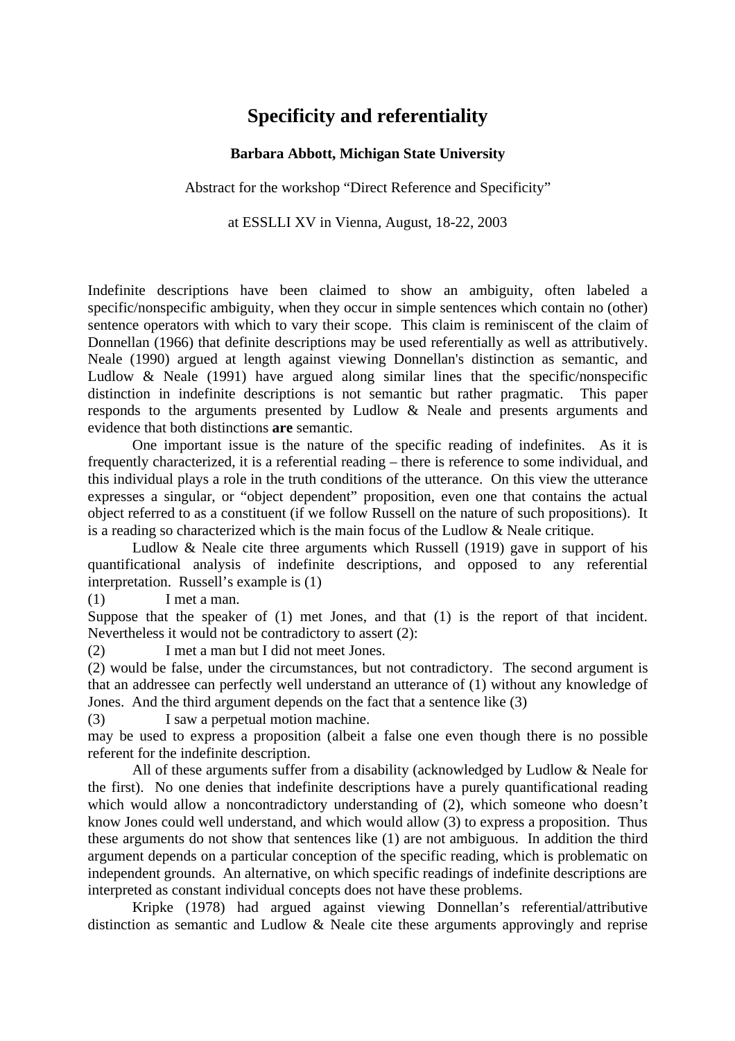# Specificity and referentiality

**Barbara Abbott, Michigan State University**

Abstract for the workshop "Direct Reference and Specificity"

at ESSLLI XV in Vienna, August, 18-22, 2003

Indefinite descriptions have been claimed to show an ambiguity, often labeled a specific/nonspecific ambiguity, when they occur in simple sentences which contain no (other) sentence operators with which to vary their scope. This claim is reminiscent of the claim of Donnellan (1966) that definite descriptions may be used referentially as well as attributively. Neale (1990) argued at length against viewing Donnellan's distinction as semantic, and Ludlow & Neale (1991) have argued along similar lines that the specific/nonspecific distinction in indefinite descriptions is not semantic but rather pragmatic. This paper responds to the arguments presented by Ludlow & Neale and presents arguments and evidence that both distinctions **are** semantic.

One important issue is the nature of the specific reading of indefinites. As it is frequently characterized, it is a referential reading – there is reference to some individual, and this individual plays a role in the truth conditions of the utterance. On this view the utterance expresses a singular, or "object dependent" proposition, even one that contains the actual object referred to as a constituent (if we follow Russell on the nature of such propositions). It is a reading so characterized which is the main focus of the Ludlow & Neale critique.

Ludlow & Neale cite three arguments which Russell (1919) gave in support of his quantificational analysis of indefinite descriptions, and opposed to any referential interpretation. Russell's example is (1)

(1) I met a man.

Suppose that the speaker of (1) met Jones, and that (1) is the report of that incident. Nevertheless it would not be contradictory to assert (2):

(2) I met a man but I did not meet Jones.

(2) would be false, under the circumstances, but not contradictory. The second argument is that an addressee can perfectly well understand an utterance of (1) without any knowledge of Jones. And the third argument depends on the fact that a sentence like (3)

(3) I saw a perpetual motion machine.

may be used to express a proposition (albeit a false one even though there is no possible referent for the indefinite description.

All of these arguments suffer from a disability (acknowledged by Ludlow & Neale for the first). No one denies that indefinite descriptions have a purely quantificational reading which would allow a noncontradictory understanding of (2), which someone who doesn't know Jones could well understand, and which would allow (3) to express a proposition. Thus these arguments do not show that sentences like (1) are not ambiguous. In addition the third argument depends on a particular conception of the specific reading, which is problematic on independent grounds. An alternative, on which specific readings of indefinite descriptions are interpreted as constant individual concepts does not have these problems.

Kripke (1978) had argued against viewing Donnellan's referential/attributive distinction as semantic and Ludlow & Neale cite these arguments approvingly and reprise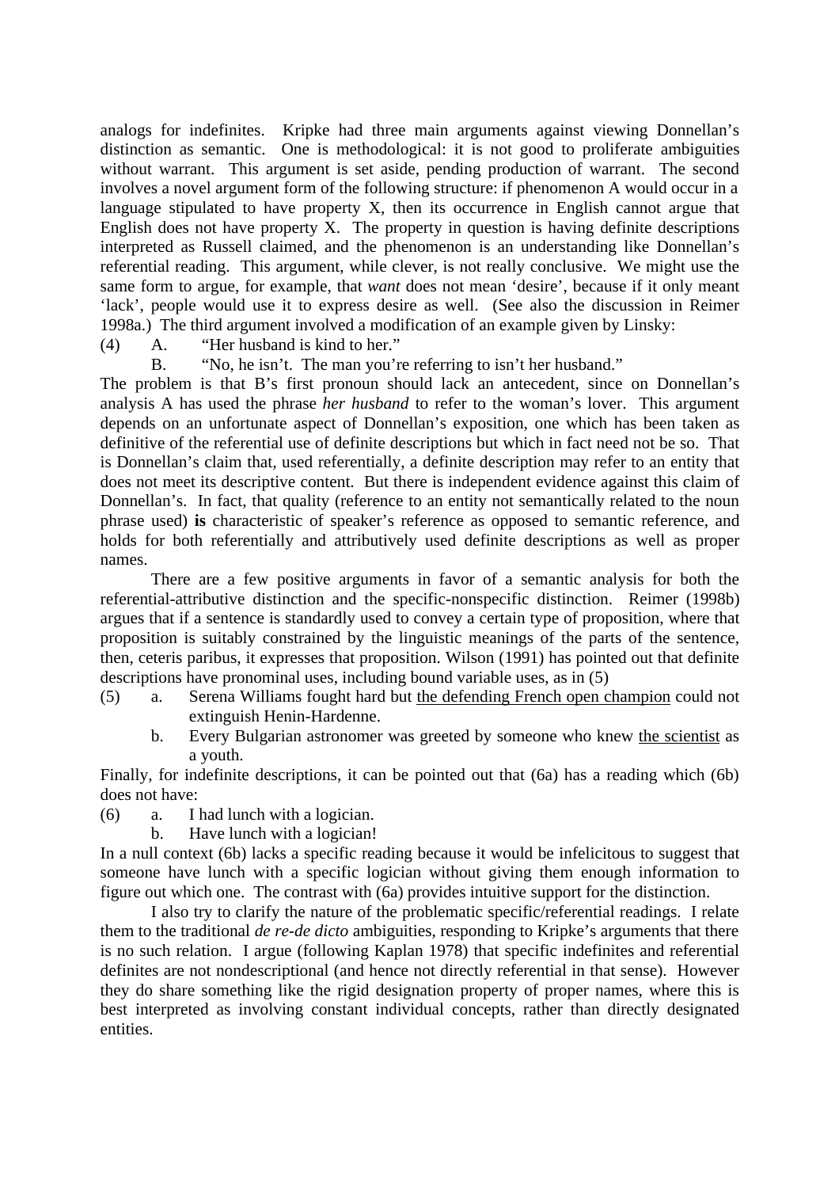analogs for indefinites. Kripke had three main arguments against viewing Donnellan's distinction as semantic. One is methodological: it is not good to proliferate ambiguities without warrant. This argument is set aside, pending production of warrant. The second involves a novel argument form of the following structure: if phenomenon A would occur in a language stipulated to have property X, then its occurrence in English cannot argue that English does not have property X. The property in question is having definite descriptions interpreted as Russell claimed, and the phenomenon is an understanding like Donnellan's referential reading. This argument, while clever, is not really conclusive. We might use the same form to argue, for example, that *want* does not mean 'desire', because if it only meant 'lack', people would use it to express desire as well. (See also the discussion in Reimer 1998a.) The third argument involved a modification of an example given by Linsky:

(4) A. "Her husband is kind to her."

B. "No, he isn't. The man you're referring to isn't her husband."

The problem is that B's first pronoun should lack an antecedent, since on Donnellan's analysis A has used the phrase *her husband* to refer to the woman's lover. This argument depends on an unfortunate aspect of Donnellan's exposition, one which has been taken as definitive of the referential use of definite descriptions but which in fact need not be so. That is Donnellan's claim that, used referentially, a definite description may refer to an entity that does not meet its descriptive content. But there is independent evidence against this claim of Donnellan's. In fact, that quality (reference to an entity not semantically related to the noun phrase used) **is** characteristic of speaker's reference as opposed to semantic reference, and holds for both referentially and attributively used definite descriptions as well as proper names.

There are a few positive arguments in favor of a semantic analysis for both the referential-attributive distinction and the specific-nonspecific distinction. Reimer (1998b) argues that if a sentence is standardly used to convey a certain type of proposition, where that proposition is suitably constrained by the linguistic meanings of the parts of the sentence, then, ceteris paribus, it expresses that proposition. Wilson (1991) has pointed out that definite descriptions have pronominal uses, including bound variable uses, as in (5)

(5) a. Serena Williams fought hard but <u>the defending French open champion</u> could not extinguish Henin-Hardenne.

b. Every Bulgarian astronomer was greeted by someone who knew <u>the scientist</u> as a youth.

Finally, for indefinite descriptions, it can be pointed out that (6a) has a reading which (6b) does not have:

(6) a. I had lunch with a logician.

b. Have lunch with a logician!

In a null context (6b) lacks a specific reading because it would be infelicitous to suggest that someone have lunch with a specific logician without giving them enough information to figure out which one. The contrast with (6a) provides intuitive support for the distinction.

I also try to clarify the nature of the problematic specific/referential readings. I relate them to the traditional *de re-de dicto* ambiguities, responding to Kripke's arguments that there is no such relation. I argue (following Kaplan 1978) that specific indefinites and referential definites are not nondescriptional (and hence not directly referential in that sense). However they do share something like the rigid designation property of proper names, where this is best interpreted as involving constant individual concepts, rather than directly designated entities.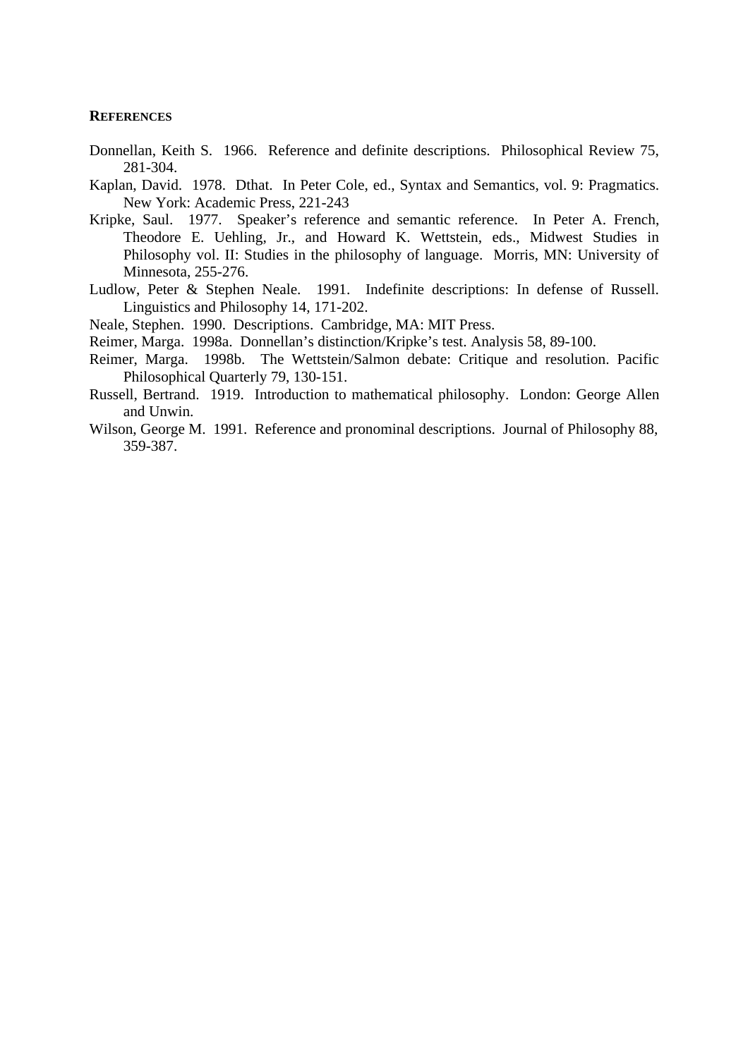**REFERENCES**

Donnellan, Keith S. 1966. Reference and definite descriptions. Philosophical Review 75, 281-304.

Kaplan, David. 1978. Dthat. In Peter Cole, ed., Syntax and Semantics, vol. 9: Pragmatics. New York: Academic Press, 221-243

Kripke, Saul. 1977. Speaker's reference and semantic reference. In Peter A. French, Theodore E. Uehling, Jr., and Howard K. Wettstein, eds., Midwest Studies in Philosophy vol. II: Studies in the philosophy of language. Morris, MN: University of Minnesota, 255-276.

Ludlow, Peter & Stephen Neale. 1991. Indefinite descriptions: In defense of Russell. Linguistics and Philosophy 14, 171-202.

Neale, Stephen. 1990. Descriptions. Cambridge, MA: MIT Press.

Reimer, Marga. 1998a. Donnellan's distinction/Kripke's test. Analysis 58, 89-100.

Reimer, Marga. 1998b. The Wettstein/Salmon debate: Critique and resolution. Pacific Philosophical Quarterly 79, 130-151.

Russell, Bertrand. 1919. Introduction to mathematical philosophy. London: George Allen and Unwin.

Wilson, George M. 1991. Reference and pronominal descriptions. Journal of Philosophy 88, 359-387.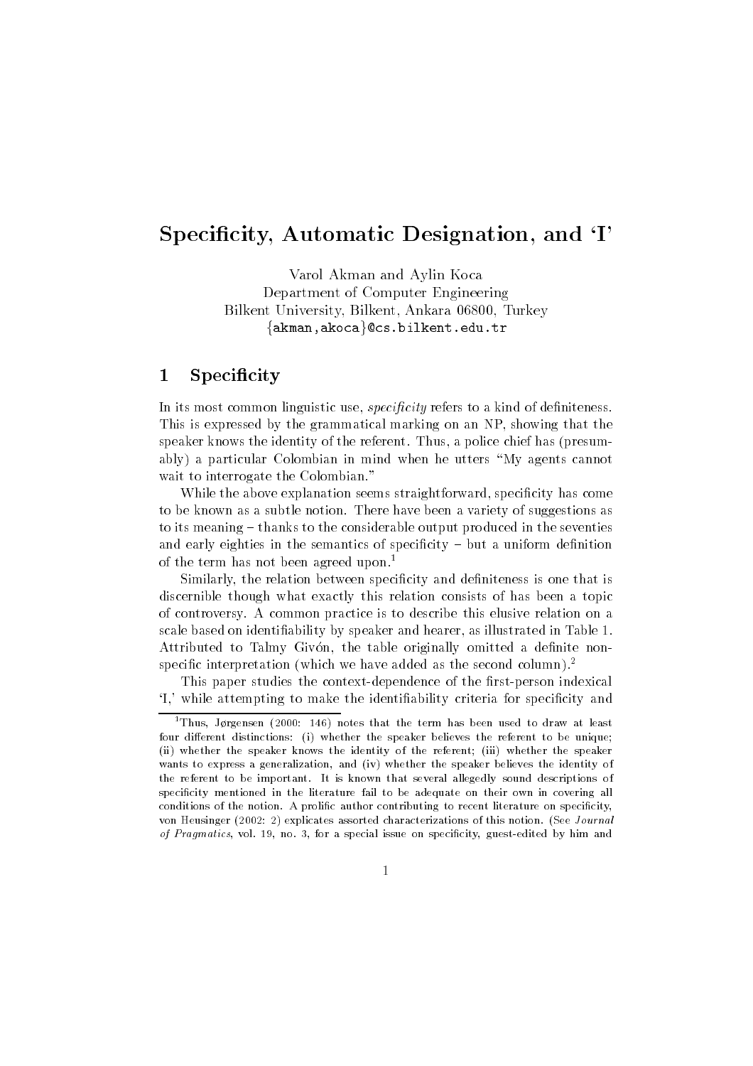# Specificity, Automatic Designation, and 'I'

Varol Akman and Aylin Koca
Department of Computer Engineering
Bilkent University, Bilkent, Ankara 06800, Turkey
{akman,akoca}@cs.bilkent.edu.tr

## 1 Specificity

In its most common linguistic use, *specificity* refers to a kind of definiteness. This is expressed by the grammatical marking on an NP, showing that the speaker knows the identity of the referent. Thus, a police chief has (presumably) a particular Colombian in mind when he utters "My agents cannot wait to interrogate the Colombian."

While the above explanation seems straightforward, specificity has come to be known as a subtle notion. There have been a variety of suggestions as to its meaning – thanks to the considerable output produced in the seventies and early eighties in the semantics of specificity – but a uniform definition of the term has not been agreed upon.[1]

Similarly, the relation between specificity and definiteness is one that is discernible though what exactly this relation consists of has been a topic of controversy. A common practice is to describe this elusive relation on a scale based on identifiability by speaker and hearer, as illustrated in Table 1. Attributed to Talmy Givón, the table originally omitted a definite non-specific interpretation (which we have added as the second column).[2]

This paper studies the context-dependence of the first-person indexical 'I,' while attempting to make the identifiability criteria for specificity and

---

[1] Thus, Jørgensen (2000: 146) notes that the term has been used to draw at least four different distinctions: (i) whether the speaker believes the referent to be unique; (ii) whether the speaker knows the identity of the referent; (iii) whether the speaker wants to express a generalization, and (iv) whether the speaker believes the identity of the referent to be important. It is known that several allegedly sound descriptions of specificity mentioned in the literature fail to be adequate on their own in covering all conditions of the notion. A prolific author contributing to recent literature on specificity, von Heusinger (2002: 2) explicates assorted characterizations of this notion. (See *Journal of Pragmatics*, vol. 19, no. 3, for a special issue on specificity, guest-edited by him and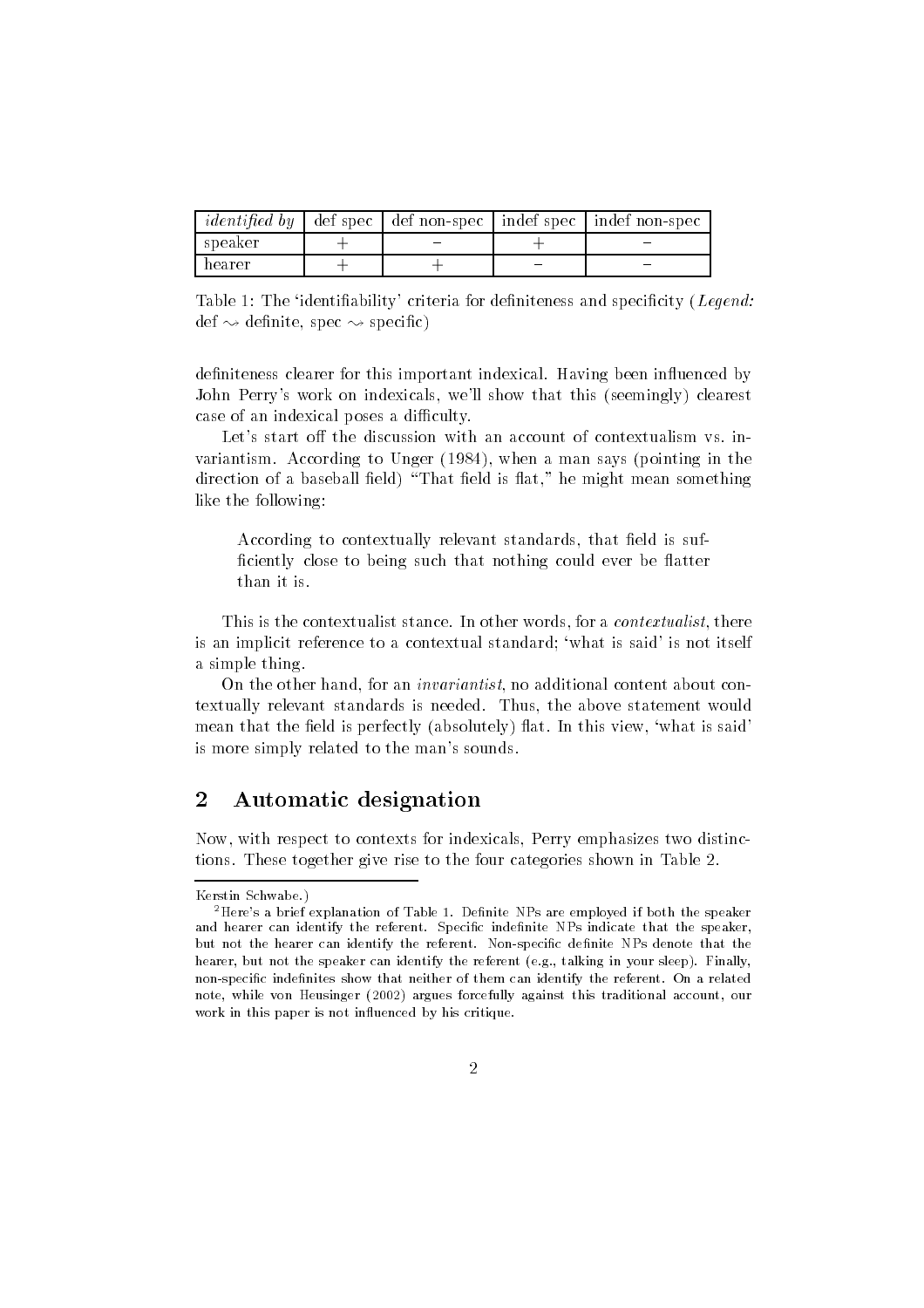| *identified by* | def spec | def non-spec | indef spec | indef non-spec |
|---|---|---|---|---|
| speaker | + | − | + | − |
| hearer | + | + | − | − |

Table 1: The 'identifiability' criteria for definiteness and specificity (*Legend:* def $\rightsquigarrow$ definite, spec $\rightsquigarrow$ specific)

definiteness clearer for this important indexical. Having been influenced by John Perry's work on indexicals, we'll show that this (seemingly) clearest case of an indexical poses a difficulty.

Let's start off the discussion with an account of contextualism vs. invariantism. According to Unger (1984), when a man says (pointing in the direction of a baseball field) "That field is flat," he might mean something like the following:

> According to contextually relevant standards, that field is sufficiently close to being such that nothing could ever be flatter than it is.

This is the contextualist stance. In other words, for a *contextualist*, there is an implicit reference to a contextual standard; 'what is said' is not itself a simple thing.

On the other hand, for an *invariantist*, no additional content about contextually relevant standards is needed. Thus, the above statement would mean that the field is perfectly (absolutely) flat. In this view, 'what is said' is more simply related to the man's sounds.

## 2 Automatic designation

Now, with respect to contexts for indexicals, Perry emphasizes two distinctions. These together give rise to the four categories shown in Table 2.

---

Kerstin Schwabe.)

[2] Here's a brief explanation of Table 1. Definite NPs are employed if both the speaker and hearer can identify the referent. Specific indefinite NPs indicate that the speaker, but not the hearer can identify the referent. Non-specific definite NPs denote that the hearer, but not the speaker can identify the referent (e.g., talking in your sleep). Finally, non-specific indefinites show that neither of them can identify the referent. On a related note, while von Heusinger (2002) argues forcefully against this traditional account, our work in this paper is not influenced by his critique.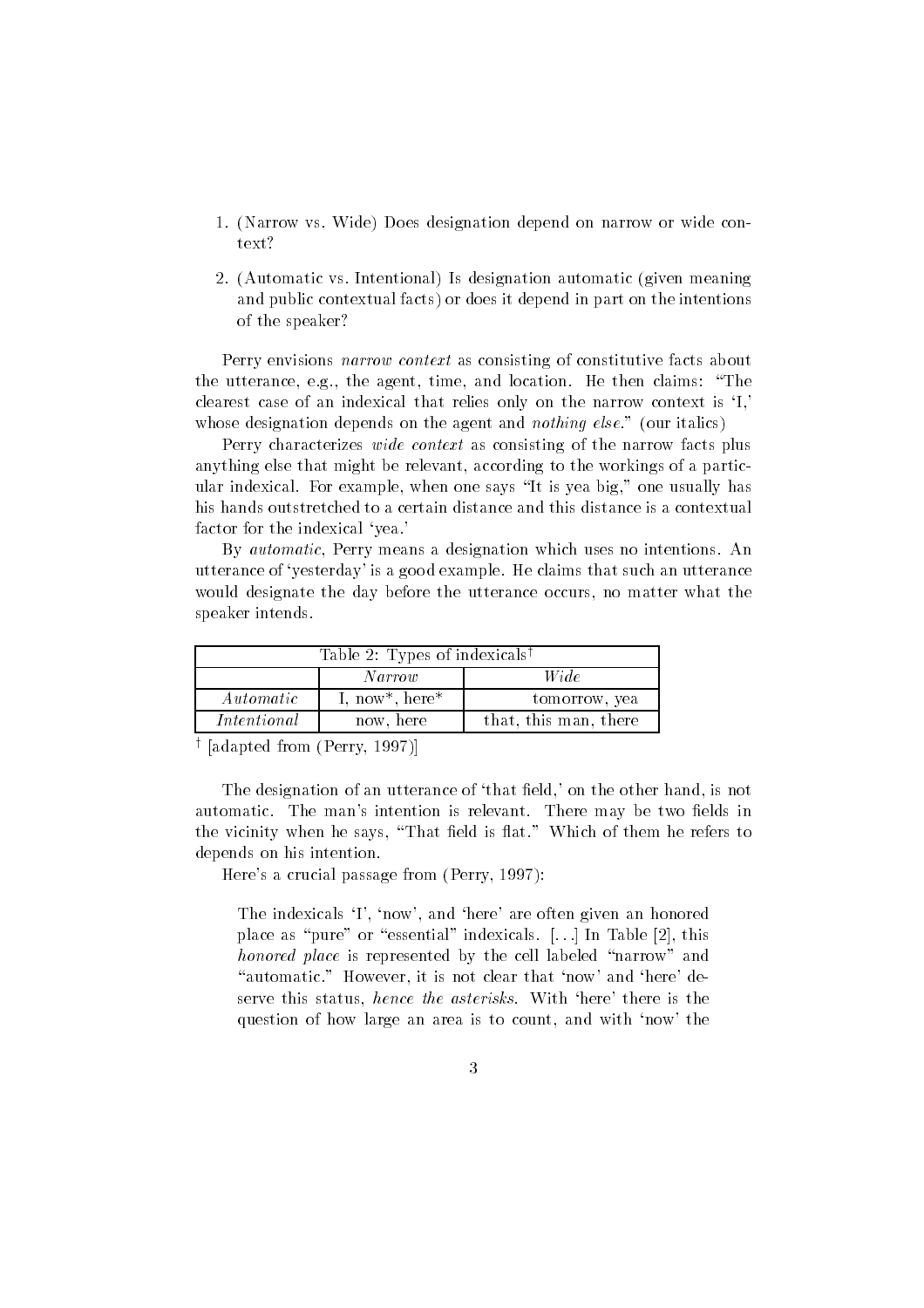1. (Narrow vs. Wide) Does designation depend on narrow or wide context?

2. (Automatic vs. Intentional) Is designation automatic (given meaning and public contextual facts) or does it depend in part on the intentions of the speaker?

Perry envisions *narrow context* as consisting of constitutive facts about the utterance, e.g., the agent, time, and location. He then claims: "The clearest case of an indexical that relies only on the narrow context is 'I,' whose designation depends on the agent and *nothing else*." (our italics)

Perry characterizes *wide context* as consisting of the narrow facts plus anything else that might be relevant, according to the workings of a particular indexical. For example, when one says "It is yea big," one usually has his hands outstretched to a certain distance and this distance is a contextual factor for the indexical 'yea.'

By *automatic*, Perry means a designation which uses no intentions. An utterance of 'yesterday' is a good example. He claims that such an utterance would designate the day before the utterance occurs, no matter what the speaker intends.

| Table 2: Types of indexicals† | | |
|---|---|---|
| | *Narrow* | *Wide* |
| *Automatic* | I, now*, here* | tomorrow, yea |
| *Intentional* | now, here | that, this man, there |

† [adapted from (Perry, 1997)]

The designation of an utterance of 'that field,' on the other hand, is not automatic. The man's intention is relevant. There may be two fields in the vicinity when he says, "That field is flat." Which of them he refers to depends on his intention.

Here's a crucial passage from (Perry, 1997):

> The indexicals 'I', 'now', and 'here' are often given an honored place as "pure" or "essential" indexicals. [...] In Table [2], this *honored place* is represented by the cell labeled "narrow" and "automatic." However, it is not clear that 'now' and 'here' deserve this status, *hence the asterisks*. With 'here' there is the question of how large an area is to count, and with 'now' the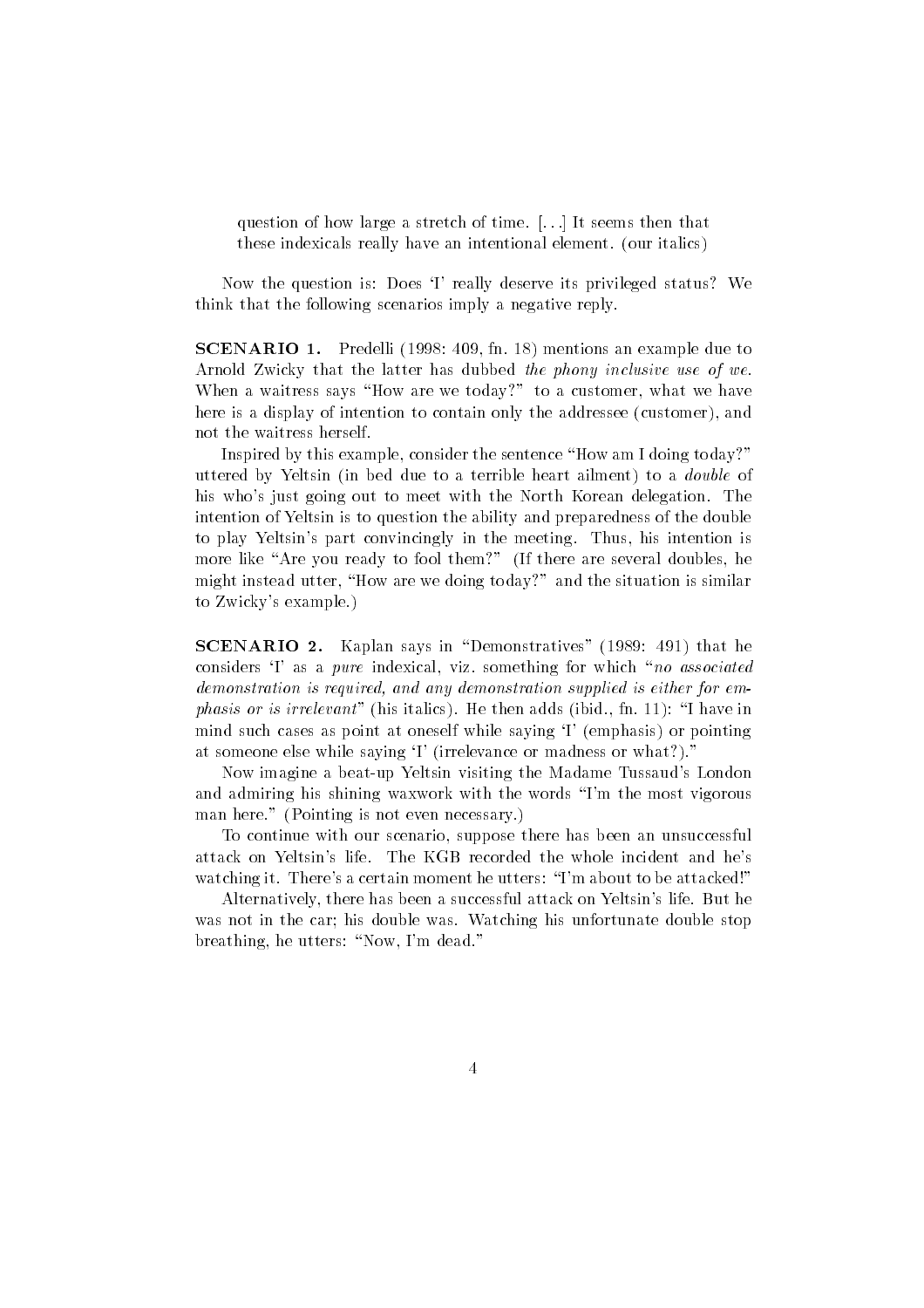> question of how large a stretch of time. [...] It seems then that these indexicals really have an intentional element. (our italics)

Now the question is: Does 'I' really deserve its privileged status? We think that the following scenarios imply a negative reply.

**SCENARIO 1.** Predelli (1998: 409, fn. 18) mentions an example due to Arnold Zwicky that the latter has dubbed *the phony inclusive use of we*. When a waitress says "How are we today?" to a customer, what we have here is a display of intention to contain only the addressee (customer), and not the waitress herself.

Inspired by this example, consider the sentence "How am I doing today?" uttered by Yeltsin (in bed due to a terrible heart ailment) to a *double* of his who's just going out to meet with the North Korean delegation. The intention of Yeltsin is to question the ability and preparedness of the double to play Yeltsin's part convincingly in the meeting. Thus, his intention is more like "Are you ready to fool them?" (If there are several doubles, he might instead utter, "How are we doing today?" and the situation is similar to Zwicky's example.)

**SCENARIO 2.** Kaplan says in "Demonstratives" (1989: 491) that he considers 'I' as a *pure* indexical, viz. something for which "*no associated demonstration is required, and any demonstration supplied is either for emphasis or is irrelevant*" (his italics). He then adds (ibid., fn. 11): "I have in mind such cases as point at oneself while saying 'I' (emphasis) or pointing at someone else while saying 'I' (irrelevance or madness or what?)."

Now imagine a beat-up Yeltsin visiting the Madame Tussaud's London and admiring his shining waxwork with the words "I'm the most vigorous man here." (Pointing is not even necessary.)

To continue with our scenario, suppose there has been an unsuccessful attack on Yeltsin's life. The KGB recorded the whole incident and he's watching it. There's a certain moment he utters: "I'm about to be attacked!"

Alternatively, there has been a successful attack on Yeltsin's life. But he was not in the car; his double was. Watching his unfortunate double stop breathing, he utters: "Now, I'm dead."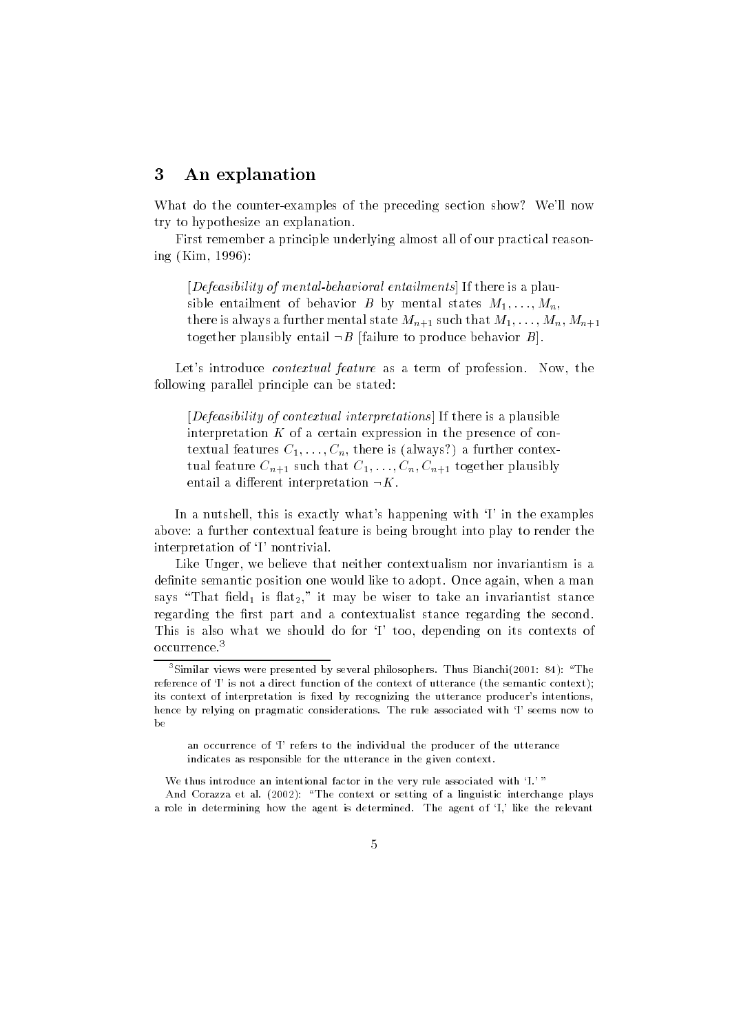## 3 An explanation

What do the counter-examples of the preceding section show? We'll now try to hypothesize an explanation.

First remember a principle underlying almost all of our practical reasoning (Kim, 1996):

> [*Defeasibility of mental-behavioral entailments*] If there is a plausible entailment of behavior $B$ by mental states $M_1, \ldots, M_n$, there is always a further mental state $M_{n+1}$ such that $M_1, \ldots, M_n, M_{n+1}$ together plausibly entail $\neg B$ [failure to produce behavior $B$].

Let's introduce *contextual feature* as a term of profession. Now, the following parallel principle can be stated:

> [*Defeasibility of contextual interpretations*] If there is a plausible interpretation $K$ of a certain expression in the presence of contextual features $C_1, \ldots, C_n$, there is (always?) a further contextual feature $C_{n+1}$ such that $C_1, \ldots, C_n, C_{n+1}$ together plausibly entail a different interpretation $\neg K$.

In a nutshell, this is exactly what's happening with 'I' in the examples above: a further contextual feature is being brought into play to render the interpretation of 'I' nontrivial.

Like Unger, we believe that neither contextualism nor invariantism is a definite semantic position one would like to adopt. Once again, when a man says "That field$_1$ is flat$_2$," it may be wiser to take an invariantist stance regarding the first part and a contextualist stance regarding the second. This is also what we should do for 'I' too, depending on its contexts of occurrence.[3]

[3] Similar views were presented by several philosophers. Thus Bianchi(2001: 84): "The reference of 'I' is not a direct function of the context of utterance (the semantic context); its context of interpretation is fixed by recognizing the utterance producer's intentions, hence by relying on pragmatic considerations. The rule associated with 'I' seems now to be

> an occurrence of 'I' refers to the individual the producer of the utterance indicates as responsible for the utterance in the given context.

We thus introduce an intentional factor in the very rule associated with 'I.' "

And Corazza et al. (2002): "The context or setting of a linguistic interchange plays a role in determining how the agent is determined. The agent of 'I,' like the relevant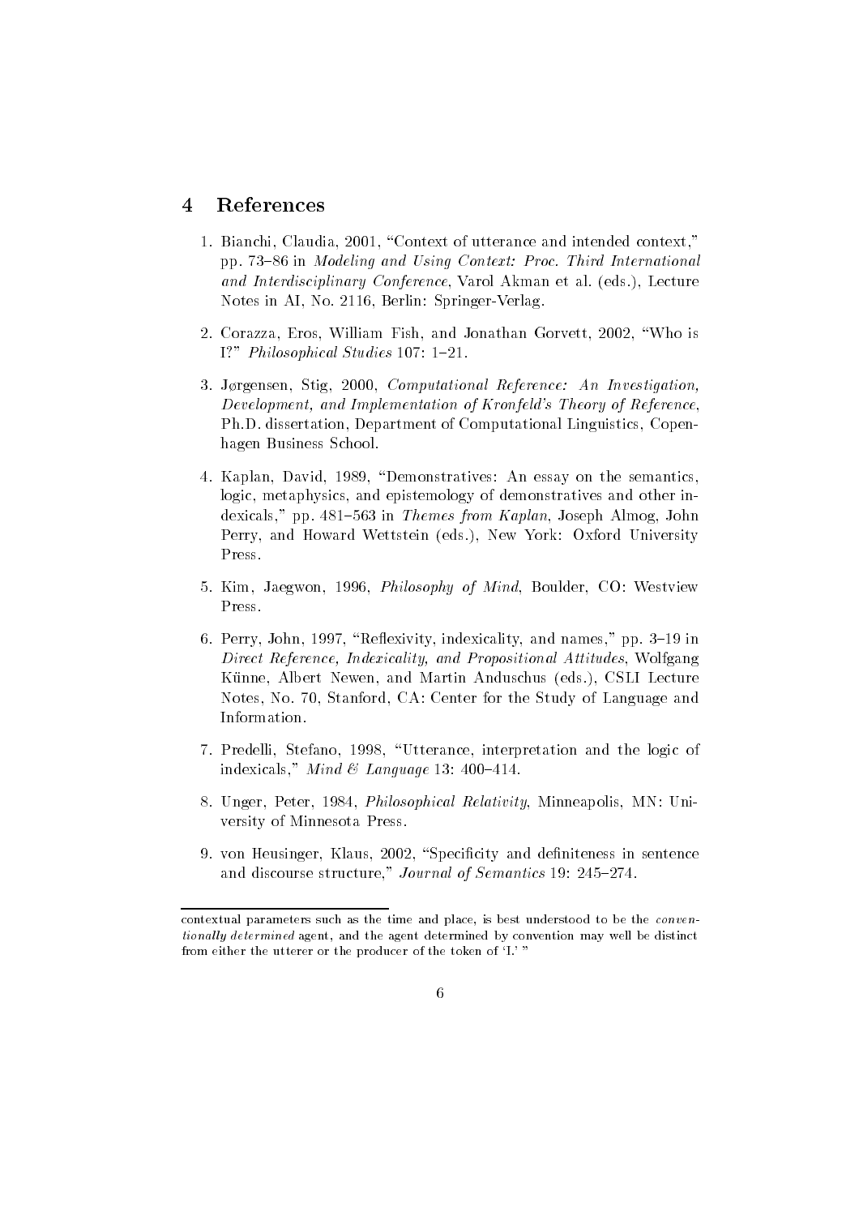## 4 References

1. Bianchi, Claudia, 2001, "Context of utterance and intended context," pp. 73–86 in *Modeling and Using Context: Proc. Third International and Interdisciplinary Conference*, Varol Akman et al. (eds.), Lecture Notes in AI, No. 2116, Berlin: Springer-Verlag.

2. Corazza, Eros, William Fish, and Jonathan Gorvett, 2002, "Who is I?" *Philosophical Studies* 107: 1–21.

3. Jørgensen, Stig, 2000, *Computational Reference: An Investigation, Development, and Implementation of Kronfeld's Theory of Reference*, Ph.D. dissertation, Department of Computational Linguistics, Copenhagen Business School.

4. Kaplan, David, 1989, "Demonstratives: An essay on the semantics, logic, metaphysics, and epistemology of demonstratives and other indexicals," pp. 481–563 in *Themes from Kaplan*, Joseph Almog, John Perry, and Howard Wettstein (eds.), New York: Oxford University Press.

5. Kim, Jaegwon, 1996, *Philosophy of Mind*, Boulder, CO: Westview Press.

6. Perry, John, 1997, "Reflexivity, indexicality, and names," pp. 3–19 in *Direct Reference, Indexicality, and Propositional Attitudes*, Wolfgang Künne, Albert Newen, and Martin Anduschus (eds.), CSLI Lecture Notes, No. 70, Stanford, CA: Center for the Study of Language and Information.

7. Predelli, Stefano, 1998, "Utterance, interpretation and the logic of indexicals," *Mind & Language* 13: 400–414.

8. Unger, Peter, 1984, *Philosophical Relativity*, Minneapolis, MN: University of Minnesota Press.

9. von Heusinger, Klaus, 2002, "Specificity and definiteness in sentence and discourse structure," *Journal of Semantics* 19: 245–274.

---

contextual parameters such as the time and place, is best understood to be the *conventionally determined* agent, and the agent determined by convention may well be distinct from either the utterer or the producer of the token of 'I.' "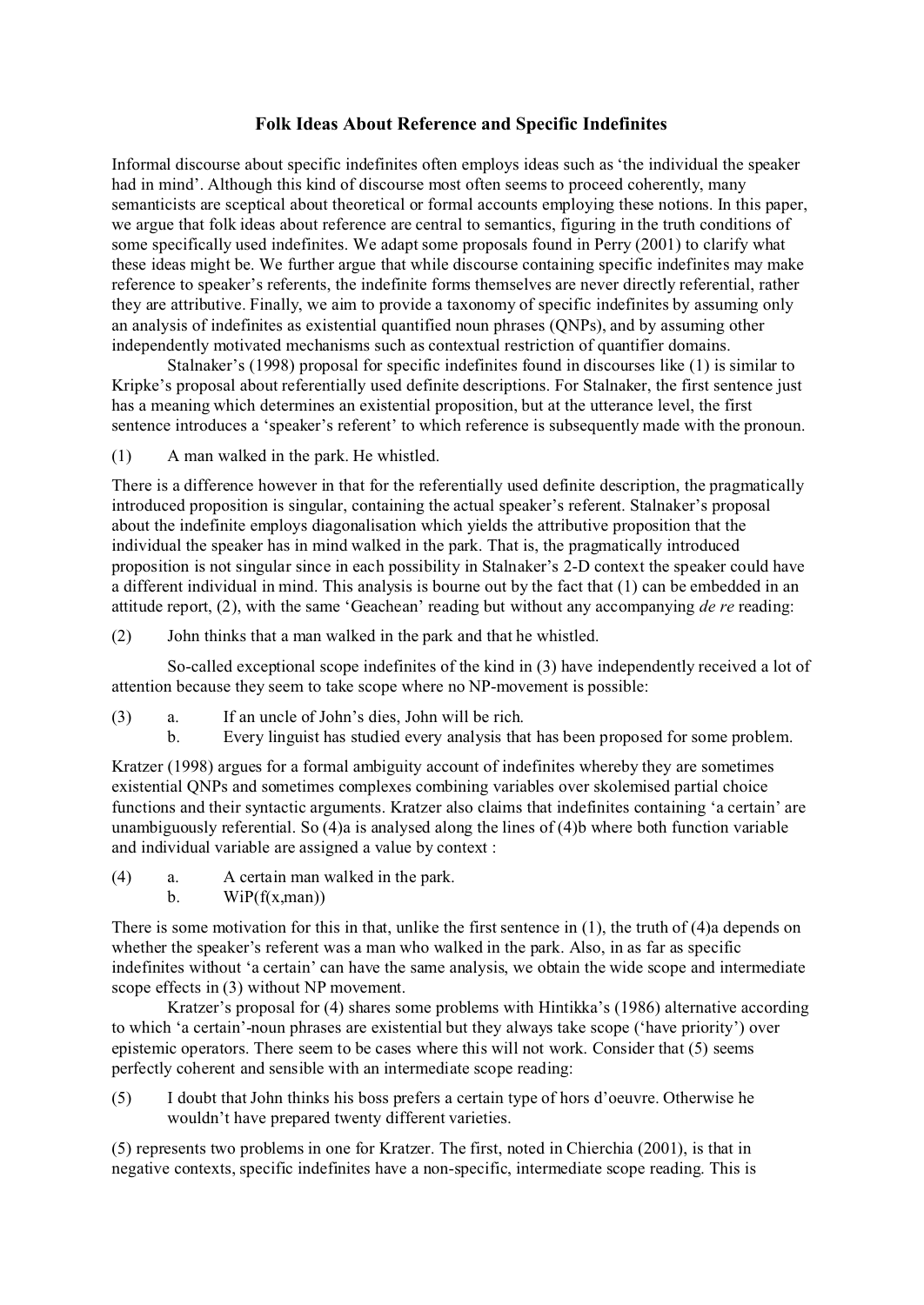# Folk Ideas About Reference and Specific Indefinites

Informal discourse about specific indefinites often employs ideas such as 'the individual the speaker had in mind'. Although this kind of discourse most often seems to proceed coherently, many semanticists are sceptical about theoretical or formal accounts employing these notions. In this paper, we argue that folk ideas about reference are central to semantics, figuring in the truth conditions of some specifically used indefinites. We adapt some proposals found in Perry (2001) to clarify what these ideas might be. We further argue that while discourse containing specific indefinites may make reference to speaker's referents, the indefinite forms themselves are never directly referential, rather they are attributive. Finally, we aim to provide a taxonomy of specific indefinites by assuming only an analysis of indefinites as existential quantified noun phrases (QNPs), and by assuming other independently motivated mechanisms such as contextual restriction of quantifier domains.

Stalnaker's (1998) proposal for specific indefinites found in discourses like (1) is similar to Kripke's proposal about referentially used definite descriptions. For Stalnaker, the first sentence just has a meaning which determines an existential proposition, but at the utterance level, the first sentence introduces a 'speaker's referent' to which reference is subsequently made with the pronoun.

(1) A man walked in the park. He whistled.

There is a difference however in that for the referentially used definite description, the pragmatically introduced proposition is singular, containing the actual speaker's referent. Stalnaker's proposal about the indefinite employs diagonalisation which yields the attributive proposition that the individual the speaker has in mind walked in the park. That is, the pragmatically introduced proposition is not singular since in each possibility in Stalnaker's 2-D context the speaker could have a different individual in mind. This analysis is bourne out by the fact that (1) can be embedded in an attitude report, (2), with the same 'Geachean' reading but without any accompanying *de re* reading:

(2) John thinks that a man walked in the park and that he whistled.

So-called exceptional scope indefinites of the kind in (3) have independently received a lot of attention because they seem to take scope where no NP-movement is possible:

(3) a. If an uncle of John's dies, John will be rich.
 b. Every linguist has studied every analysis that has been proposed for some problem.

Kratzer (1998) argues for a formal ambiguity account of indefinites whereby they are sometimes existential QNPs and sometimes complexes combining variables over skolemised partial choice functions and their syntactic arguments. Kratzer also claims that indefinites containing 'a certain' are unambiguously referential. So (4)a is analysed along the lines of (4)b where both function variable and individual variable are assigned a value by context :

(4) a. A certain man walked in the park.
 b. WiP(f(x,man))

There is some motivation for this in that, unlike the first sentence in (1), the truth of (4)a depends on whether the speaker's referent was a man who walked in the park. Also, in as far as specific indefinites without 'a certain' can have the same analysis, we obtain the wide scope and intermediate scope effects in (3) without NP movement.

Kratzer's proposal for (4) shares some problems with Hintikka's (1986) alternative according to which 'a certain'-noun phrases are existential but they always take scope ('have priority') over epistemic operators. There seem to be cases where this will not work. Consider that (5) seems perfectly coherent and sensible with an intermediate scope reading:

(5) I doubt that John thinks his boss prefers a certain type of hors d'oeuvre. Otherwise he wouldn't have prepared twenty different varieties.

(5) represents two problems in one for Kratzer. The first, noted in Chierchia (2001), is that in negative contexts, specific indefinites have a non-specific, intermediate scope reading. This is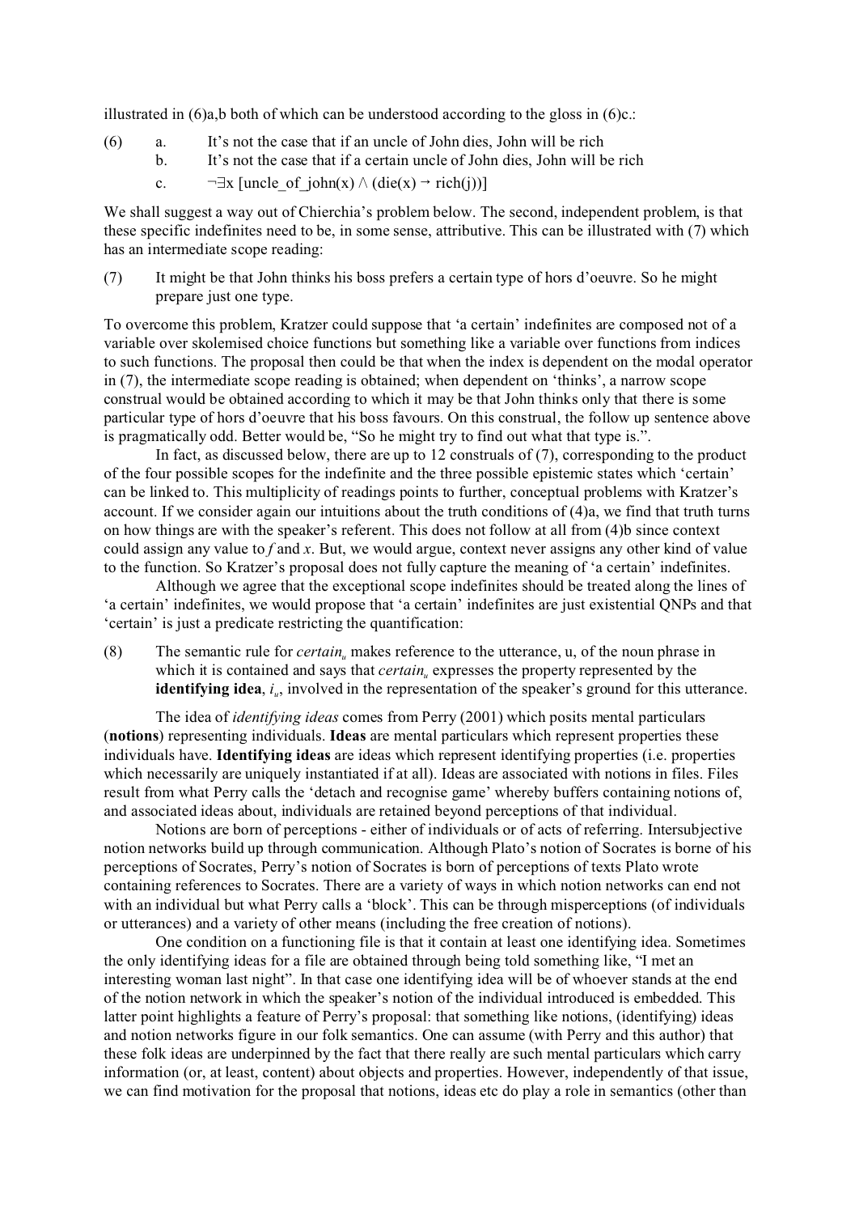illustrated in (6)a,b both of which can be understood according to the gloss in (6)c.:

(6) a. It's not the case that if an uncle of John dies, John will be rich

b. It's not the case that if a certain uncle of John dies, John will be rich

c. $\neg\exists x\ [\text{uncle\_of\_john}(x) \wedge (\text{die}(x) \rightarrow \text{rich}(j))]$

We shall suggest a way out of Chierchia's problem below. The second, independent problem, is that these specific indefinites need to be, in some sense, attributive. This can be illustrated with (7) which has an intermediate scope reading:

(7) It might be that John thinks his boss prefers a certain type of hors d'oeuvre. So he might prepare just one type.

To overcome this problem, Kratzer could suppose that 'a certain' indefinites are composed not of a variable over skolemised choice functions but something like a variable over functions from indices to such functions. The proposal then could be that when the index is dependent on the modal operator in (7), the intermediate scope reading is obtained; when dependent on 'thinks', a narrow scope construal would be obtained according to which it may be that John thinks only that there is some particular type of hors d'oeuvre that his boss favours. On this construal, the follow up sentence above is pragmatically odd. Better would be, "So he might try to find out what that type is.".

In fact, as discussed below, there are up to 12 construals of (7), corresponding to the product of the four possible scopes for the indefinite and the three possible epistemic states which 'certain' can be linked to. This multiplicity of readings points to further, conceptual problems with Kratzer's account. If we consider again our intuitions about the truth conditions of (4)a, we find that truth turns on how things are with the speaker's referent. This does not follow at all from (4)b since context could assign any value to *f* and *x*. But, we would argue, context never assigns any other kind of value to the function. So Kratzer's proposal does not fully capture the meaning of 'a certain' indefinites.

Although we agree that the exceptional scope indefinites should be treated along the lines of 'a certain' indefinites, we would propose that 'a certain' indefinites are just existential QNPs and that 'certain' is just a predicate restricting the quantification:

(8) The semantic rule for $certain_u$ makes reference to the utterance, u, of the noun phrase in which it is contained and says that $certain_u$ expresses the property represented by the **identifying idea**, $i_u$, involved in the representation of the speaker's ground for this utterance.

The idea of *identifying ideas* comes from Perry (2001) which posits mental particulars (**notions**) representing individuals. **Ideas** are mental particulars which represent properties these individuals have. **Identifying ideas** are ideas which represent identifying properties (i.e. properties which necessarily are uniquely instantiated if at all). Ideas are associated with notions in files. Files result from what Perry calls the 'detach and recognise game' whereby buffers containing notions of, and associated ideas about, individuals are retained beyond perceptions of that individual.

Notions are born of perceptions - either of individuals or of acts of referring. Intersubjective notion networks build up through communication. Although Plato's notion of Socrates is borne of his perceptions of Socrates, Perry's notion of Socrates is born of perceptions of texts Plato wrote containing references to Socrates. There are a variety of ways in which notion networks can end not with an individual but what Perry calls a 'block'. This can be through misperceptions (of individuals or utterances) and a variety of other means (including the free creation of notions).

One condition on a functioning file is that it contain at least one identifying idea. Sometimes the only identifying ideas for a file are obtained through being told something like, "I met an interesting woman last night". In that case one identifying idea will be of whoever stands at the end of the notion network in which the speaker's notion of the individual introduced is embedded. This latter point highlights a feature of Perry's proposal: that something like notions, (identifying) ideas and notion networks figure in our folk semantics. One can assume (with Perry and this author) that these folk ideas are underpinned by the fact that there really are such mental particulars which carry information (or, at least, content) about objects and properties. However, independently of that issue, we can find motivation for the proposal that notions, ideas etc do play a role in semantics (other than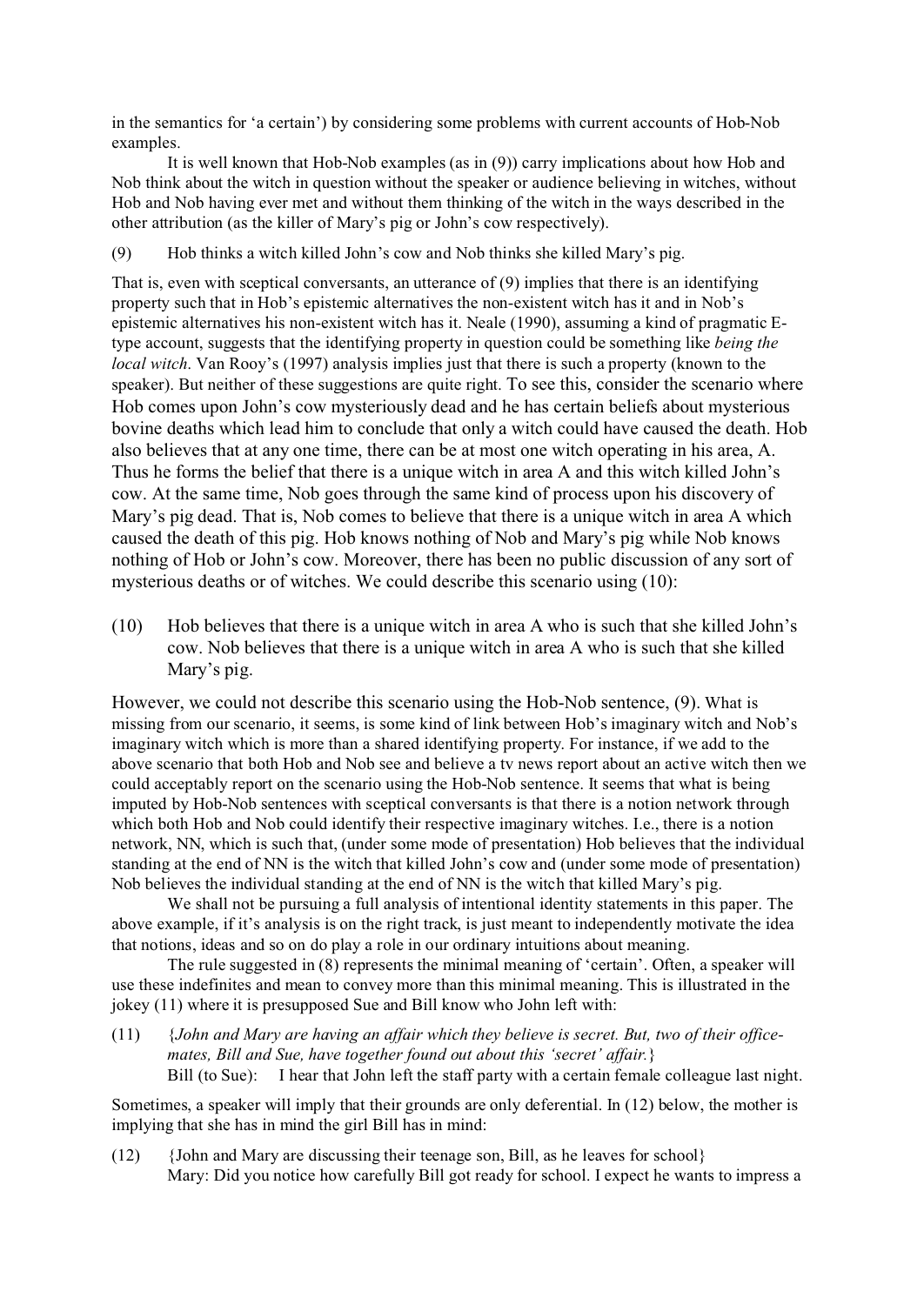in the semantics for 'a certain') by considering some problems with current accounts of Hob-Nob examples.

It is well known that Hob-Nob examples (as in (9)) carry implications about how Hob and Nob think about the witch in question without the speaker or audience believing in witches, without Hob and Nob having ever met and without them thinking of the witch in the ways described in the other attribution (as the killer of Mary's pig or John's cow respectively).

(9) Hob thinks a witch killed John's cow and Nob thinks she killed Mary's pig.

That is, even with sceptical conversants, an utterance of (9) implies that there is an identifying property such that in Hob's epistemic alternatives the non-existent witch has it and in Nob's epistemic alternatives his non-existent witch has it. Neale (1990), assuming a kind of pragmatic E-type account, suggests that the identifying property in question could be something like *being the local witch*. Van Rooy's (1997) analysis implies just that there is such a property (known to the speaker). But neither of these suggestions are quite right. To see this, consider the scenario where Hob comes upon John's cow mysteriously dead and he has certain beliefs about mysterious bovine deaths which lead him to conclude that only a witch could have caused the death. Hob also believes that at any one time, there can be at most one witch operating in his area, A. Thus he forms the belief that there is a unique witch in area A and this witch killed John's cow. At the same time, Nob goes through the same kind of process upon his discovery of Mary's pig dead. That is, Nob comes to believe that there is a unique witch in area A which caused the death of this pig. Hob knows nothing of Nob and Mary's pig while Nob knows nothing of Hob or John's cow. Moreover, there has been no public discussion of any sort of mysterious deaths or of witches. We could describe this scenario using (10):

(10) Hob believes that there is a unique witch in area A who is such that she killed John's cow. Nob believes that there is a unique witch in area A who is such that she killed Mary's pig.

However, we could not describe this scenario using the Hob-Nob sentence, (9). What is missing from our scenario, it seems, is some kind of link between Hob's imaginary witch and Nob's imaginary witch which is more than a shared identifying property. For instance, if we add to the above scenario that both Hob and Nob see and believe a tv news report about an active witch then we could acceptably report on the scenario using the Hob-Nob sentence. It seems that what is being imputed by Hob-Nob sentences with sceptical conversants is that there is a notion network through which both Hob and Nob could identify their respective imaginary witches. I.e., there is a notion network, NN, which is such that, (under some mode of presentation) Hob believes that the individual standing at the end of NN is the witch that killed John's cow and (under some mode of presentation) Nob believes the individual standing at the end of NN is the witch that killed Mary's pig.

We shall not be pursuing a full analysis of intentional identity statements in this paper. The above example, if it's analysis is on the right track, is just meant to independently motivate the idea that notions, ideas and so on do play a role in our ordinary intuitions about meaning.

The rule suggested in (8) represents the minimal meaning of 'certain'. Often, a speaker will use these indefinites and mean to convey more than this minimal meaning. This is illustrated in the jokey (11) where it is presupposed Sue and Bill know who John left with:

(11) {*John and Mary are having an affair which they believe is secret. But, two of their office-mates, Bill and Sue, have together found out about this 'secret' affair.*}
Bill (to Sue): I hear that John left the staff party with a certain female colleague last night.

Sometimes, a speaker will imply that their grounds are only deferential. In (12) below, the mother is implying that she has in mind the girl Bill has in mind:

(12) {John and Mary are discussing their teenage son, Bill, as he leaves for school}
Mary: Did you notice how carefully Bill got ready for school. I expect he wants to impress a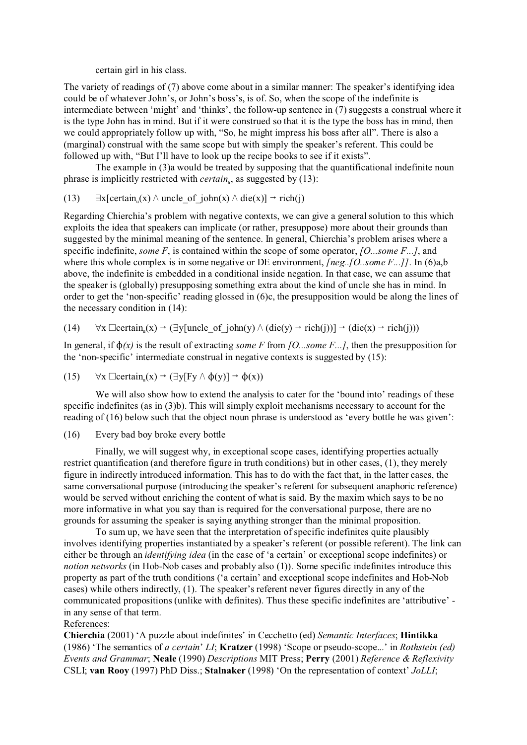certain girl in his class.

The variety of readings of (7) above come about in a similar manner: The speaker's identifying idea could be of whatever John's, or John's boss's, is of. So, when the scope of the indefinite is intermediate between 'might' and 'thinks', the follow-up sentence in (7) suggests a construal where it is the type John has in mind. But if it were construed so that it is the type the boss has in mind, then we could appropriately follow up with, "So, he might impress his boss after all". There is also a (marginal) construal with the same scope but with simply the speaker's referent. This could be followed up with, "But I'll have to look up the recipe books to see if it exists".

The example in (3)a would be treated by supposing that the quantificational indefinite noun phrase is implicitly restricted with $certain_u$, as suggested by (13):

(13) $\exists x[\text{certain}_u(x) \wedge \text{uncle\_of\_john}(x) \wedge \text{die}(x)] \rightarrow \text{rich}(j)$

Regarding Chierchia's problem with negative contexts, we can give a general solution to this which exploits the idea that speakers can implicate (or rather, presuppose) more about their grounds than suggested by the minimal meaning of the sentence. In general, Chierchia's problem arises where a specific indefinite, *some F*, is contained within the scope of some operator, *[O...some F...]*, and where this whole complex is in some negative or DE environment, *[neg..[O..some F...]]*. In (6)a,b above, the indefinite is embedded in a conditional inside negation. In that case, we can assume that the speaker is (globally) presupposing something extra about the kind of uncle she has in mind. In order to get the 'non-specific' reading glossed in (6)c, the presupposition would be along the lines of the necessary condition in (14):

(14) $\forall x\ \Box\text{certain}_u(x) \rightarrow (\exists y[\text{uncle\_of\_john}(y) \wedge (\text{die}(y) \rightarrow \text{rich}(j))] \rightarrow (\text{die}(x) \rightarrow \text{rich}(j)))$

In general, if $\phi(x)$ is the result of extracting *some F* from *[O...some F...]*, then the presupposition for the 'non-specific' intermediate construal in negative contexts is suggested by (15):

(15) $\forall x\ \Box\text{certain}_u(x) \rightarrow (\exists y[Fy \wedge \phi(y)] \rightarrow \phi(x))$

We will also show how to extend the analysis to cater for the 'bound into' readings of these specific indefinites (as in (3)b). This will simply exploit mechanisms necessary to account for the reading of (16) below such that the object noun phrase is understood as 'every bottle he was given':

(16) Every bad boy broke every bottle

Finally, we will suggest why, in exceptional scope cases, identifying properties actually restrict quantification (and therefore figure in truth conditions) but in other cases, (1), they merely figure in indirectly introduced information. This has to do with the fact that, in the latter cases, the same conversational purpose (introducing the speaker's referent for subsequent anaphoric reference) would be served without enriching the content of what is said. By the maxim which says to be no more informative in what you say than is required for the conversational purpose, there are no grounds for assuming the speaker is saying anything stronger than the minimal proposition.

To sum up, we have seen that the interpretation of specific indefinites quite plausibly involves identifying properties instantiated by a speaker's referent (or possible referent). The link can either be through an *identifying idea* (in the case of 'a certain' or exceptional scope indefinites) or *notion networks* (in Hob-Nob cases and probably also (1)). Some specific indefinites introduce this property as part of the truth conditions ('a certain' and exceptional scope indefinites and Hob-Nob cases) while others indirectly, (1). The speaker's referent never figures directly in any of the communicated propositions (unlike with definites). Thus these specific indefinites are 'attributive' - in any sense of that term.

References:

**Chierchia** (2001) 'A puzzle about indefinites' in Cecchetto (ed) *Semantic Interfaces*; **Hintikka** (1986) 'The semantics of *a certain*' *LI*; **Kratzer** (1998) 'Scope or pseudo-scope...' in *Rothstein (ed) Events and Grammar*; **Neale** (1990) *Descriptions* MIT Press; **Perry** (2001) *Reference & Reflexivity* CSLI; **van Rooy** (1997) PhD Diss.; **Stalnaker** (1998) 'On the representation of context' *JoLLI*;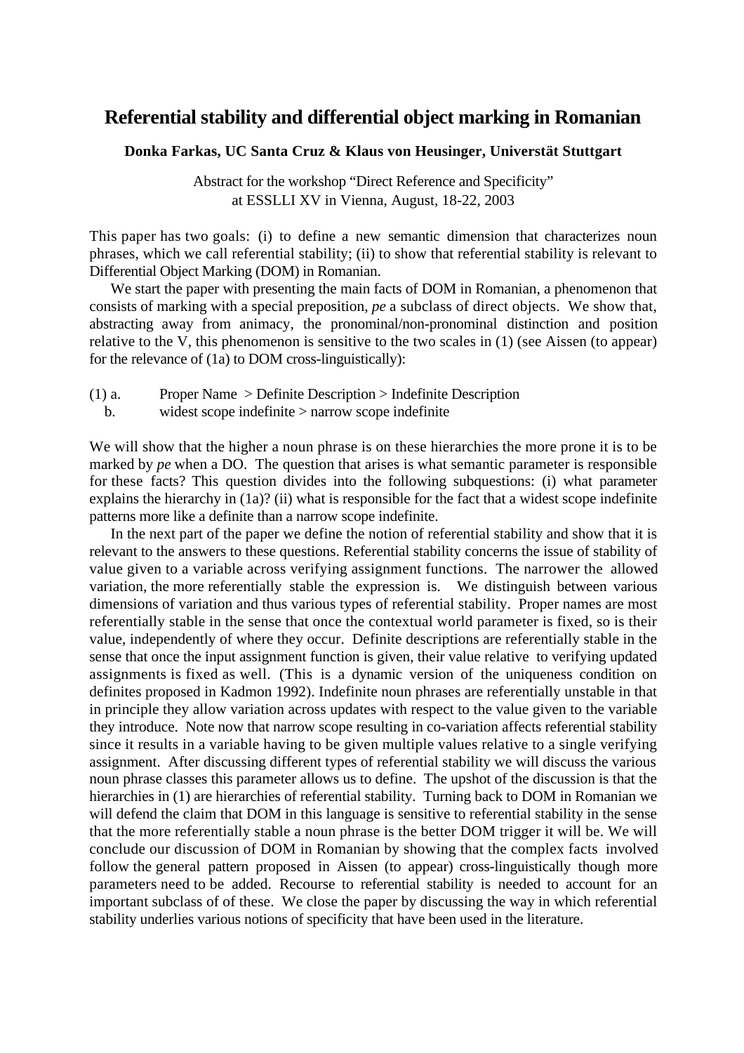# Referential stability and differential object marking in Romanian

**Donka Farkas, UC Santa Cruz & Klaus von Heusinger, Universtät Stuttgart**

Abstract for the workshop "Direct Reference and Specificity"
at ESSLLI XV in Vienna, August, 18-22, 2003

This paper has two goals: (i) to define a new semantic dimension that characterizes noun phrases, which we call referential stability; (ii) to show that referential stability is relevant to Differential Object Marking (DOM) in Romanian.

We start the paper with presenting the main facts of DOM in Romanian, a phenomenon that consists of marking with a special preposition, *pe* a subclass of direct objects. We show that, abstracting away from animacy, the pronominal/non-pronominal distinction and position relative to the V, this phenomenon is sensitive to the two scales in (1) (see Aissen (to appear) for the relevance of (1a) to DOM cross-linguistically):

(1) a. Proper Name > Definite Description > Indefinite Description
b. widest scope indefinite > narrow scope indefinite

We will show that the higher a noun phrase is on these hierarchies the more prone it is to be marked by *pe* when a DO. The question that arises is what semantic parameter is responsible for these facts? This question divides into the following subquestions: (i) what parameter explains the hierarchy in (1a)? (ii) what is responsible for the fact that a widest scope indefinite patterns more like a definite than a narrow scope indefinite.

In the next part of the paper we define the notion of referential stability and show that it is relevant to the answers to these questions. Referential stability concerns the issue of stability of value given to a variable across verifying assignment functions. The narrower the allowed variation, the more referentially stable the expression is. We distinguish between various dimensions of variation and thus various types of referential stability. Proper names are most referentially stable in the sense that once the contextual world parameter is fixed, so is their value, independently of where they occur. Definite descriptions are referentially stable in the sense that once the input assignment function is given, their value relative to verifying updated assignments is fixed as well. (This is a dynamic version of the uniqueness condition on definites proposed in Kadmon 1992). Indefinite noun phrases are referentially unstable in that in principle they allow variation across updates with respect to the value given to the variable they introduce. Note now that narrow scope resulting in co-variation affects referential stability since it results in a variable having to be given multiple values relative to a single verifying assignment. After discussing different types of referential stability we will discuss the various noun phrase classes this parameter allows us to define. The upshot of the discussion is that the hierarchies in (1) are hierarchies of referential stability. Turning back to DOM in Romanian we will defend the claim that DOM in this language is sensitive to referential stability in the sense that the more referentially stable a noun phrase is the better DOM trigger it will be. We will conclude our discussion of DOM in Romanian by showing that the complex facts involved follow the general pattern proposed in Aissen (to appear) cross-linguistically though more parameters need to be added. Recourse to referential stability is needed to account for an important subclass of of these. We close the paper by discussing the way in which referential stability underlies various notions of specificity that have been used in the literature.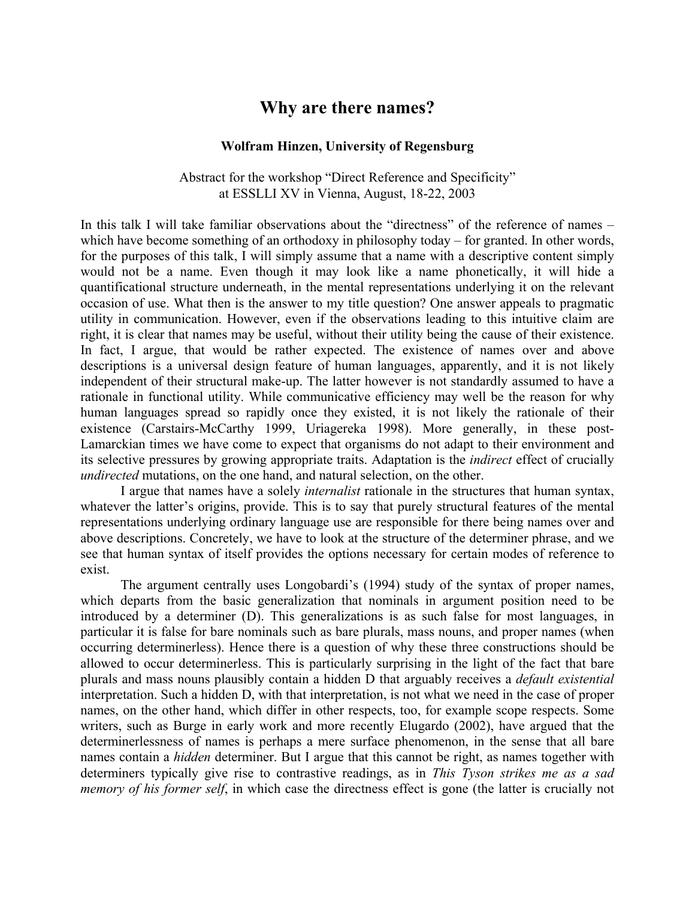# Why are there names?

**Wolfram Hinzen, University of Regensburg**

Abstract for the workshop "Direct Reference and Specificity"
at ESSLLI XV in Vienna, August, 18-22, 2003

In this talk I will take familiar observations about the "directness" of the reference of names – which have become something of an orthodoxy in philosophy today – for granted. In other words, for the purposes of this talk, I will simply assume that a name with a descriptive content simply would not be a name. Even though it may look like a name phonetically, it will hide a quantificational structure underneath, in the mental representations underlying it on the relevant occasion of use. What then is the answer to my title question? One answer appeals to pragmatic utility in communication. However, even if the observations leading to this intuitive claim are right, it is clear that names may be useful, without their utility being the cause of their existence. In fact, I argue, that would be rather expected. The existence of names over and above descriptions is a universal design feature of human languages, apparently, and it is not likely independent of their structural make-up. The latter however is not standardly assumed to have a rationale in functional utility. While communicative efficiency may well be the reason for why human languages spread so rapidly once they existed, it is not likely the rationale of their existence (Carstairs-McCarthy 1999, Uriagereka 1998). More generally, in these post-Lamarckian times we have come to expect that organisms do not adapt to their environment and its selective pressures by growing appropriate traits. Adaptation is the *indirect* effect of crucially *undirected* mutations, on the one hand, and natural selection, on the other.

I argue that names have a solely *internalist* rationale in the structures that human syntax, whatever the latter's origins, provide. This is to say that purely structural features of the mental representations underlying ordinary language use are responsible for there being names over and above descriptions. Concretely, we have to look at the structure of the determiner phrase, and we see that human syntax of itself provides the options necessary for certain modes of reference to exist.

The argument centrally uses Longobardi's (1994) study of the syntax of proper names, which departs from the basic generalization that nominals in argument position need to be introduced by a determiner (D). This generalizations is as such false for most languages, in particular it is false for bare nominals such as bare plurals, mass nouns, and proper names (when occurring determinerless). Hence there is a question of why these three constructions should be allowed to occur determinerless. This is particularly surprising in the light of the fact that bare plurals and mass nouns plausibly contain a hidden D that arguably receives a *default existential* interpretation. Such a hidden D, with that interpretation, is not what we need in the case of proper names, on the other hand, which differ in other respects, too, for example scope respects. Some writers, such as Burge in early work and more recently Elugardo (2002), have argued that the determinerlessness of names is perhaps a mere surface phenomenon, in the sense that all bare names contain a *hidden* determiner. But I argue that this cannot be right, as names together with determiners typically give rise to contrastive readings, as in *This Tyson strikes me as a sad memory of his former self*, in which case the directness effect is gone (the latter is crucially not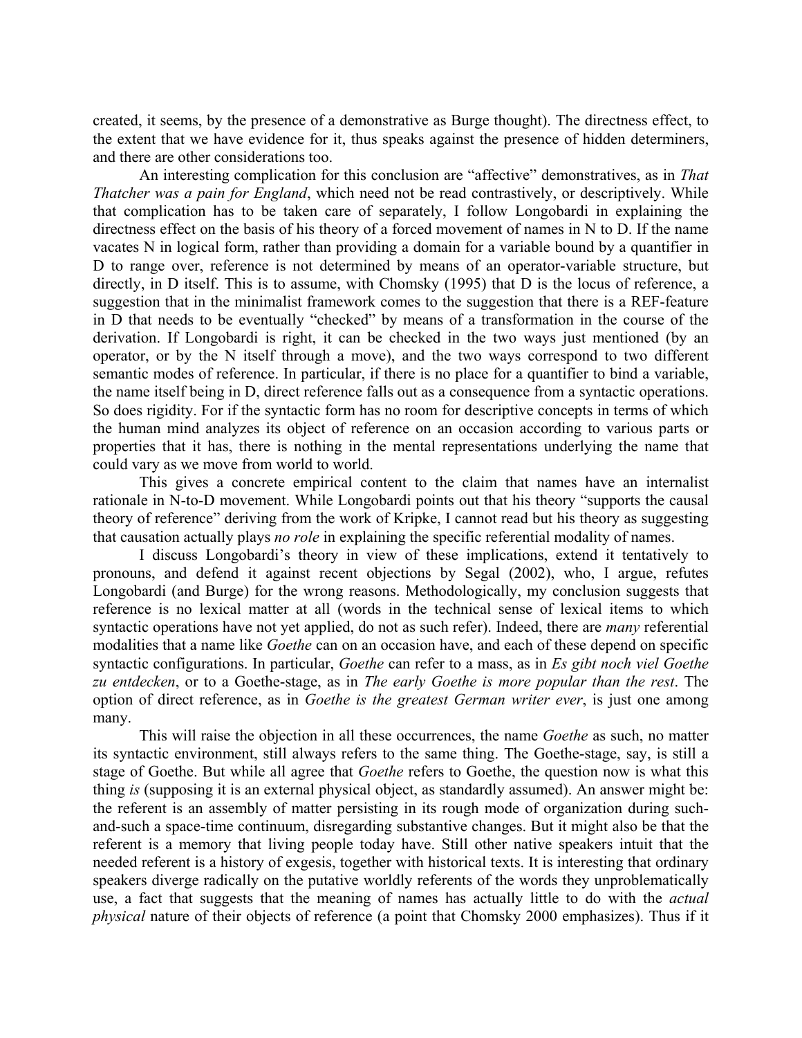created, it seems, by the presence of a demonstrative as Burge thought). The directness effect, to the extent that we have evidence for it, thus speaks against the presence of hidden determiners, and there are other considerations too.

An interesting complication for this conclusion are "affective" demonstratives, as in *That Thatcher was a pain for England*, which need not be read contrastively, or descriptively. While that complication has to be taken care of separately, I follow Longobardi in explaining the directness effect on the basis of his theory of a forced movement of names in N to D. If the name vacates N in logical form, rather than providing a domain for a variable bound by a quantifier in D to range over, reference is not determined by means of an operator-variable structure, but directly, in D itself. This is to assume, with Chomsky (1995) that D is the locus of reference, a suggestion that in the minimalist framework comes to the suggestion that there is a REF-feature in D that needs to be eventually "checked" by means of a transformation in the course of the derivation. If Longobardi is right, it can be checked in the two ways just mentioned (by an operator, or by the N itself through a move), and the two ways correspond to two different semantic modes of reference. In particular, if there is no place for a quantifier to bind a variable, the name itself being in D, direct reference falls out as a consequence from a syntactic operations. So does rigidity. For if the syntactic form has no room for descriptive concepts in terms of which the human mind analyzes its object of reference on an occasion according to various parts or properties that it has, there is nothing in the mental representations underlying the name that could vary as we move from world to world.

This gives a concrete empirical content to the claim that names have an internalist rationale in N-to-D movement. While Longobardi points out that his theory "supports the causal theory of reference" deriving from the work of Kripke, I cannot read but his theory as suggesting that causation actually plays *no role* in explaining the specific referential modality of names.

I discuss Longobardi's theory in view of these implications, extend it tentatively to pronouns, and defend it against recent objections by Segal (2002), who, I argue, refutes Longobardi (and Burge) for the wrong reasons. Methodologically, my conclusion suggests that reference is no lexical matter at all (words in the technical sense of lexical items to which syntactic operations have not yet applied, do not as such refer). Indeed, there are *many* referential modalities that a name like *Goethe* can on an occasion have, and each of these depend on specific syntactic configurations. In particular, *Goethe* can refer to a mass, as in *Es gibt noch viel Goethe zu entdecken*, or to a Goethe-stage, as in *The early Goethe is more popular than the rest*. The option of direct reference, as in *Goethe is the greatest German writer ever*, is just one among many.

This will raise the objection in all these occurrences, the name *Goethe* as such, no matter its syntactic environment, still always refers to the same thing. The Goethe-stage, say, is still a stage of Goethe. But while all agree that *Goethe* refers to Goethe, the question now is what this thing *is* (supposing it is an external physical object, as standardly assumed). An answer might be: the referent is an assembly of matter persisting in its rough mode of organization during such-and-such a space-time continuum, disregarding substantive changes. But it might also be that the referent is a memory that living people today have. Still other native speakers intuit that the needed referent is a history of exgesis, together with historical texts. It is interesting that ordinary speakers diverge radically on the putative worldly referents of the words they unproblematically use, a fact that suggests that the meaning of names has actually little to do with the *actual physical* nature of their objects of reference (a point that Chomsky 2000 emphasizes). Thus if it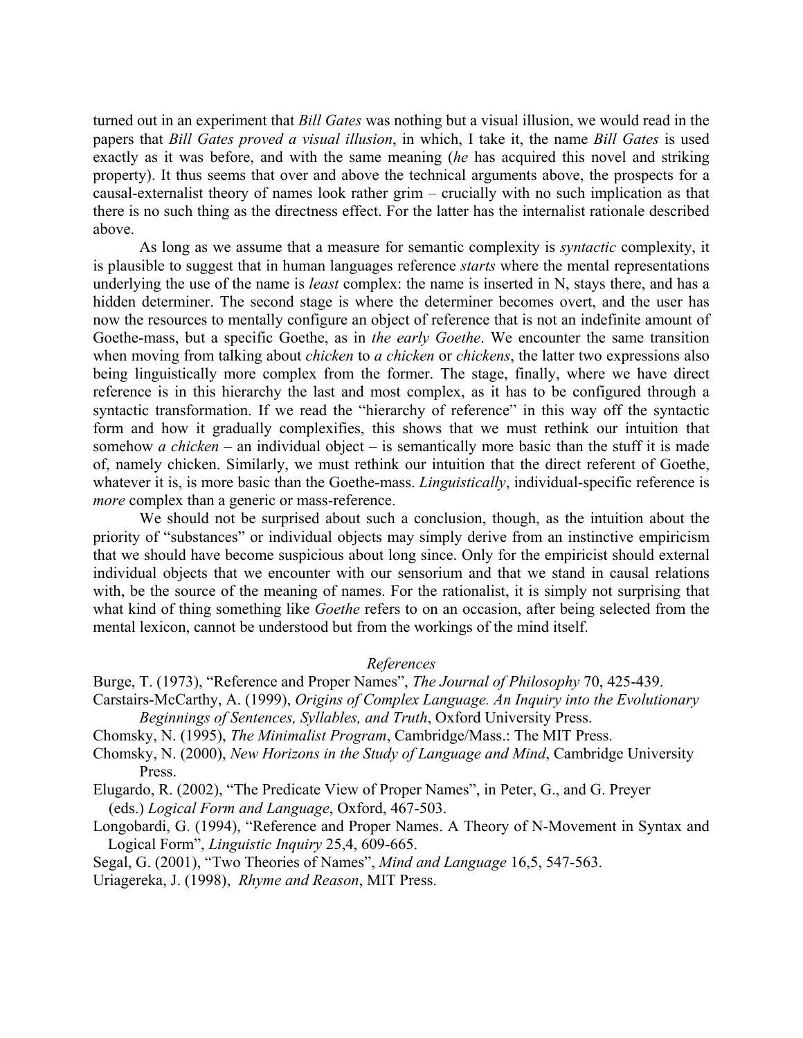turned out in an experiment that *Bill Gates* was nothing but a visual illusion, we would read in the papers that *Bill Gates proved a visual illusion*, in which, I take it, the name *Bill Gates* is used exactly as it was before, and with the same meaning (*he* has acquired this novel and striking property). It thus seems that over and above the technical arguments above, the prospects for a causal-externalist theory of names look rather grim – crucially with no such implication as that there is no such thing as the directness effect. For the latter has the internalist rationale described above.

As long as we assume that a measure for semantic complexity is *syntactic* complexity, it is plausible to suggest that in human languages reference *starts* where the mental representations underlying the use of the name is *least* complex: the name is inserted in N, stays there, and has a hidden determiner. The second stage is where the determiner becomes overt, and the user has now the resources to mentally configure an object of reference that is not an indefinite amount of Goethe-mass, but a specific Goethe, as in *the early Goethe*. We encounter the same transition when moving from talking about *chicken* to *a chicken* or *chickens*, the latter two expressions also being linguistically more complex from the former. The stage, finally, where we have direct reference is in this hierarchy the last and most complex, as it has to be configured through a syntactic transformation. If we read the "hierarchy of reference" in this way off the syntactic form and how it gradually complexifies, this shows that we must rethink our intuition that somehow *a chicken* – an individual object – is semantically more basic than the stuff it is made of, namely chicken. Similarly, we must rethink our intuition that the direct referent of Goethe, whatever it is, is more basic than the Goethe-mass. *Linguistically*, individual-specific reference is *more* complex than a generic or mass-reference.

We should not be surprised about such a conclusion, though, as the intuition about the priority of "substances" or individual objects may simply derive from an instinctive empiricism that we should have become suspicious about long since. Only for the empiricist should external individual objects that we encounter with our sensorium and that we stand in causal relations with, be the source of the meaning of names. For the rationalist, it is simply not surprising that what kind of thing something like *Goethe* refers to on an occasion, after being selected from the mental lexicon, cannot be understood but from the workings of the mind itself.

*References*

Burge, T. (1973), "Reference and Proper Names", *The Journal of Philosophy* 70, 425-439.

Carstairs-McCarthy, A. (1999), *Origins of Complex Language. An Inquiry into the Evolutionary Beginnings of Sentences, Syllables, and Truth*, Oxford University Press.

Chomsky, N. (1995), *The Minimalist Program*, Cambridge/Mass.: The MIT Press.

Chomsky, N. (2000), *New Horizons in the Study of Language and Mind*, Cambridge University Press.

Elugardo, R. (2002), "The Predicate View of Proper Names", in Peter, G., and G. Preyer (eds.) *Logical Form and Language*, Oxford, 467-503.

Longobardi, G. (1994), "Reference and Proper Names. A Theory of N-Movement in Syntax and Logical Form", *Linguistic Inquiry* 25,4, 609-665.

Segal, G. (2001), "Two Theories of Names", *Mind and Language* 16,5, 547-563.

Uriagereka, J. (1998), *Rhyme and Reason*, MIT Press.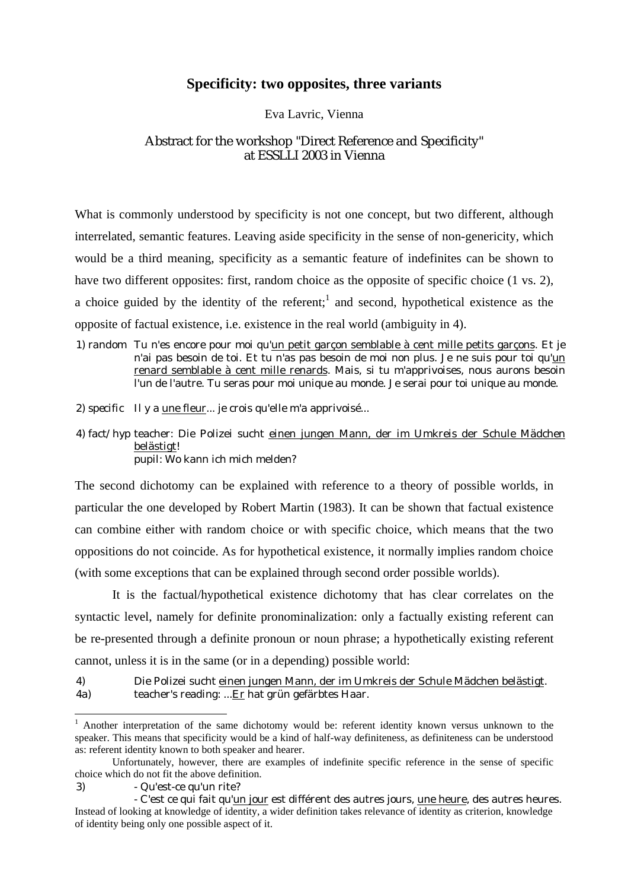# Specificity: two opposites, three variants

Eva Lavric, Vienna

Abstract for the workshop "Direct Reference and Specificity" at ESSLLI 2003 in Vienna

What is commonly understood by specificity is not one concept, but two different, although interrelated, semantic features. Leaving aside specificity in the sense of non-genericity, which would be a third meaning, specificity as a semantic feature of indefinites can be shown to have two different opposites: first, random choice as the opposite of specific choice (1 vs. 2), a choice guided by the identity of the referent;[1] and second, hypothetical existence as the opposite of factual existence, i.e. existence in the real world (ambiguity in 4).

1) random Tu n'es encore pour moi qu'<u>un petit garçon semblable à cent mille petits garçons</u>. Et je n'ai pas besoin de toi. Et tu n'as pas besoin de moi non plus. Je ne suis pour toi qu'<u>un renard semblable à cent mille renards</u>. Mais, si tu m'apprivoises, nous aurons besoin l'un de l'autre. Tu seras pour moi unique au monde. Je serai pour toi unique au monde.

2) specific Il y a <u>une fleur</u>... je crois qu'elle m'a apprivoisé...

4) fact/hyp teacher: Die Polizei sucht <u>einen jungen Mann, der im Umkreis der Schule Mädchen belästigt</u>!
pupil: Wo kann ich mich melden?

The second dichotomy can be explained with reference to a theory of possible worlds, in particular the one developed by Robert Martin (1983). It can be shown that factual existence can combine either with random choice or with specific choice, which means that the two oppositions do not coincide. As for hypothetical existence, it normally implies random choice (with some exceptions that can be explained through second order possible worlds).

It is the factual/hypothetical existence dichotomy that has clear correlates on the syntactic level, namely for definite pronominalization: only a factually existing referent can be re-presented through a definite pronoun or noun phrase; a hypothetically existing referent cannot, unless it is in the same (or in a depending) possible world:

4) Die Polizei sucht <u>einen jungen Mann, der im Umkreis der Schule Mädchen belästigt</u>.
4a) teacher's reading: ...<u>Er</u> hat grün gefärbtes Haar.

---

[1] Another interpretation of the same dichotomy would be: referent identity known versus unknown to the speaker. This means that specificity would be a kind of half-way definiteness, as definiteness can be understood as: referent identity known to both speaker and hearer.

Unfortunately, however, there are examples of indefinite specific reference in the sense of specific choice which do not fit the above definition.

3) - Qu'est-ce qu'un rite?
- C'est ce qui fait qu'<u>un jour</u> est différent des autres jours, <u>une heure</u>, des autres heures.

Instead of looking at knowledge of identity, a wider definition takes relevance of identity as criterion, knowledge of identity being only one possible aspect of it.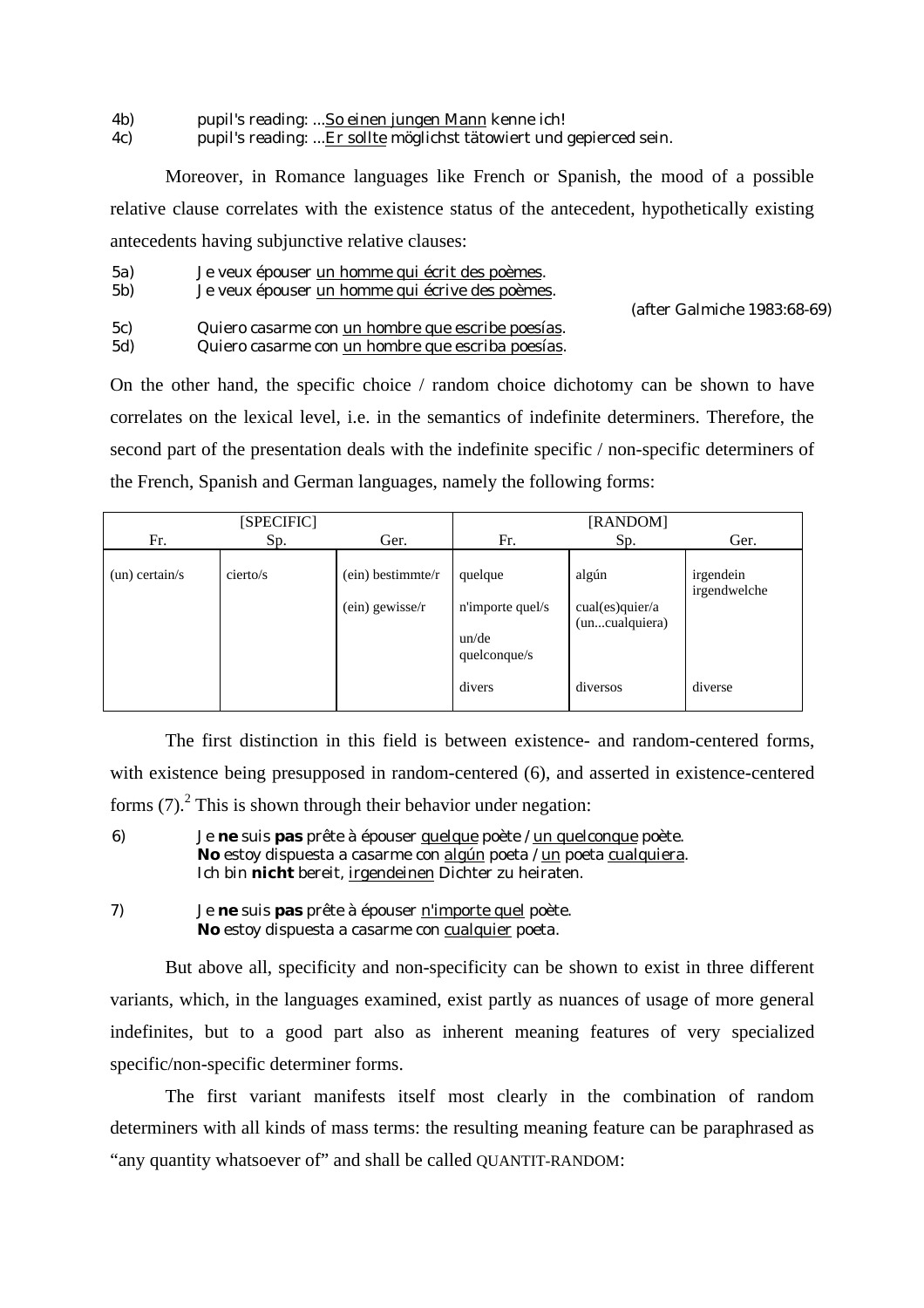4b) pupil's reading: ...<u>So einen jungen Mann</u> kenne ich!
4c) pupil's reading: ...<u>Er sollte</u> möglichst tätowiert und gepierced sein.

Moreover, in Romance languages like French or Spanish, the mood of a possible relative clause correlates with the existence status of the antecedent, hypothetically existing antecedents having subjunctive relative clauses:

5a) Je veux épouser <u>un homme qui écrit des poèmes</u>.
5b) Je veux épouser <u>un homme qui écrive des poèmes</u>.

(after Galmiche 1983:68-69)

5c) Quiero casarme con <u>un hombre que escribe poesías</u>.
5d) Quiero casarme con <u>un hombre que escriba poesías</u>.

On the other hand, the specific choice / random choice dichotomy can be shown to have correlates on the lexical level, i.e. in the semantics of indefinite determiners. Therefore, the second part of the presentation deals with the indefinite specific / non-specific determiners of the French, Spanish and German languages, namely the following forms:

| [SPECIFIC] | | | [RANDOM] | | |
|---|---|---|---|---|---|
| Fr. | Sp. | Ger. | Fr. | Sp. | Ger. |
| (un) certain/s | cierto/s | (ein) bestimmte/r<br>(ein) gewisse/r | quelque<br>n'importe quel/s<br>un/de quelconque/s<br>divers | algún<br>cual(es)quier/a (un...cualquiera)<br>diversos | irgendein irgendwelche<br>diverse |

The first distinction in this field is between existence- and random-centered forms, with existence being presupposed in random-centered (6), and asserted in existence-centered forms (7).[2] This is shown through their behavior under negation:

6) Je **ne** suis **pas** prête à épouser <u>quelque</u> poète / <u>un quelconque</u> poète.
**No** estoy dispuesta a casarme con <u>algún</u> poeta / <u>un</u> poeta <u>cualquiera</u>.
Ich bin **nicht** bereit, <u>irgendeinen</u> Dichter zu heiraten.

7) Je **ne** suis **pas** prête à épouser <u>n'importe quel</u> poète.
**No** estoy dispuesta a casarme con <u>cualquier</u> poeta.

But above all, specificity and non-specificity can be shown to exist in three different variants, which, in the languages examined, exist partly as nuances of usage of more general indefinites, but to a good part also as inherent meaning features of very specialized specific/non-specific determiner forms.

The first variant manifests itself most clearly in the combination of random determiners with all kinds of mass terms: the resulting meaning feature can be paraphrased as "any quantity whatsoever of" and shall be called QUANTIT-RANDOM: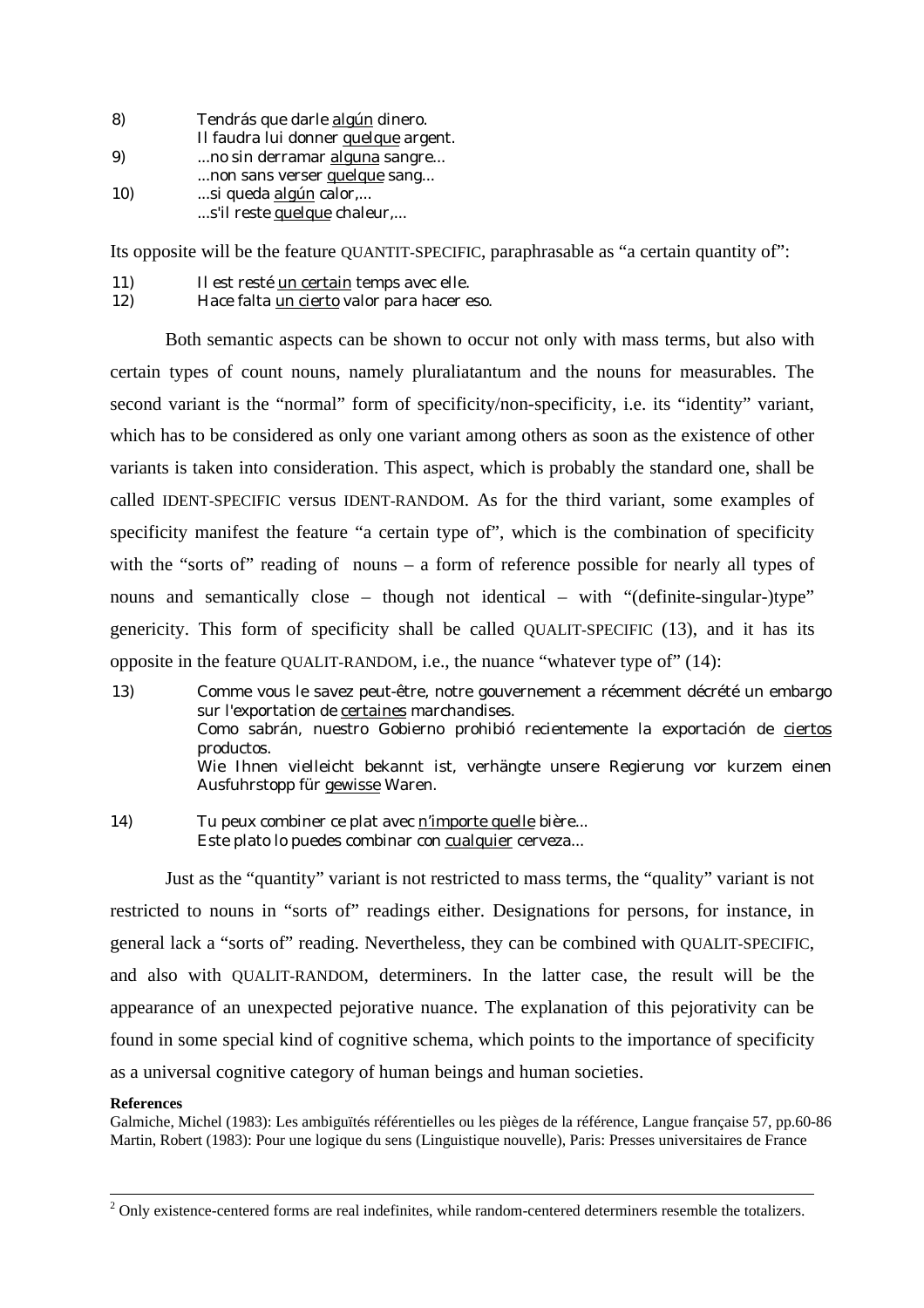8) Tendrás que darle <u>algún</u> dinero.
Il faudra lui donner <u>quelque</u> argent.

9) ...no sin derramar <u>alguna</u> sangre...
...non sans verser <u>quelque</u> sang...

10) ...si queda <u>algún</u> calor,...
...s'il reste <u>quelque</u> chaleur,...

Its opposite will be the feature QUANTIT-SPECIFIC, paraphrasable as "a certain quantity of":

11) Il est resté <u>un certain</u> temps avec elle.

12) Hace falta <u>un cierto</u> valor para hacer eso.

Both semantic aspects can be shown to occur not only with mass terms, but also with certain types of count nouns, namely pluraliatantum and the nouns for measurables. The second variant is the "normal" form of specificity/non-specificity, i.e. its "identity" variant, which has to be considered as only one variant among others as soon as the existence of other variants is taken into consideration. This aspect, which is probably the standard one, shall be called IDENT-SPECIFIC versus IDENT-RANDOM. As for the third variant, some examples of specificity manifest the feature "a certain type of", which is the combination of specificity with the "sorts of" reading of nouns – a form of reference possible for nearly all types of nouns and semantically close – though not identical – with "(definite-singular-)type" genericity. This form of specificity shall be called QUALIT-SPECIFIC (13), and it has its opposite in the feature QUALIT-RANDOM, i.e., the nuance "whatever type of" (14):

13) Comme vous le savez peut-être, notre gouvernement a récemment décrété un embargo sur l'exportation de <u>certaines</u> marchandises.
Como sabrán, nuestro Gobierno prohibió recientemente la exportación de <u>ciertos</u> productos.
Wie Ihnen vielleicht bekannt ist, verhängte unsere Regierung vor kurzem einen Ausfuhrstopp für <u>gewisse</u> Waren.

14) Tu peux combiner ce plat avec <u>n'importe quelle</u> bière...
Este plato lo puedes combinar con <u>cualquier</u> cerveza...

Just as the "quantity" variant is not restricted to mass terms, the "quality" variant is not restricted to nouns in "sorts of" readings either. Designations for persons, for instance, in general lack a "sorts of" reading. Nevertheless, they can be combined with QUALIT-SPECIFIC, and also with QUALIT-RANDOM, determiners. In the latter case, the result will be the appearance of an unexpected pejorative nuance. The explanation of this pejorativity can be found in some special kind of cognitive schema, which points to the importance of specificity as a universal cognitive category of human beings and human societies.

**References**

Galmiche, Michel (1983): Les ambiguïtés référentielles ou les pièges de la référence, Langue française 57, pp.60-86

Martin, Robert (1983): Pour une logique du sens (Linguistique nouvelle), Paris: Presses universitaires de France

---

[2] Only existence-centered forms are real indefinites, while random-centered determiners resemble the totalizers.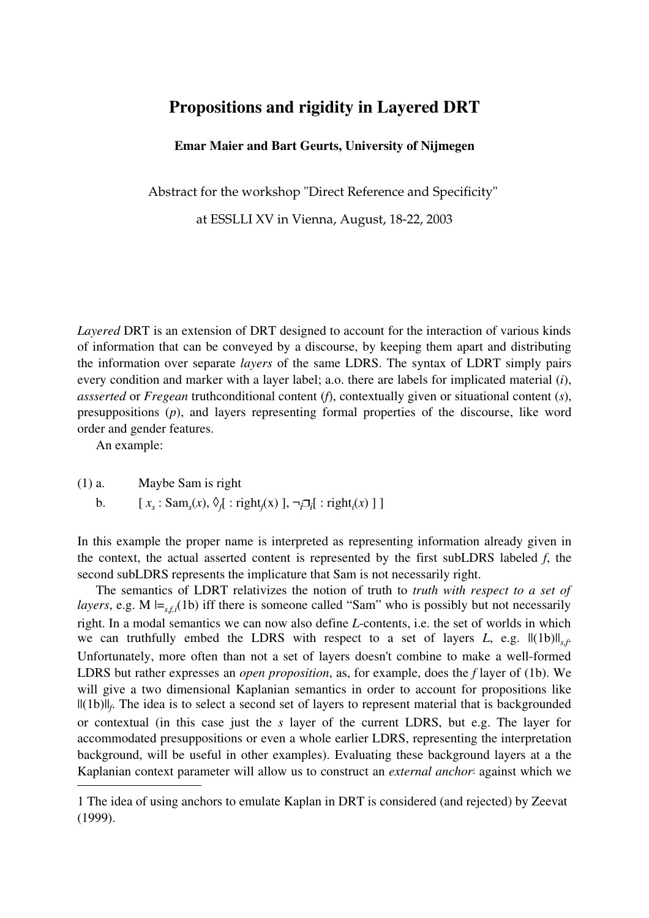# Propositions and rigidity in Layered DRT

**Emar Maier and Bart Geurts, University of Nijmegen**

Abstract for the workshop "Direct Reference and Specificity"

at ESSLLI XV in Vienna, August, 18-22, 2003

*Layered* DRT is an extension of DRT designed to account for the interaction of various kinds of information that can be conveyed by a discourse, by keeping them apart and distributing the information over separate *layers* of the same LDRS. The syntax of LDRT simply pairs every condition and marker with a layer label; a.o. there are labels for implicated material (*i*), *assserted* or *Fregean* truthconditional content (*f*), contextually given or situational content (*s*), presuppositions (*p*), and layers representing formal properties of the discourse, like word order and gender features.

An example:

(1) a. Maybe Sam is right

b. $[\ x_s : \mathrm{Sam}_s(x),\ \Diamond_f[\ :\ \mathrm{right}_f(x)\ ],\ \neg_i\Box_i[\ :\ \mathrm{right}_i(x)\ ]\ ]$

In this example the proper name is interpreted as representing information already given in the context, the actual asserted content is represented by the first subLDRS labeled *f*, the second subLDRS represents the implicature that Sam is not necessarily right.

The semantics of LDRT relativizes the notion of truth to *truth with respect to a set of layers*, e.g. $M \models_{s,f,i}$(1b) iff there is someone called "Sam" who is possibly but not necessarily right. In a modal semantics we can now also define *L*-contents, i.e. the set of worlds in which we can truthfully embed the LDRS with respect to a set of layers *L*, e.g. $||(1b)||_{s,f}$. Unfortunately, more often than not a set of layers doesn't combine to make a well-formed LDRS but rather expresses an *open proposition*, as, for example, does the *f* layer of (1b). We will give a two dimensional Kaplanian semantics in order to account for propositions like $||(1b)||_f$. The idea is to select a second set of layers to represent material that is backgrounded or contextual (in this case just the *s* layer of the current LDRS, but e.g. The layer for accommodated presuppositions or even a whole earlier LDRS, representing the interpretation background, will be useful in other examples). Evaluating these background layers at a the Kaplanian context parameter will allow us to construct an *external anchor*[1] against which we

1 The idea of using anchors to emulate Kaplan in DRT is considered (and rejected) by Zeevat (1999).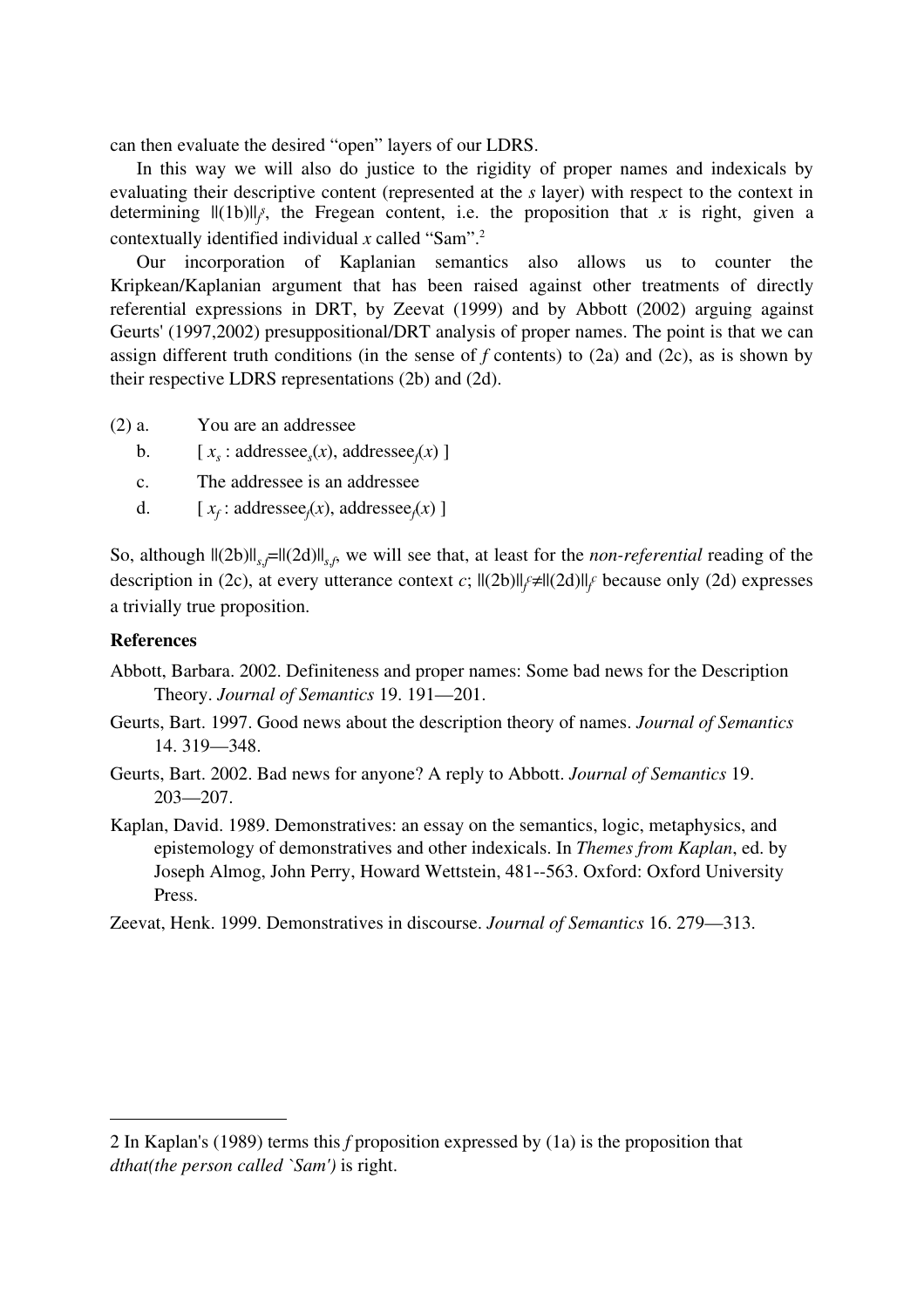can then evaluate the desired "open" layers of our LDRS.

In this way we will also do justice to the rigidity of proper names and indexicals by evaluating their descriptive content (represented at the *s* layer) with respect to the context in determining $\|(1b)\|_f^s$, the Fregean content, i.e. the proposition that *x* is right, given a contextually identified individual *x* called "Sam".[2]

Our incorporation of Kaplanian semantics also allows us to counter the Kripkean/Kaplanian argument that has been raised against other treatments of directly referential expressions in DRT, by Zeevat (1999) and by Abbott (2002) arguing against Geurts' (1997,2002) presuppositional/DRT analysis of proper names. The point is that we can assign different truth conditions (in the sense of *f* contents) to (2a) and (2c), as is shown by their respective LDRS representations (2b) and (2d).

(2) a. You are an addressee

b. [ $x_s$ : addressee$_s$($x$), addressee$_f$($x$) ]

c. The addressee is an addressee

d. [ $x_f$ : addressee$_f$($x$), addressee$_f$($x$) ]

So, although $\|(2b)\|_{s,f}=\|(2d)\|_{s,f}$, we will see that, at least for the *non-referential* reading of the description in (2c), at every utterance context *c*; $\|(2b)\|_f^c \neq \|(2d)\|_f^c$ because only (2d) expresses a trivially true proposition.

**References**

Abbott, Barbara. 2002. Definiteness and proper names: Some bad news for the Description Theory. *Journal of Semantics* 19. 191—201.

Geurts, Bart. 1997. Good news about the description theory of names. *Journal of Semantics* 14. 319—348.

Geurts, Bart. 2002. Bad news for anyone? A reply to Abbott. *Journal of Semantics* 19. 203—207.

Kaplan, David. 1989. Demonstratives: an essay on the semantics, logic, metaphysics, and epistemology of demonstratives and other indexicals. In *Themes from Kaplan*, ed. by Joseph Almog, John Perry, Howard Wettstein, 481--563. Oxford: Oxford University Press.

Zeevat, Henk. 1999. Demonstratives in discourse. *Journal of Semantics* 16. 279—313.

---

2 In Kaplan's (1989) terms this *f* proposition expressed by (1a) is the proposition that *dthat(the person called `Sam')* is right.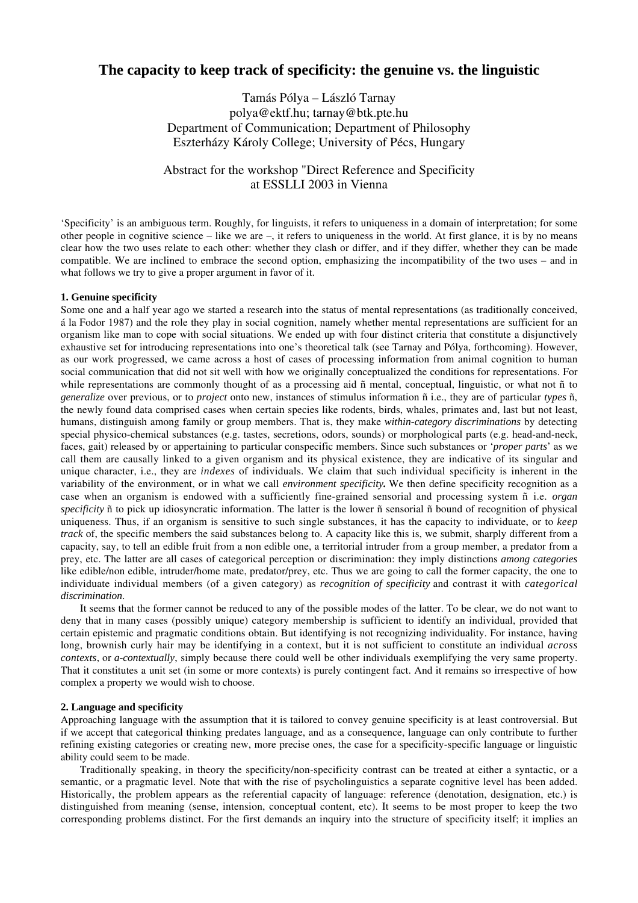# The capacity to keep track of specificity: the genuine vs. the linguistic

Tamás Pólya – László Tarnay
polya@ektf.hu; tarnay@btk.pte.hu
Department of Communication; Department of Philosophy
Eszterházy Károly College; University of Pécs, Hungary

Abstract for the workshop "Direct Reference and Specificity
at ESSLLI 2003 in Vienna

'Specificity' is an ambiguous term. Roughly, for linguists, it refers to uniqueness in a domain of interpretation; for some other people in cognitive science – like we are –, it refers to uniqueness in the world. At first glance, it is by no means clear how the two uses relate to each other: whether they clash or differ, and if they differ, whether they can be made compatible. We are inclined to embrace the second option, emphasizing the incompatibility of the two uses – and in what follows we try to give a proper argument in favor of it.

### 1. Genuine specificity

Some one and a half year ago we started a research into the status of mental representations (as traditionally conceived, á la Fodor 1987) and the role they play in social cognition, namely whether mental representations are sufficient for an organism like man to cope with social situations. We ended up with four distinct criteria that constitute a disjunctively exhaustive set for introducing representations into one's theoretical talk (see Tarnay and Pólya, forthcoming). However, as our work progressed, we came across a host of cases of processing information from animal cognition to human social communication that did not sit well with how we originally conceptualized the conditions for representations. For while representations are commonly thought of as a processing aid ñ mental, conceptual, linguistic, or what not ñ to *generalize* over previous, or to *project* onto new, instances of stimulus information ñ i.e., they are of particular *types* ñ, the newly found data comprised cases when certain species like rodents, birds, whales, primates and, last but not least, humans, distinguish among family or group members. That is, they make *within-category discriminations* by detecting special physico-chemical substances (e.g. tastes, secretions, odors, sounds) or morphological parts (e.g. head-and-neck, faces, gait) released by or appertaining to particular conspecific members. Since such substances or '*proper parts*' as we call them are causally linked to a given organism and its physical existence, they are indicative of its singular and unique character, i.e., they are *indexes* of individuals. We claim that such individual specificity is inherent in the variability of the environment, or in what we call *environment specificity.* We then define specificity recognition as a case when an organism is endowed with a sufficiently fine-grained sensorial and processing system ñ i.e. *organ specificity* ñ to pick up idiosyncratic information. The latter is the lower ñ sensorial ñ bound of recognition of physical uniqueness. Thus, if an organism is sensitive to such single substances, it has the capacity to individuate, or to *keep track* of, the specific members the said substances belong to. A capacity like this is, we submit, sharply different from a capacity, say, to tell an edible fruit from a non edible one, a territorial intruder from a group member, a predator from a prey, etc. The latter are all cases of categorical perception or discrimination: they imply distinctions *among categories* like edible/non edible, intruder/home mate, predator/prey, etc. Thus we are going to call the former capacity, the one to individuate individual members (of a given category) as *recognition of specificity* and contrast it with *categorical discrimination*.

It seems that the former cannot be reduced to any of the possible modes of the latter. To be clear, we do not want to deny that in many cases (possibly unique) category membership is sufficient to identify an individual, provided that certain epistemic and pragmatic conditions obtain. But identifying is not recognizing individuality. For instance, having long, brownish curly hair may be identifying in a context, but it is not sufficient to constitute an individual *across contexts*, or *a-contextually*, simply because there could well be other individuals exemplifying the very same property. That it constitutes a unit set (in some or more contexts) is purely contingent fact. And it remains so irrespective of how complex a property we would wish to choose.

### 2. Language and specificity

Approaching language with the assumption that it is tailored to convey genuine specificity is at least controversial. But if we accept that categorical thinking predates language, and as a consequence, language can only contribute to further refining existing categories or creating new, more precise ones, the case for a specificity-specific language or linguistic ability could seem to be made.

Traditionally speaking, in theory the specificity/non-specificity contrast can be treated at either a syntactic, or a semantic, or a pragmatic level. Note that with the rise of psycholinguistics a separate cognitive level has been added. Historically, the problem appears as the referential capacity of language: reference (denotation, designation, etc.) is distinguished from meaning (sense, intension, conceptual content, etc). It seems to be most proper to keep the two corresponding problems distinct. For the first demands an inquiry into the structure of specificity itself; it implies an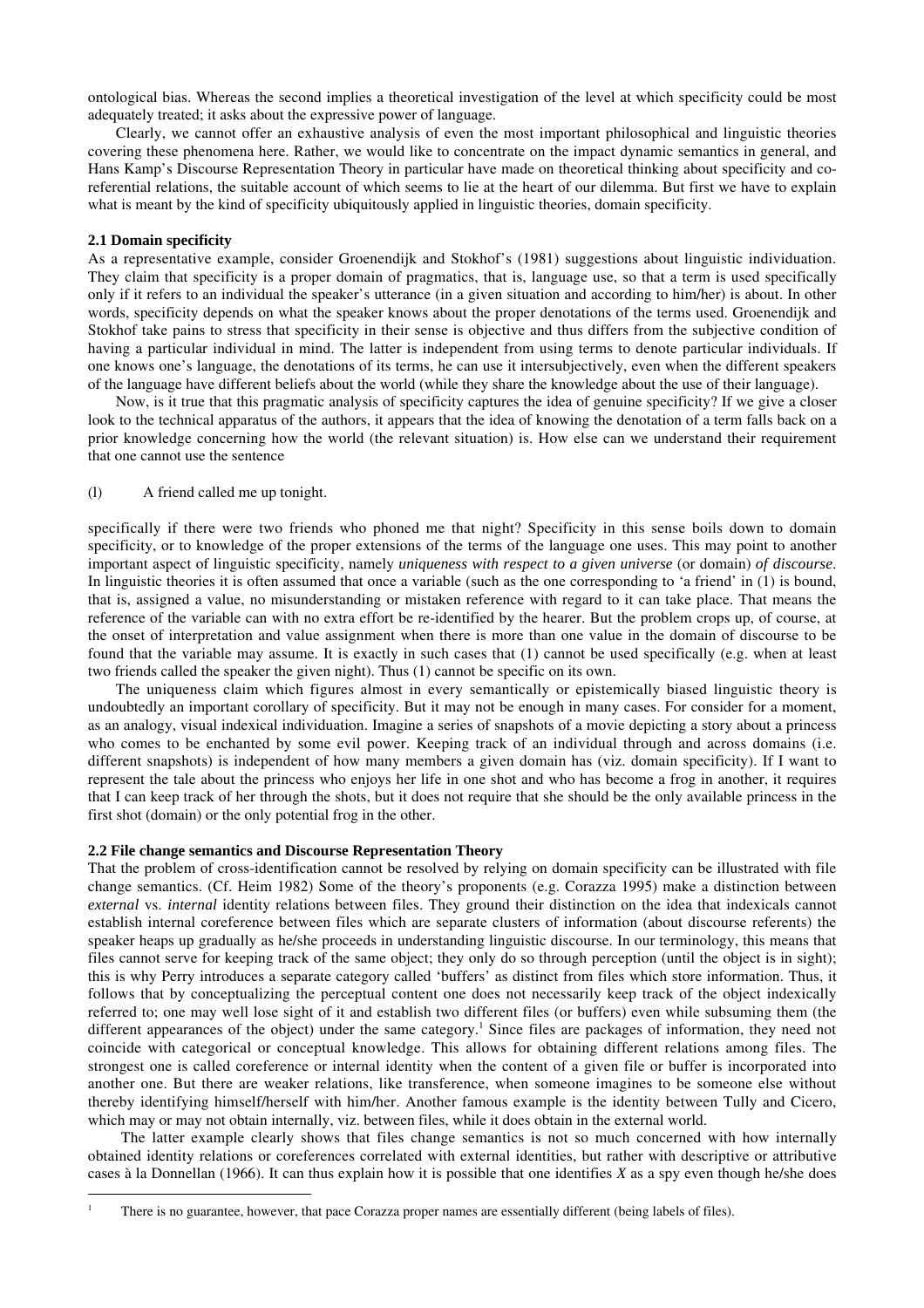ontological bias. Whereas the second implies a theoretical investigation of the level at which specificity could be most adequately treated; it asks about the expressive power of language.

Clearly, we cannot offer an exhaustive analysis of even the most important philosophical and linguistic theories covering these phenomena here. Rather, we would like to concentrate on the impact dynamic semantics in general, and Hans Kamp's Discourse Representation Theory in particular have made on theoretical thinking about specificity and co-referential relations, the suitable account of which seems to lie at the heart of our dilemma. But first we have to explain what is meant by the kind of specificity ubiquitously applied in linguistic theories, domain specificity.

### 2.1 Domain specificity

As a representative example, consider Groenendijk and Stokhof's (1981) suggestions about linguistic individuation. They claim that specificity is a proper domain of pragmatics, that is, language use, so that a term is used specifically only if it refers to an individual the speaker's utterance (in a given situation and according to him/her) is about. In other words, specificity depends on what the speaker knows about the proper denotations of the terms used. Groenendijk and Stokhof take pains to stress that specificity in their sense is objective and thus differs from the subjective condition of having a particular individual in mind. The latter is independent from using terms to denote particular individuals. If one knows one's language, the denotations of its terms, he can use it intersubjectively, even when the different speakers of the language have different beliefs about the world (while they share the knowledge about the use of their language).

Now, is it true that this pragmatic analysis of specificity captures the idea of genuine specificity? If we give a closer look to the technical apparatus of the authors, it appears that the idea of knowing the denotation of a term falls back on a prior knowledge concerning how the world (the relevant situation) is. How else can we understand their requirement that one cannot use the sentence

(l) A friend called me up tonight.

specifically if there were two friends who phoned me that night? Specificity in this sense boils down to domain specificity, or to knowledge of the proper extensions of the terms of the language one uses. This may point to another important aspect of linguistic specificity, namely *uniqueness with respect to a given universe* (or domain) *of discourse*. In linguistic theories it is often assumed that once a variable (such as the one corresponding to 'a friend' in (1) is bound, that is, assigned a value, no misunderstanding or mistaken reference with regard to it can take place. That means the reference of the variable can with no extra effort be re-identified by the hearer. But the problem crops up, of course, at the onset of interpretation and value assignment when there is more than one value in the domain of discourse to be found that the variable may assume. It is exactly in such cases that (1) cannot be used specifically (e.g. when at least two friends called the speaker the given night). Thus (1) cannot be specific on its own.

The uniqueness claim which figures almost in every semantically or epistemically biased linguistic theory is undoubtedly an important corollary of specificity. But it may not be enough in many cases. For consider for a moment, as an analogy, visual indexical individuation. Imagine a series of snapshots of a movie depicting a story about a princess who comes to be enchanted by some evil power. Keeping track of an individual through and across domains (i.e. different snapshots) is independent of how many members a given domain has (viz. domain specificity). If I want to represent the tale about the princess who enjoys her life in one shot and who has become a frog in another, it requires that I can keep track of her through the shots, but it does not require that she should be the only available princess in the first shot (domain) or the only potential frog in the other.

### 2.2 File change semantics and Discourse Representation Theory

That the problem of cross-identification cannot be resolved by relying on domain specificity can be illustrated with file change semantics. (Cf. Heim 1982) Some of the theory's proponents (e.g. Corazza 1995) make a distinction between *external* vs. *internal* identity relations between files. They ground their distinction on the idea that indexicals cannot establish internal coreference between files which are separate clusters of information (about discourse referents) the speaker heaps up gradually as he/she proceeds in understanding linguistic discourse. In our terminology, this means that files cannot serve for keeping track of the same object; they only do so through perception (until the object is in sight); this is why Perry introduces a separate category called 'buffers' as distinct from files which store information. Thus, it follows that by conceptualizing the perceptual content one does not necessarily keep track of the object indexically referred to; one may well lose sight of it and establish two different files (or buffers) even while subsuming them (the different appearances of the object) under the same category.[1] Since files are packages of information, they need not coincide with categorical or conceptual knowledge. This allows for obtaining different relations among files. The strongest one is called coreference or internal identity when the content of a given file or buffer is incorporated into another one. But there are weaker relations, like transference, when someone imagines to be someone else without thereby identifying himself/herself with him/her. Another famous example is the identity between Tully and Cicero, which may or may not obtain internally, viz. between files, while it does obtain in the external world.

The latter example clearly shows that files change semantics is not so much concerned with how internally obtained identity relations or coreferences correlated with external identities, but rather with descriptive or attributive cases à la Donnellan (1966). It can thus explain how it is possible that one identifies *X* as a spy even though he/she does

---

[1] There is no guarantee, however, that pace Corazza proper names are essentially different (being labels of files).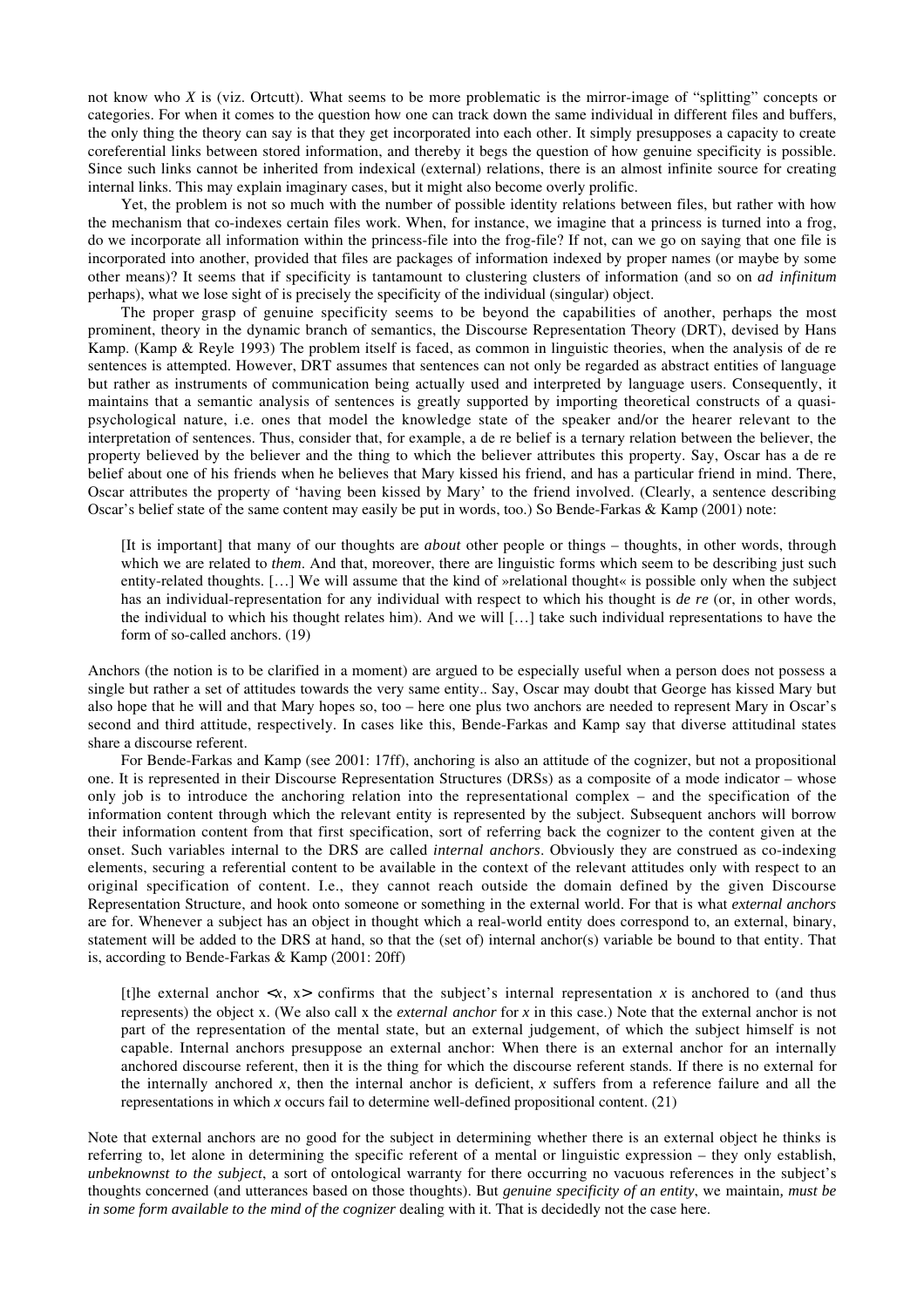not know who *X* is (viz. Ortcutt). What seems to be more problematic is the mirror-image of "splitting" concepts or categories. For when it comes to the question how one can track down the same individual in different files and buffers, the only thing the theory can say is that they get incorporated into each other. It simply presupposes a capacity to create coreferential links between stored information, and thereby it begs the question of how genuine specificity is possible. Since such links cannot be inherited from indexical (external) relations, there is an almost infinite source for creating internal links. This may explain imaginary cases, but it might also become overly prolific.

Yet, the problem is not so much with the number of possible identity relations between files, but rather with how the mechanism that co-indexes certain files work. When, for instance, we imagine that a princess is turned into a frog, do we incorporate all information within the princess-file into the frog-file? If not, can we go on saying that one file is incorporated into another, provided that files are packages of information indexed by proper names (or maybe by some other means)? It seems that if specificity is tantamount to clustering clusters of information (and so on *ad infinitum* perhaps), what we lose sight of is precisely the specificity of the individual (singular) object.

The proper grasp of genuine specificity seems to be beyond the capabilities of another, perhaps the most prominent, theory in the dynamic branch of semantics, the Discourse Representation Theory (DRT), devised by Hans Kamp. (Kamp & Reyle 1993) The problem itself is faced, as common in linguistic theories, when the analysis of de re sentences is attempted. However, DRT assumes that sentences can not only be regarded as abstract entities of language but rather as instruments of communication being actually used and interpreted by language users. Consequently, it maintains that a semantic analysis of sentences is greatly supported by importing theoretical constructs of a quasi-psychological nature, i.e. ones that model the knowledge state of the speaker and/or the hearer relevant to the interpretation of sentences. Thus, consider that, for example, a de re belief is a ternary relation between the believer, the property believed by the believer and the thing to which the believer attributes this property. Say, Oscar has a de re belief about one of his friends when he believes that Mary kissed his friend, and has a particular friend in mind. There, Oscar attributes the property of 'having been kissed by Mary' to the friend involved. (Clearly, a sentence describing Oscar's belief state of the same content may easily be put in words, too.) So Bende-Farkas & Kamp (2001) note:

> [It is important] that many of our thoughts are *about* other people or things – thoughts, in other words, through which we are related to *them*. And that, moreover, there are linguistic forms which seem to be describing just such entity-related thoughts. […] We will assume that the kind of »relational thought« is possible only when the subject has an individual-representation for any individual with respect to which his thought is *de re* (or, in other words, the individual to which his thought relates him). And we will […] take such individual representations to have the form of so-called anchors. (19)

Anchors (the notion is to be clarified in a moment) are argued to be especially useful when a person does not possess a single but rather a set of attitudes towards the very same entity.. Say, Oscar may doubt that George has kissed Mary but also hope that he will and that Mary hopes so, too – here one plus two anchors are needed to represent Mary in Oscar's second and third attitude, respectively. In cases like this, Bende-Farkas and Kamp say that diverse attitudinal states share a discourse referent.

For Bende-Farkas and Kamp (see 2001: 17ff), anchoring is also an attitude of the cognizer, but not a propositional one. It is represented in their Discourse Representation Structures (DRSs) as a composite of a mode indicator – whose only job is to introduce the anchoring relation into the representational complex – and the specification of the information content through which the relevant entity is represented by the subject. Subsequent anchors will borrow their information content from that first specification, sort of referring back the cognizer to the content given at the onset. Such variables internal to the DRS are called *internal anchors*. Obviously they are construed as co-indexing elements, securing a referential content to be available in the context of the relevant attitudes only with respect to an original specification of content. I.e., they cannot reach outside the domain defined by the given Discourse Representation Structure, and hook onto someone or something in the external world. For that is what *external anchors* are for. Whenever a subject has an object in thought which a real-world entity does correspond to, an external, binary, statement will be added to the DRS at hand, so that the (set of) internal anchor(s) variable be bound to that entity. That is, according to Bende-Farkas & Kamp (2001: 20ff)

> [t]he external anchor $<x$, x$>$ confirms that the subject's internal representation $x$ is anchored to (and thus represents) the object x. (We also call x the *external anchor* for $x$ in this case.) Note that the external anchor is not part of the representation of the mental state, but an external judgement, of which the subject himself is not capable. Internal anchors presuppose an external anchor: When there is an external anchor for an internally anchored discourse referent, then it is the thing for which the discourse referent stands. If there is no external for the internally anchored $x$, then the internal anchor is deficient, $x$ suffers from a reference failure and all the representations in which $x$ occurs fail to determine well-defined propositional content. (21)

Note that external anchors are no good for the subject in determining whether there is an external object he thinks is referring to, let alone in determining the specific referent of a mental or linguistic expression – they only establish, *unbeknownst to the subject*, a sort of ontological warranty for there occurring no vacuous references in the subject's thoughts concerned (and utterances based on those thoughts). But *genuine specificity of an entity*, we maintain, *must be in some form available to the mind of the cognizer* dealing with it. That is decidedly not the case here.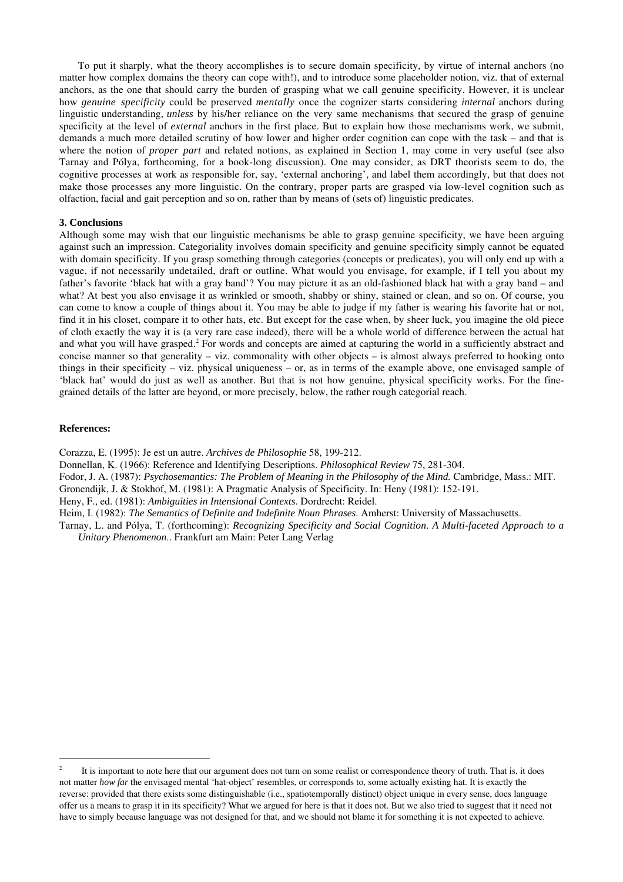To put it sharply, what the theory accomplishes is to secure domain specificity, by virtue of internal anchors (no matter how complex domains the theory can cope with!), and to introduce some placeholder notion, viz. that of external anchors, as the one that should carry the burden of grasping what we call genuine specificity. However, it is unclear how *genuine specificity* could be preserved *mentally* once the cognizer starts considering *internal* anchors during linguistic understanding, *unless* by his/her reliance on the very same mechanisms that secured the grasp of genuine specificity at the level of *external* anchors in the first place. But to explain how those mechanisms work, we submit, demands a much more detailed scrutiny of how lower and higher order cognition can cope with the task – and that is where the notion of *proper part* and related notions, as explained in Section 1, may come in very useful (see also Tarnay and Pólya, forthcoming, for a book-long discussion). One may consider, as DRT theorists seem to do, the cognitive processes at work as responsible for, say, 'external anchoring', and label them accordingly, but that does not make those processes any more linguistic. On the contrary, proper parts are grasped via low-level cognition such as olfaction, facial and gait perception and so on, rather than by means of (sets of) linguistic predicates.

**3. Conclusions**

Although some may wish that our linguistic mechanisms be able to grasp genuine specificity, we have been arguing against such an impression. Categoriality involves domain specificity and genuine specificity simply cannot be equated with domain specificity. If you grasp something through categories (concepts or predicates), you will only end up with a vague, if not necessarily undetailed, draft or outline. What would you envisage, for example, if I tell you about my father's favorite 'black hat with a gray band'? You may picture it as an old-fashioned black hat with a gray band – and what? At best you also envisage it as wrinkled or smooth, shabby or shiny, stained or clean, and so on. Of course, you can come to know a couple of things about it. You may be able to judge if my father is wearing his favorite hat or not, find it in his closet, compare it to other hats, etc. But except for the case when, by sheer luck, you imagine the old piece of cloth exactly the way it is (a very rare case indeed), there will be a whole world of difference between the actual hat and what you will have grasped.[2] For words and concepts are aimed at capturing the world in a sufficiently abstract and concise manner so that generality – viz. commonality with other objects – is almost always preferred to hooking onto things in their specificity – viz. physical uniqueness – or, as in terms of the example above, one envisaged sample of 'black hat' would do just as well as another. But that is not how genuine, physical specificity works. For the fine-grained details of the latter are beyond, or more precisely, below, the rather rough categorial reach.

**References:**

Corazza, E. (1995): Je est un autre. *Archives de Philosophie* 58, 199-212.

Donnellan, K. (1966): Reference and Identifying Descriptions. *Philosophical Review* 75, 281-304.

Fodor, J. A. (1987): *Psychosemantics: The Problem of Meaning in the Philosophy of the Mind.* Cambridge, Mass.: MIT.

Gronendijk, J. & Stokhof, M. (1981): A Pragmatic Analysis of Specificity. In: Heny (1981): 152-191.

Heny, F., ed. (1981): *Ambiguities in Intensional Contexts*. Dordrecht: Reidel.

Heim, I. (1982): *The Semantics of Definite and Indefinite Noun Phrases*. Amherst: University of Massachusetts.

Tarnay, L. and Pólya, T. (forthcoming): *Recognizing Specificity and Social Cognition. A Multi-faceted Approach to a Unitary Phenomenon*.. Frankfurt am Main: Peter Lang Verlag

---

[2] It is important to note here that our argument does not turn on some realist or correspondence theory of truth. That is, it does not matter *how far* the envisaged mental 'hat-object' resembles, or corresponds to, some actually existing hat. It is exactly the reverse: provided that there exists some distinguishable (i.e., spatiotemporally distinct) object unique in every sense, does language offer us a means to grasp it in its specificity? What we argued for here is that it does not. But we also tried to suggest that it need not have to simply because language was not designed for that, and we should not blame it for something it is not expected to achieve.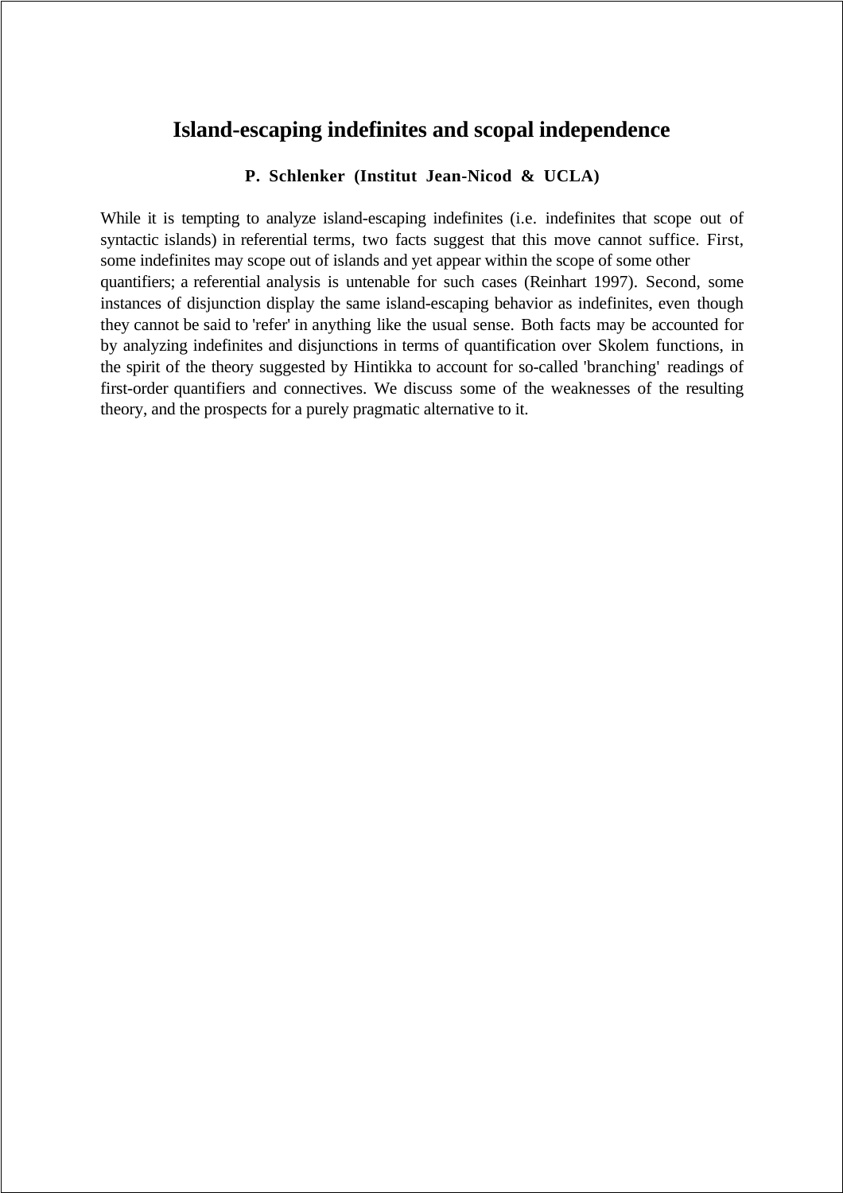# Island-escaping indefinites and scopal independence

**P. Schlenker (Institut Jean-Nicod & UCLA)**

While it is tempting to analyze island-escaping indefinites (i.e. indefinites that scope out of syntactic islands) in referential terms, two facts suggest that this move cannot suffice. First, some indefinites may scope out of islands and yet appear within the scope of some other quantifiers; a referential analysis is untenable for such cases (Reinhart 1997). Second, some instances of disjunction display the same island-escaping behavior as indefinites, even though they cannot be said to 'refer' in anything like the usual sense. Both facts may be accounted for by analyzing indefinites and disjunctions in terms of quantification over Skolem functions, in the spirit of the theory suggested by Hintikka to account for so-called 'branching' readings of first-order quantifiers and connectives. We discuss some of the weaknesses of the resulting theory, and the prospects for a purely pragmatic alternative to it.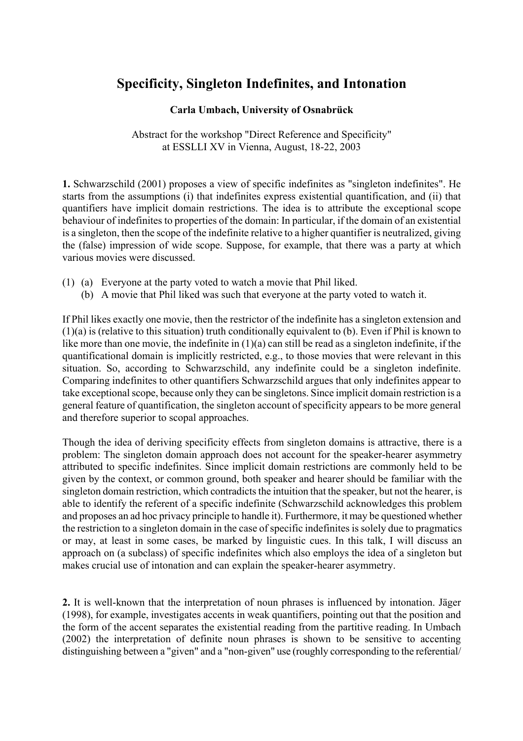# Specificity, Singleton Indefinites, and Intonation

**Carla Umbach, University of Osnabrück**

Abstract for the workshop "Direct Reference and Specificity" at ESSLLI XV in Vienna, August, 18-22, 2003

**1.** Schwarzschild (2001) proposes a view of specific indefinites as "singleton indefinites". He starts from the assumptions (i) that indefinites express existential quantification, and (ii) that quantifiers have implicit domain restrictions. The idea is to attribute the exceptional scope behaviour of indefinites to properties of the domain: In particular, if the domain of an existential is a singleton, then the scope of the indefinite relative to a higher quantifier is neutralized, giving the (false) impression of wide scope. Suppose, for example, that there was a party at which various movies were discussed.

(1) (a) Everyone at the party voted to watch a movie that Phil liked.
    (b) A movie that Phil liked was such that everyone at the party voted to watch it.

If Phil likes exactly one movie, then the restrictor of the indefinite has a singleton extension and (1)(a) is (relative to this situation) truth conditionally equivalent to (b). Even if Phil is known to like more than one movie, the indefinite in (1)(a) can still be read as a singleton indefinite, if the quantificational domain is implicitly restricted, e.g., to those movies that were relevant in this situation. So, according to Schwarzschild, any indefinite could be a singleton indefinite. Comparing indefinites to other quantifiers Schwarzschild argues that only indefinites appear to take exceptional scope, because only they can be singletons. Since implicit domain restriction is a general feature of quantification, the singleton account of specificity appears to be more general and therefore superior to scopal approaches.

Though the idea of deriving specificity effects from singleton domains is attractive, there is a problem: The singleton domain approach does not account for the speaker-hearer asymmetry attributed to specific indefinites. Since implicit domain restrictions are commonly held to be given by the context, or common ground, both speaker and hearer should be familiar with the singleton domain restriction, which contradicts the intuition that the speaker, but not the hearer, is able to identify the referent of a specific indefinite (Schwarzschild acknowledges this problem and proposes an ad hoc privacy principle to handle it). Furthermore, it may be questioned whether the restriction to a singleton domain in the case of specific indefinites is solely due to pragmatics or may, at least in some cases, be marked by linguistic cues. In this talk, I will discuss an approach on (a subclass) of specific indefinites which also employs the idea of a singleton but makes crucial use of intonation and can explain the speaker-hearer asymmetry.

**2.** It is well-known that the interpretation of noun phrases is influenced by intonation. Jäger (1998), for example, investigates accents in weak quantifiers, pointing out that the position and the form of the accent separates the existential reading from the partitive reading. In Umbach (2002) the interpretation of definite noun phrases is shown to be sensitive to accenting distinguishing between a "given" and a "non-given" use (roughly corresponding to the referential/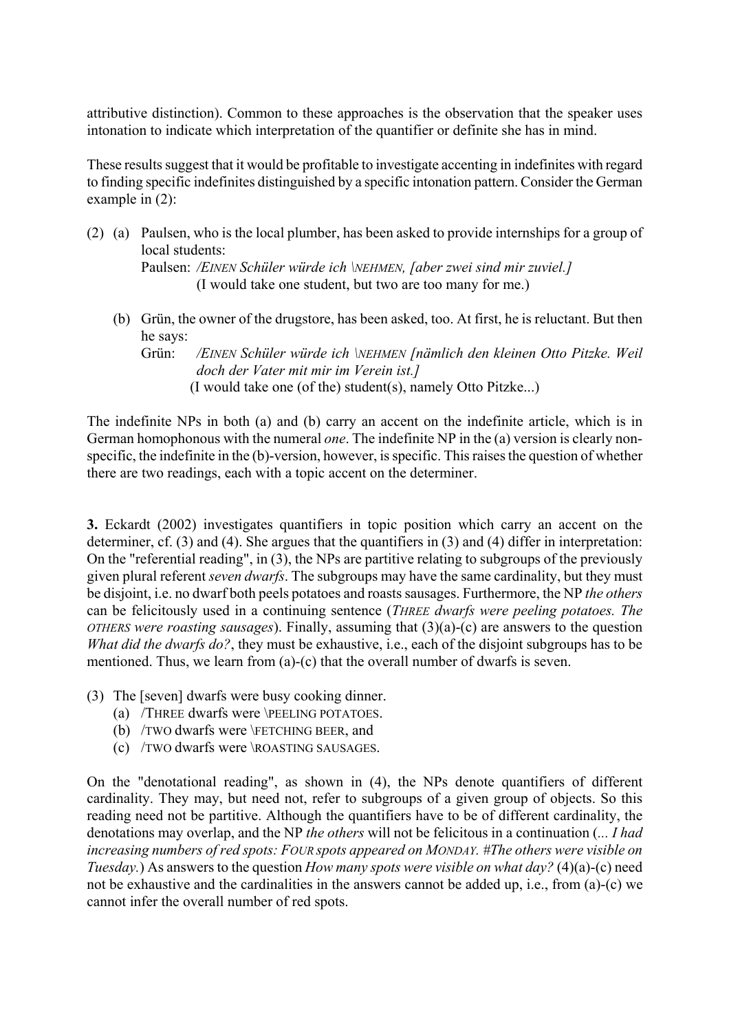attributive distinction). Common to these approaches is the observation that the speaker uses intonation to indicate which interpretation of the quantifier or definite she has in mind.

These results suggest that it would be profitable to investigate accenting in indefinites with regard to finding specific indefinites distinguished by a specific intonation pattern. Consider the German example in (2):

(2) (a) Paulsen, who is the local plumber, has been asked to provide internships for a group of local students:
Paulsen: */EINEN Schüler würde ich \NEHMEN, [aber zwei sind mir zuviel.]*
(I would take one student, but two are too many for me.)

(b) Grün, the owner of the drugstore, has been asked, too. At first, he is reluctant. But then he says:
Grün: */EINEN Schüler würde ich \NEHMEN [nämlich den kleinen Otto Pitzke. Weil doch der Vater mit mir im Verein ist.]*
(I would take one (of the) student(s), namely Otto Pitzke...)

The indefinite NPs in both (a) and (b) carry an accent on the indefinite article, which is in German homophonous with the numeral *one*. The indefinite NP in the (a) version is clearly non-specific, the indefinite in the (b)-version, however, is specific. This raises the question of whether there are two readings, each with a topic accent on the determiner.

**3.** Eckardt (2002) investigates quantifiers in topic position which carry an accent on the determiner, cf. (3) and (4). She argues that the quantifiers in (3) and (4) differ in interpretation: On the "referential reading", in (3), the NPs are partitive relating to subgroups of the previously given plural referent *seven dwarfs*. The subgroups may have the same cardinality, but they must be disjoint, i.e. no dwarf both peels potatoes and roasts sausages. Furthermore, the NP *the others* can be felicitously used in a continuing sentence (*THREE dwarfs were peeling potatoes. The OTHERS were roasting sausages*). Finally, assuming that (3)(a)-(c) are answers to the question *What did the dwarfs do?*, they must be exhaustive, i.e., each of the disjoint subgroups has to be mentioned. Thus, we learn from (a)-(c) that the overall number of dwarfs is seven.

(3) The [seven] dwarfs were busy cooking dinner.
(a) /THREE dwarfs were \PEELING POTATOES.
(b) /TWO dwarfs were \FETCHING BEER, and
(c) /TWO dwarfs were \ROASTING SAUSAGES.

On the "denotational reading", as shown in (4), the NPs denote quantifiers of different cardinality. They may, but need not, refer to subgroups of a given group of objects. So this reading need not be partitive. Although the quantifiers have to be of different cardinality, the denotations may overlap, and the NP *the others* will not be felicitous in a continuation (*... I had increasing numbers of red spots: FOUR spots appeared on MONDAY. #The others were visible on Tuesday.*) As answers to the question *How many spots were visible on what day?* (4)(a)-(c) need not be exhaustive and the cardinalities in the answers cannot be added up, i.e., from (a)-(c) we cannot infer the overall number of red spots.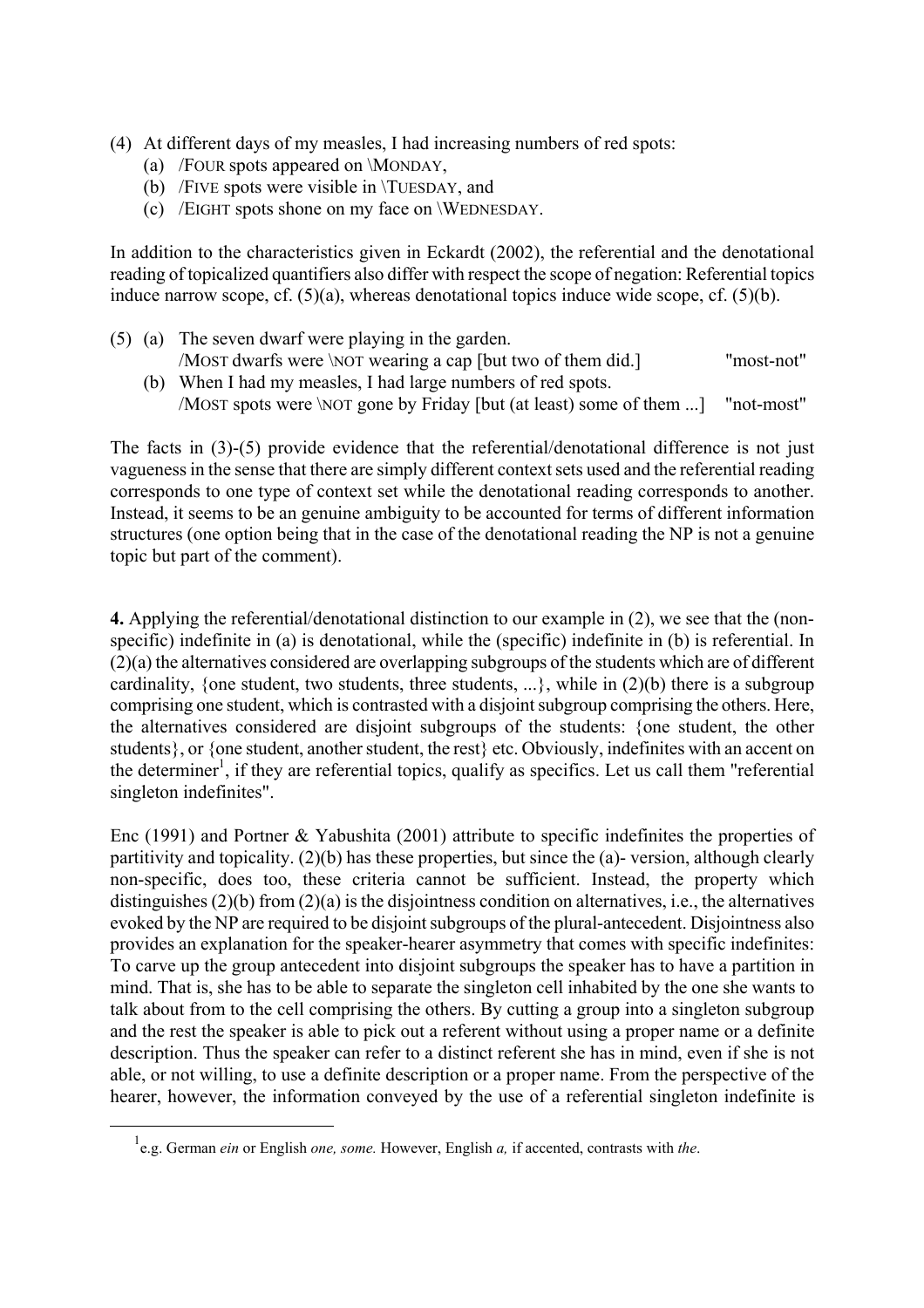(4) At different days of my measles, I had increasing numbers of red spots:
   (a) /FOUR spots appeared on \MONDAY,
   (b) /FIVE spots were visible in \TUESDAY, and
   (c) /EIGHT spots shone on my face on \WEDNESDAY.

In addition to the characteristics given in Eckardt (2002), the referential and the denotational reading of topicalized quantifiers also differ with respect the scope of negation: Referential topics induce narrow scope, cf. (5)(a), whereas denotational topics induce wide scope, cf. (5)(b).

(5) (a) The seven dwarf were playing in the garden.
   /MOST dwarfs were \NOT wearing a cap [but two of them did.] "most-not"
   (b) When I had my measles, I had large numbers of red spots.
   /MOST spots were \NOT gone by Friday [but (at least) some of them ...] "not-most"

The facts in (3)-(5) provide evidence that the referential/denotational difference is not just vagueness in the sense that there are simply different context sets used and the referential reading corresponds to one type of context set while the denotational reading corresponds to another. Instead, it seems to be an genuine ambiguity to be accounted for terms of different information structures (one option being that in the case of the denotational reading the NP is not a genuine topic but part of the comment).

**4.** Applying the referential/denotational distinction to our example in (2), we see that the (non-specific) indefinite in (a) is denotational, while the (specific) indefinite in (b) is referential. In (2)(a) the alternatives considered are overlapping subgroups of the students which are of different cardinality, {one student, two students, three students, ...}, while in (2)(b) there is a subgroup comprising one student, which is contrasted with a disjoint subgroup comprising the others. Here, the alternatives considered are disjoint subgroups of the students: {one student, the other students}, or {one student, another student, the rest} etc. Obviously, indefinites with an accent on the determiner[1], if they are referential topics, qualify as specifics. Let us call them "referential singleton indefinites".

Enc (1991) and Portner & Yabushita (2001) attribute to specific indefinites the properties of partitivity and topicality. (2)(b) has these properties, but since the (a)- version, although clearly non-specific, does too, these criteria cannot be sufficient. Instead, the property which distinguishes (2)(b) from (2)(a) is the disjointness condition on alternatives, i.e., the alternatives evoked by the NP are required to be disjoint subgroups of the plural-antecedent. Disjointness also provides an explanation for the speaker-hearer asymmetry that comes with specific indefinites: To carve up the group antecedent into disjoint subgroups the speaker has to have a partition in mind. That is, she has to be able to separate the singleton cell inhabited by the one she wants to talk about from to the cell comprising the others. By cutting a group into a singleton subgroup and the rest the speaker is able to pick out a referent without using a proper name or a definite description. Thus the speaker can refer to a distinct referent she has in mind, even if she is not able, or not willing, to use a definite description or a proper name. From the perspective of the hearer, however, the information conveyed by the use of a referential singleton indefinite is

[1] e.g. German *ein* or English *one, some.* However, English *a,* if accented, contrasts with *the*.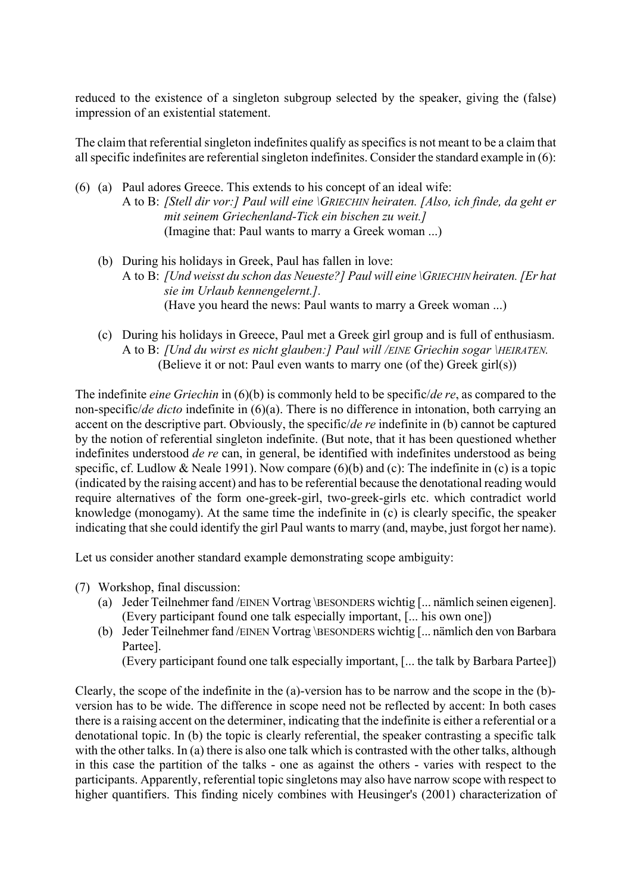reduced to the existence of a singleton subgroup selected by the speaker, giving the (false) impression of an existential statement.

The claim that referential singleton indefinites qualify as specifics is not meant to be a claim that all specific indefinites are referential singleton indefinites. Consider the standard example in (6):

(6) (a) Paul adores Greece. This extends to his concept of an ideal wife:
A to B: *[Stell dir vor:] Paul will eine \GRIECHIN heiraten. [Also, ich finde, da geht er mit seinem Griechenland-Tick ein bischen zu weit.]*
(Imagine that: Paul wants to marry a Greek woman ...)

(b) During his holidays in Greek, Paul has fallen in love:
A to B: *[Und weisst du schon das Neueste?] Paul will eine \GRIECHIN heiraten. [Er hat sie im Urlaub kennengelernt.].*
(Have you heard the news: Paul wants to marry a Greek woman ...)

(c) During his holidays in Greece, Paul met a Greek girl group and is full of enthusiasm.
A to B: *[Und du wirst es nicht glauben:] Paul will /EINE Griechin sogar \HEIRATEN.*
(Believe it or not: Paul even wants to marry one (of the) Greek girl(s))

The indefinite *eine Griechin* in (6)(b) is commonly held to be specific/*de re*, as compared to the non-specific/*de dicto* indefinite in (6)(a). There is no difference in intonation, both carrying an accent on the descriptive part. Obviously, the specific/*de re* indefinite in (b) cannot be captured by the notion of referential singleton indefinite. (But note, that it has been questioned whether indefinites understood *de re* can, in general, be identified with indefinites understood as being specific, cf. Ludlow & Neale 1991). Now compare (6)(b) and (c): The indefinite in (c) is a topic (indicated by the raising accent) and has to be referential because the denotational reading would require alternatives of the form one-greek-girl, two-greek-girls etc. which contradict world knowledge (monogamy). At the same time the indefinite in (c) is clearly specific, the speaker indicating that she could identify the girl Paul wants to marry (and, maybe, just forgot her name).

Let us consider another standard example demonstrating scope ambiguity:

(7) Workshop, final discussion:
(a) Jeder Teilnehmer fand /EINEN Vortrag \BESONDERS wichtig [... nämlich seinen eigenen].
(Every participant found one talk especially important, [... his own one])
(b) Jeder Teilnehmer fand /EINEN Vortrag \BESONDERS wichtig [... nämlich den von Barbara Partee].
(Every participant found one talk especially important, [... the talk by Barbara Partee])

Clearly, the scope of the indefinite in the (a)-version has to be narrow and the scope in the (b)-version has to be wide. The difference in scope need not be reflected by accent: In both cases there is a raising accent on the determiner, indicating that the indefinite is either a referential or a denotational topic. In (b) the topic is clearly referential, the speaker contrasting a specific talk with the other talks. In (a) there is also one talk which is contrasted with the other talks, although in this case the partition of the talks - one as against the others - varies with respect to the participants. Apparently, referential topic singletons may also have narrow scope with respect to higher quantifiers. This finding nicely combines with Heusinger's (2001) characterization of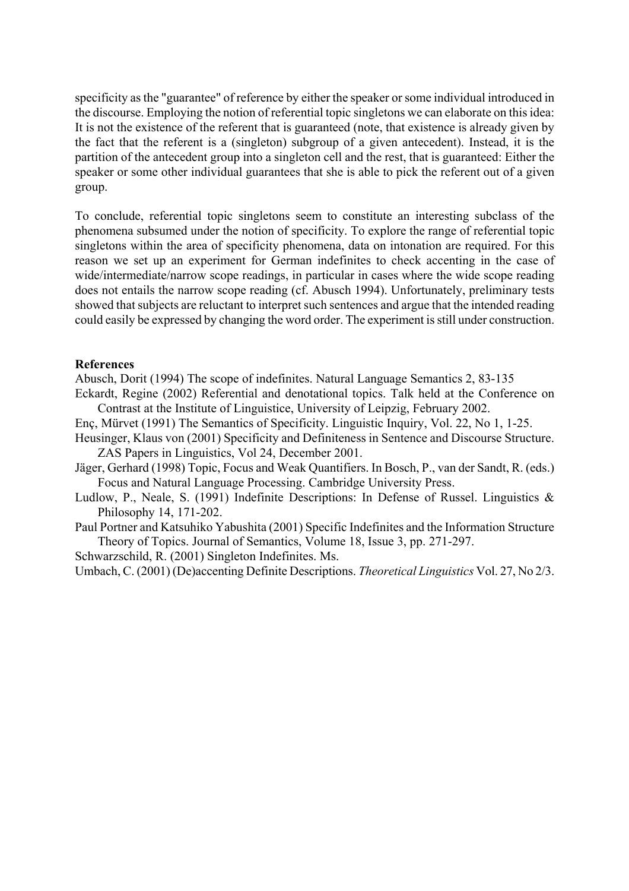specificity as the "guarantee" of reference by either the speaker or some individual introduced in the discourse. Employing the notion of referential topic singletons we can elaborate on this idea: It is not the existence of the referent that is guaranteed (note, that existence is already given by the fact that the referent is a (singleton) subgroup of a given antecedent). Instead, it is the partition of the antecedent group into a singleton cell and the rest, that is guaranteed: Either the speaker or some other individual guarantees that she is able to pick the referent out of a given group.

To conclude, referential topic singletons seem to constitute an interesting subclass of the phenomena subsumed under the notion of specificity. To explore the range of referential topic singletons within the area of specificity phenomena, data on intonation are required. For this reason we set up an experiment for German indefinites to check accenting in the case of wide/intermediate/narrow scope readings, in particular in cases where the wide scope reading does not entails the narrow scope reading (cf. Abusch 1994). Unfortunately, preliminary tests showed that subjects are reluctant to interpret such sentences and argue that the intended reading could easily be expressed by changing the word order. The experiment is still under construction.

**References**

Abusch, Dorit (1994) The scope of indefinites. Natural Language Semantics 2, 83-135

Eckardt, Regine (2002) Referential and denotational topics. Talk held at the Conference on Contrast at the Institute of Linguistice, University of Leipzig, February 2002.

Enç, Mürvet (1991) The Semantics of Specificity. Linguistic Inquiry, Vol. 22, No 1, 1-25.

Heusinger, Klaus von (2001) Specificity and Definiteness in Sentence and Discourse Structure. ZAS Papers in Linguistics, Vol 24, December 2001.

Jäger, Gerhard (1998) Topic, Focus and Weak Quantifiers. In Bosch, P., van der Sandt, R. (eds.) Focus and Natural Language Processing. Cambridge University Press.

Ludlow, P., Neale, S. (1991) Indefinite Descriptions: In Defense of Russel. Linguistics & Philosophy 14, 171-202.

Paul Portner and Katsuhiko Yabushita (2001) Specific Indefinites and the Information Structure Theory of Topics. Journal of Semantics, Volume 18, Issue 3, pp. 271-297.

Schwarzschild, R. (2001) Singleton Indefinites. Ms.

Umbach, C. (2001) (De)accenting Definite Descriptions. *Theoretical Linguistics* Vol. 27, No 2/3.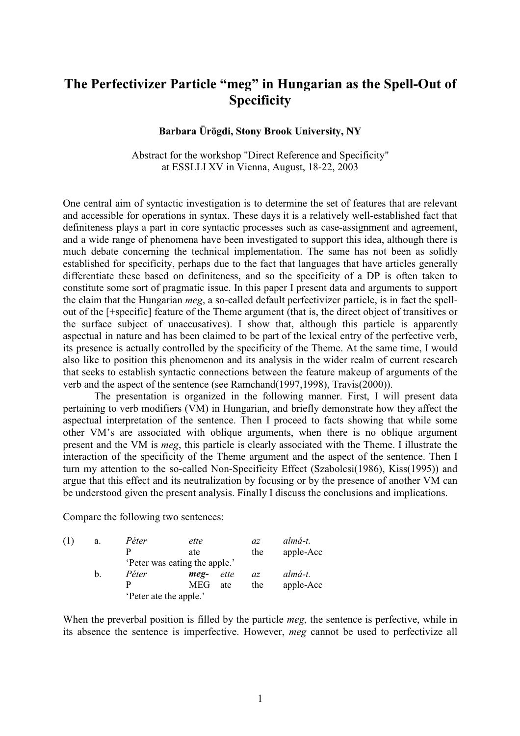# The Perfectivizer Particle "meg" in Hungarian as the Spell-Out of Specificity

**Barbara Ürögdi, Stony Brook University, NY**

Abstract for the workshop "Direct Reference and Specificity"
at ESSLLI XV in Vienna, August, 18-22, 2003

One central aim of syntactic investigation is to determine the set of features that are relevant and accessible for operations in syntax. These days it is a relatively well-established fact that definiteness plays a part in core syntactic processes such as case-assignment and agreement, and a wide range of phenomena have been investigated to support this idea, although there is much debate concerning the technical implementation. The same has not been as solidly established for specificity, perhaps due to the fact that languages that have articles generally differentiate these based on definiteness, and so the specificity of a DP is often taken to constitute some sort of pragmatic issue. In this paper I present data and arguments to support the claim that the Hungarian *meg*, a so-called default perfectivizer particle, is in fact the spell-out of the [+specific] feature of the Theme argument (that is, the direct object of transitives or the surface subject of unaccusatives). I show that, although this particle is apparently aspectual in nature and has been claimed to be part of the lexical entry of the perfective verb, its presence is actually controlled by the specificity of the Theme. At the same time, I would also like to position this phenomenon and its analysis in the wider realm of current research that seeks to establish syntactic connections between the feature makeup of arguments of the verb and the aspect of the sentence (see Ramchand(1997,1998), Travis(2000)).

The presentation is organized in the following manner. First, I will present data pertaining to verb modifiers (VM) in Hungarian, and briefly demonstrate how they affect the aspectual interpretation of the sentence. Then I proceed to facts showing that while some other VM's are associated with oblique arguments, when there is no oblique argument present and the VM is *meg*, this particle is clearly associated with the Theme. I illustrate the interaction of the specificity of the Theme argument and the aspect of the sentence. Then I turn my attention to the so-called Non-Specificity Effect (Szabolcsi(1986), Kiss(1995)) and argue that this effect and its neutralization by focusing or by the presence of another VM can be understood given the present analysis. Finally I discuss the conclusions and implications.

Compare the following two sentences:

(1) a. *Péter ette az almá-t.*
P ate the apple-Acc
'Peter was eating the apple.'

b. *Péter* ***meg-*** *ette az almá-t.*
P MEG ate the apple-Acc
'Peter ate the apple.'

When the preverbal position is filled by the particle *meg*, the sentence is perfective, while in its absence the sentence is imperfective. However, *meg* cannot be used to perfectivize all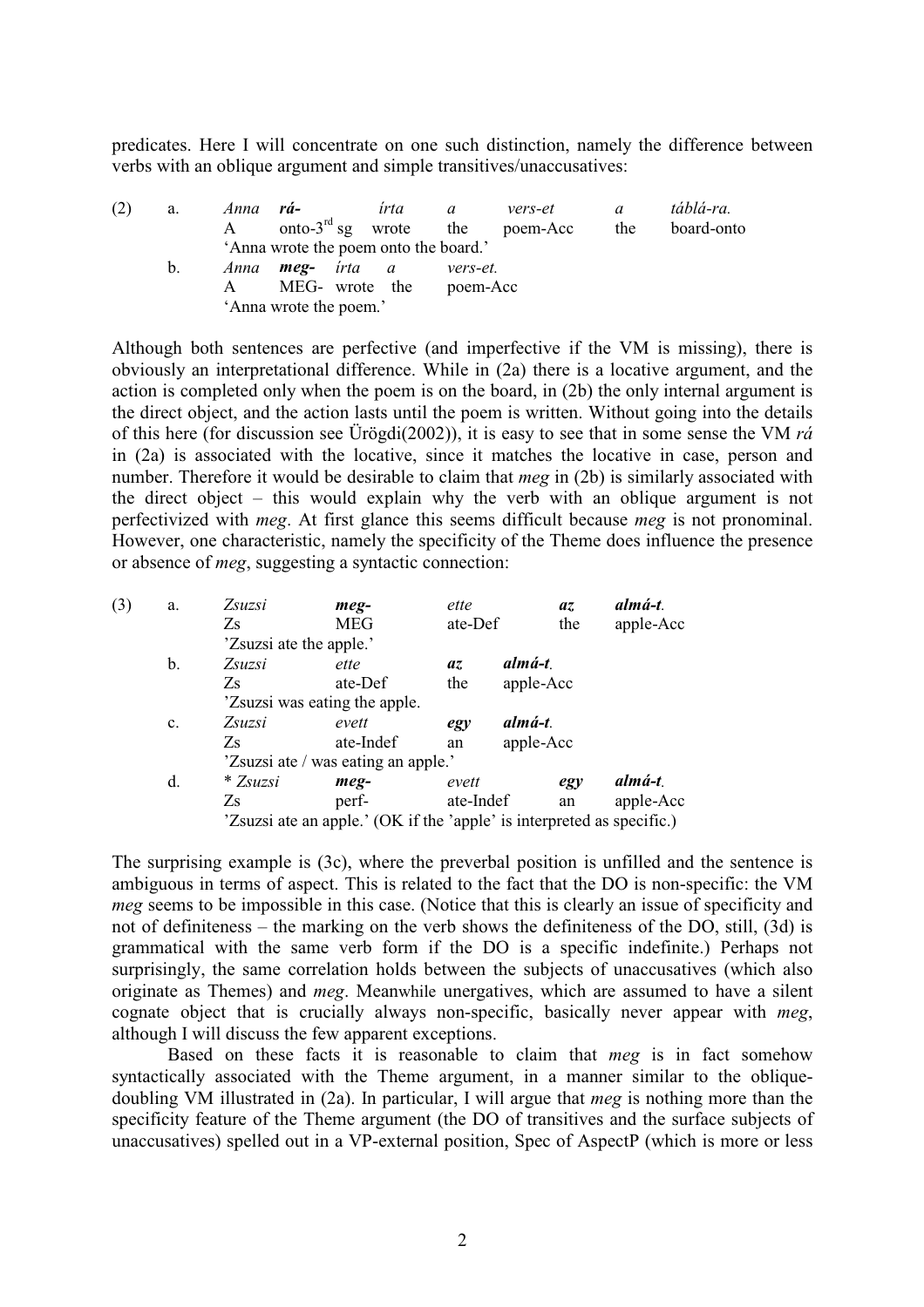predicates. Here I will concentrate on one such distinction, namely the difference between verbs with an oblique argument and simple transitives/unaccusatives:

(2) a. *Anna* ***rá-*** *írta a vers-et a táblá-ra.*
 A onto-3[rd] sg wrote the poem-Acc the board-onto
 'Anna wrote the poem onto the board.'

 b. *Anna* ***meg-*** *írta a vers-et.*
 A MEG- wrote the poem-Acc
 'Anna wrote the poem.'

Although both sentences are perfective (and imperfective if the VM is missing), there is obviously an interpretational difference. While in (2a) there is a locative argument, and the action is completed only when the poem is on the board, in (2b) the only internal argument is the direct object, and the action lasts until the poem is written. Without going into the details of this here (for discussion see Ürögdi(2002)), it is easy to see that in some sense the VM *rá* in (2a) is associated with the locative, since it matches the locative in case, person and number. Therefore it would be desirable to claim that *meg* in (2b) is similarly associated with the direct object – this would explain why the verb with an oblique argument is not perfectivized with *meg*. At first glance this seems difficult because *meg* is not pronominal. However, one characteristic, namely the specificity of the Theme does influence the presence or absence of *meg*, suggesting a syntactic connection:

(3) a. *Zsuzsi* ***meg-*** *ette* ***az almá-t.***
 Zs MEG ate-Def the apple-Acc
 'Zsuzsi ate the apple.'

 b. *Zsuzsi ette* ***az almá-t.***
 Zs ate-Def the apple-Acc
 'Zsuzsi was eating the apple.

 c. *Zsuzsi evett* ***egy almá-t.***
 Zs ate-Indef an apple-Acc
 'Zsuzsi ate / was eating an apple.'

 d. \* *Zsuzsi* ***meg-*** *evett* ***egy almá-t.***
 Zs perf- ate-Indef an apple-Acc
 'Zsuzsi ate an apple.' (OK if the 'apple' is interpreted as specific.)

The surprising example is (3c), where the preverbal position is unfilled and the sentence is ambiguous in terms of aspect. This is related to the fact that the DO is non-specific: the VM *meg* seems to be impossible in this case. (Notice that this is clearly an issue of specificity and not of definiteness – the marking on the verb shows the definiteness of the DO, still, (3d) is grammatical with the same verb form if the DO is a specific indefinite.) Perhaps not surprisingly, the same correlation holds between the subjects of unaccusatives (which also originate as Themes) and *meg*. Meanwhile unergatives, which are assumed to have a silent cognate object that is crucially always non-specific, basically never appear with *meg*, although I will discuss the few apparent exceptions.

Based on these facts it is reasonable to claim that *meg* is in fact somehow syntactically associated with the Theme argument, in a manner similar to the oblique-doubling VM illustrated in (2a). In particular, I will argue that *meg* is nothing more than the specificity feature of the Theme argument (the DO of transitives and the surface subjects of unaccusatives) spelled out in a VP-external position, Spec of AspectP (which is more or less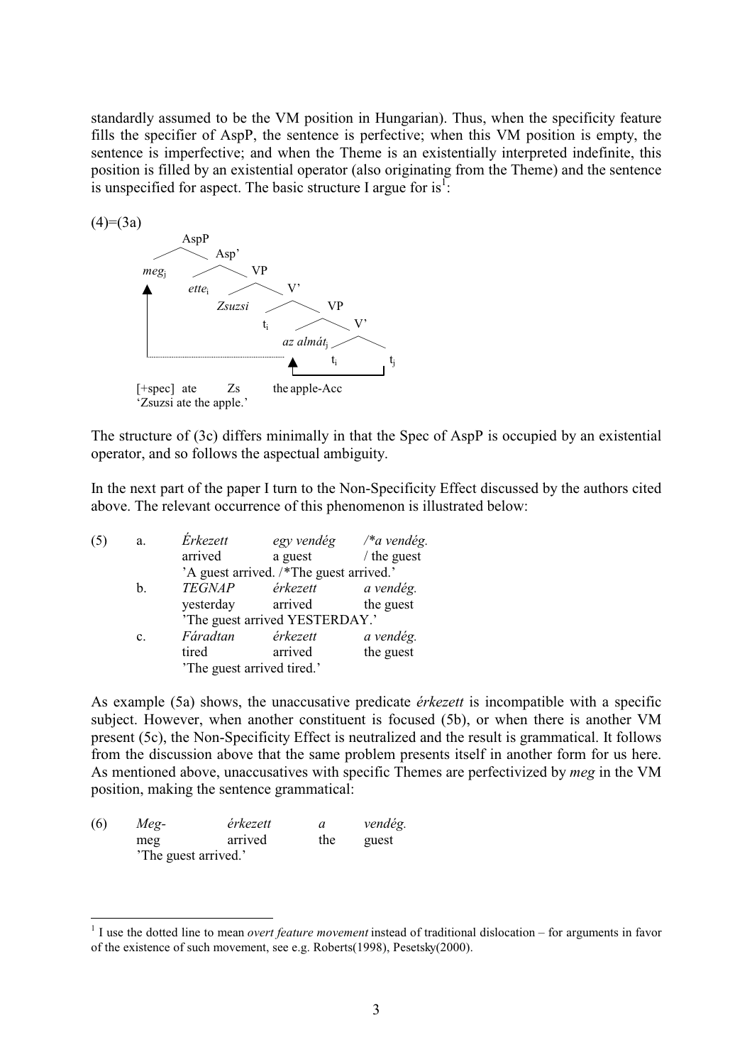standardly assumed to be the VM position in Hungarian). Thus, when the specificity feature fills the specifier of AspP, the sentence is perfective; when this VM position is empty, the sentence is imperfective; and when the Theme is an existentially interpreted indefinite, this position is filled by an existential operator (also originating from the Theme) and the sentence is unspecified for aspect. The basic structure I argue for is[1]:

(4)=(3a)

```
            AspP
           /    \
       meg_j    Asp'
               /    \
          ette_i     VP
                    /  \
              Zsuzsi    V'
                       /  \
                    t_i    VP
                          /  \
                  az almát_j  V'
                             /  \
                           t_i   t_j

   [+spec]  ate   Zs    the apple-Acc
   'Zsuzsi ate the apple.'
```

The structure of (3c) differs minimally in that the Spec of AspP is occupied by an existential operator, and so follows the aspectual ambiguity.

In the next part of the paper I turn to the Non-Specificity Effect discussed by the authors cited above. The relevant occurrence of this phenomenon is illustrated below:

(5)
a. *Érkezett* *egy vendég* */\*a vendég.*
   arrived a guest / the guest
   'A guest arrived. /\*The guest arrived.'

b. *TEGNAP* *érkezett* *a vendég.*
   yesterday arrived the guest
   'The guest arrived YESTERDAY.'

c. *Fáradtan* *érkezett* *a vendég.*
   tired arrived the guest
   'The guest arrived tired.'

As example (5a) shows, the unaccusative predicate *érkezett* is incompatible with a specific subject. However, when another constituent is focused (5b), or when there is another VM present (5c), the Non-Specificity Effect is neutralized and the result is grammatical. It follows from the discussion above that the same problem presents itself in another form for us here. As mentioned above, unaccusatives with specific Themes are perfectivized by *meg* in the VM position, making the sentence grammatical:

(6) *Meg-* *érkezett* *a* *vendég.*
   meg arrived the guest
   'The guest arrived.'

[1] I use the dotted line to mean *overt feature movement* instead of traditional dislocation – for arguments in favor of the existence of such movement, see e.g. Roberts(1998), Pesetsky(2000).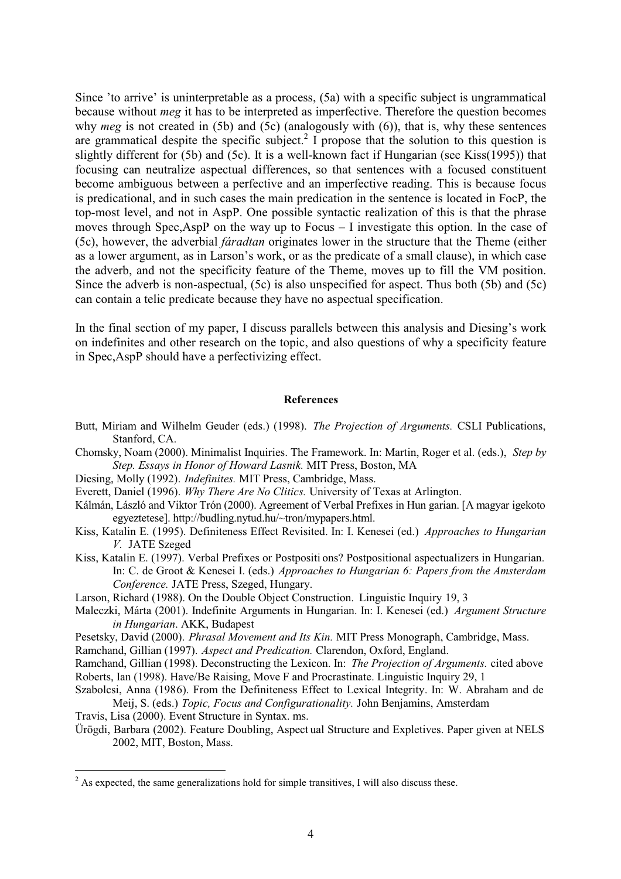Since 'to arrive' is uninterpretable as a process, (5a) with a specific subject is ungrammatical because without *meg* it has to be interpreted as imperfective. Therefore the question becomes why *meg* is not created in (5b) and (5c) (analogously with (6)), that is, why these sentences are grammatical despite the specific subject.[2] I propose that the solution to this question is slightly different for (5b) and (5c). It is a well-known fact if Hungarian (see Kiss(1995)) that focusing can neutralize aspectual differences, so that sentences with a focused constituent become ambiguous between a perfective and an imperfective reading. This is because focus is predicational, and in such cases the main predication in the sentence is located in FocP, the top-most level, and not in AspP. One possible syntactic realization of this is that the phrase moves through Spec,AspP on the way up to Focus – I investigate this option. In the case of (5c), however, the adverbial *fáradtan* originates lower in the structure that the Theme (either as a lower argument, as in Larson's work, or as the predicate of a small clause), in which case the adverb, and not the specificity feature of the Theme, moves up to fill the VM position. Since the adverb is non-aspectual, (5c) is also unspecified for aspect. Thus both (5b) and (5c) can contain a telic predicate because they have no aspectual specification.

In the final section of my paper, I discuss parallels between this analysis and Diesing's work on indefinites and other research on the topic, and also questions of why a specificity feature in Spec,AspP should have a perfectivizing effect.

## References

Butt, Miriam and Wilhelm Geuder (eds.) (1998). *The Projection of Arguments.* CSLI Publications, Stanford, CA.

Chomsky, Noam (2000). Minimalist Inquiries. The Framework. In: Martin, Roger et al. (eds.), *Step by Step. Essays in Honor of Howard Lasnik.* MIT Press, Boston, MA

Diesing, Molly (1992). *Indefinites.* MIT Press, Cambridge, Mass.

Everett, Daniel (1996). *Why There Are No Clitics.* University of Texas at Arlington.

Kálmán, László and Viktor Trón (2000). Agreement of Verbal Prefixes in Hun garian. [A magyar igekoto egyeztetese]. http://budling.nytud.hu/~tron/mypapers.html.

Kiss, Katalin E. (1995). Definiteness Effect Revisited. In: I. Kenesei (ed.) *Approaches to Hungarian V.* JATE Szeged

Kiss, Katalin E. (1997). Verbal Prefixes or Postpositi ons? Postpositional aspectualizers in Hungarian. In: C. de Groot & Kenesei I. (eds.) *Approaches to Hungarian 6: Papers from the Amsterdam Conference.* JATE Press, Szeged, Hungary.

Larson, Richard (1988). On the Double Object Construction. Linguistic Inquiry 19, 3

Maleczki, Márta (2001). Indefinite Arguments in Hungarian. In: I. Kenesei (ed.) *Argument Structure in Hungarian*. AKK, Budapest

Pesetsky, David (2000). *Phrasal Movement and Its Kin.* MIT Press Monograph, Cambridge, Mass.

Ramchand, Gillian (1997). *Aspect and Predication.* Clarendon, Oxford, England.

Ramchand, Gillian (1998). Deconstructing the Lexicon. In: *The Projection of Arguments.* cited above

Roberts, Ian (1998). Have/Be Raising, Move F and Procrastinate. Linguistic Inquiry 29, 1

Szabolcsi, Anna (1986). From the Definiteness Effect to Lexical Integrity. In: W. Abraham and de Meij, S. (eds.) *Topic, Focus and Configurationality.* John Benjamins, Amsterdam

Travis, Lisa (2000). Event Structure in Syntax. ms.

Ürögdi, Barbara (2002). Feature Doubling, Aspect ual Structure and Expletives. Paper given at NELS 2002, MIT, Boston, Mass.

[2] As expected, the same generalizations hold for simple transitives, I will also discuss these.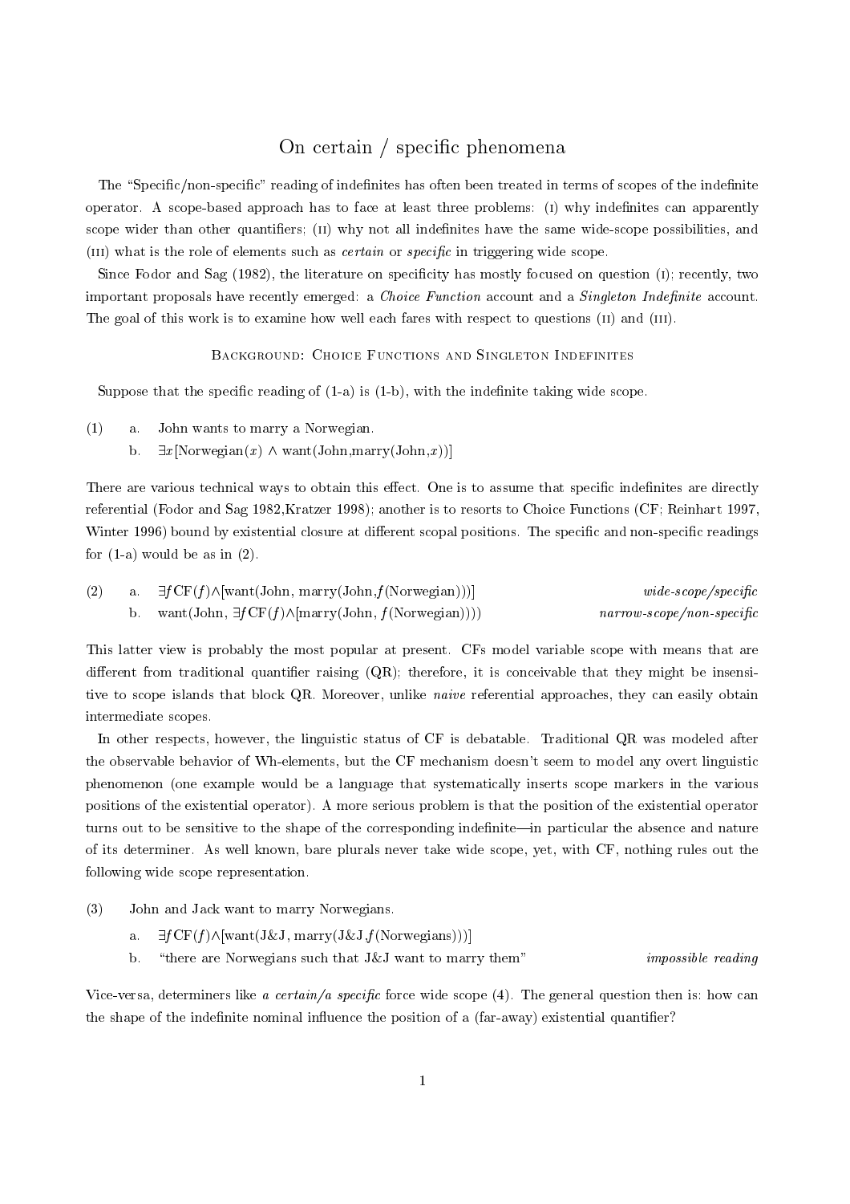# On certain / specific phenomena

The "Specific/non-specific" reading of indefinites has often been treated in terms of scopes of the indefinite operator. A scope-based approach has to face at least three problems: (I) why indefinites can apparently scope wider than other quantifiers; (II) why not all indefinites have the same wide-scope possibilities, and (III) what is the role of elements such as *certain* or *specific* in triggering wide scope.

Since Fodor and Sag (1982), the literature on specificity has mostly focused on question (I); recently, two important proposals have recently emerged: a *Choice Function* account and a *Singleton Indefinite* account. The goal of this work is to examine how well each fares with respect to questions (II) and (III).

## Background: Choice Functions and Singleton Indefinites

Suppose that the specific reading of (1-a) is (1-b), with the indefinite taking wide scope.

(1) a. John wants to marry a Norwegian.

b. $\exists x[\text{Norwegian}(x) \wedge \text{want}(\text{John},\text{marry}(\text{John},x))]$

There are various technical ways to obtain this effect. One is to assume that specific indefinites are directly referential (Fodor and Sag 1982,Kratzer 1998); another is to resorts to Choice Functions (CF; Reinhart 1997, Winter 1996) bound by existential closure at different scopal positions. The specific and non-specific readings for (1-a) would be as in (2).

(2) a. $\exists f \text{CF}(f) \wedge [\text{want}(\text{John, marry}(\text{John},f(\text{Norwegian})))]$ *wide-scope/specific*

b. $\text{want}(\text{John}, \exists f \text{CF}(f) \wedge [\text{marry}(\text{John}, f(\text{Norwegian}))))$ *narrow-scope/non-specific*

This latter view is probably the most popular at present. CFs model variable scope with means that are different from traditional quantifier raising (QR); therefore, it is conceivable that they might be insensitive to scope islands that block QR. Moreover, unlike *naive* referential approaches, they can easily obtain intermediate scopes.

In other respects, however, the linguistic status of CF is debatable. Traditional QR was modeled after the observable behavior of Wh-elements, but the CF mechanism doesn't seem to model any overt linguistic phenomenon (one example would be a language that systematically inserts scope markers in the various positions of the existential operator). A more serious problem is that the position of the existential operator turns out to be sensitive to the shape of the corresponding indefinite—in particular the absence and nature of its determiner. As well known, bare plurals never take wide scope, yet, with CF, nothing rules out the following wide scope representation.

(3) John and Jack want to marry Norwegians.

a. $\exists f \text{CF}(f) \wedge [\text{want}(\text{J\&J}, \text{marry}(\text{J\&J},f(\text{Norwegians})))]$

b. "there are Norwegians such that J&J want to marry them" *impossible reading*

Vice-versa, determiners like *a certain/a specific* force wide scope (4). The general question then is: how can the shape of the indefinite nominal influence the position of a (far-away) existential quantifier?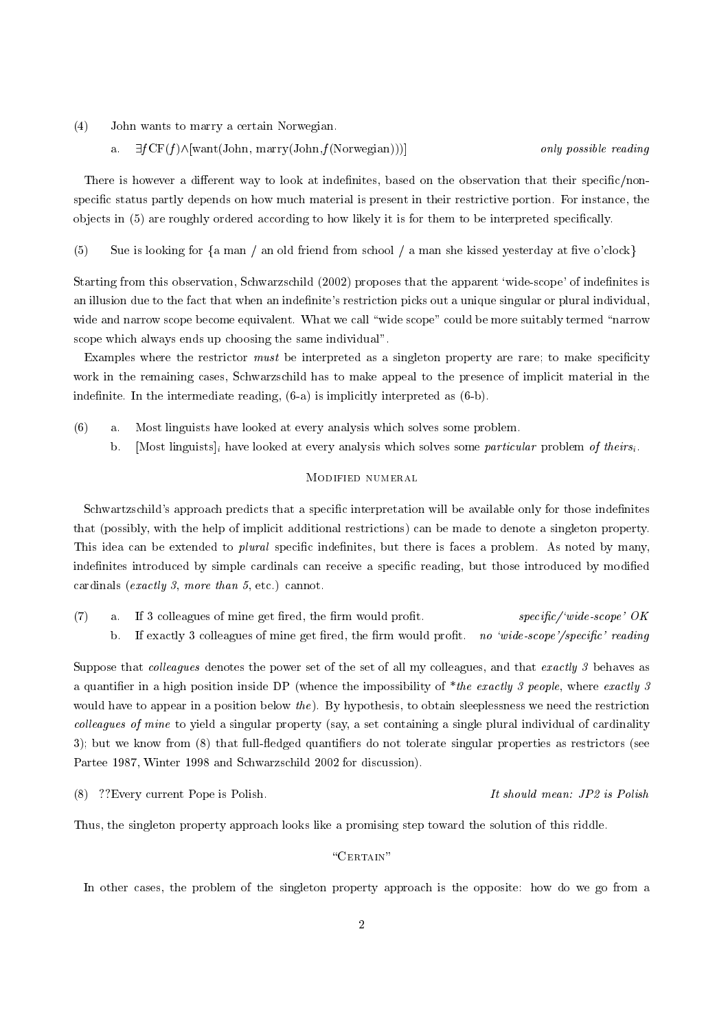(4) John wants to marry a certain Norwegian.

   a. $\exists f \mathrm{CF}(f) \wedge [\mathrm{want}(\mathrm{John}, \mathrm{marry}(\mathrm{John}, f(\mathrm{Norwegian})))]$ *only possible reading*

There is however a different way to look at indefinites, based on the observation that their specific/non-specific status partly depends on how much material is present in their restrictive portion. For instance, the objects in (5) are roughly ordered according to how likely it is for them to be interpreted specifically.

(5) Sue is looking for {a man / an old friend from school / a man she kissed yesterday at five o'clock}

Starting from this observation, Schwarzschild (2002) proposes that the apparent 'wide-scope' of indefinites is an illusion due to the fact that when an indefinite's restriction picks out a unique singular or plural individual, wide and narrow scope become equivalent. What we call "wide scope" could be more suitably termed "narrow scope which always ends up choosing the same individual".

Examples where the restrictor *must* be interpreted as a singleton property are rare; to make specificity work in the remaining cases, Schwarzschild has to make appeal to the presence of implicit material in the indefinite. In the intermediate reading, (6-a) is implicitly interpreted as (6-b).

(6) a. Most linguists have looked at every analysis which solves some problem.

   b. [Most linguists]$_i$ have looked at every analysis which solves some *particular* problem *of theirs$_i$*.

### Modified numeral

Schwartzschild's approach predicts that a specific interpretation will be available only for those indefinites that (possibly, with the help of implicit additional restrictions) can be made to denote a singleton property. This idea can be extended to *plural* specific indefinites, but there is faces a problem. As noted by many, indefinites introduced by simple cardinals can receive a specific reading, but those introduced by modified cardinals (*exactly 3*, *more than 5*, etc.) cannot.

(7) a. If 3 colleagues of mine get fired, the firm would profit. *specific/'wide-scope' OK*

   b. If exactly 3 colleagues of mine get fired, the firm would profit. *no 'wide-scope'/specific' reading*

Suppose that *colleagues* denotes the power set of the set of all my colleagues, and that *exactly 3* behaves as a quantifier in a high position inside DP (whence the impossibility of \**the exactly 3 people*, where *exactly 3* would have to appear in a position below *the*). By hypothesis, to obtain sleeplessness we need the restriction *colleagues of mine* to yield a singular property (say, a set containing a single plural individual of cardinality 3); but we know from (8) that full-fledged quantifiers do not tolerate singular properties as restrictors (see Partee 1987, Winter 1998 and Schwarzschild 2002 for discussion).

(8) ??Every current Pope is Polish. *It should mean: JP2 is Polish*

Thus, the singleton property approach looks like a promising step toward the solution of this riddle.

### "Certain"

In other cases, the problem of the singleton property approach is the opposite: how do we go from a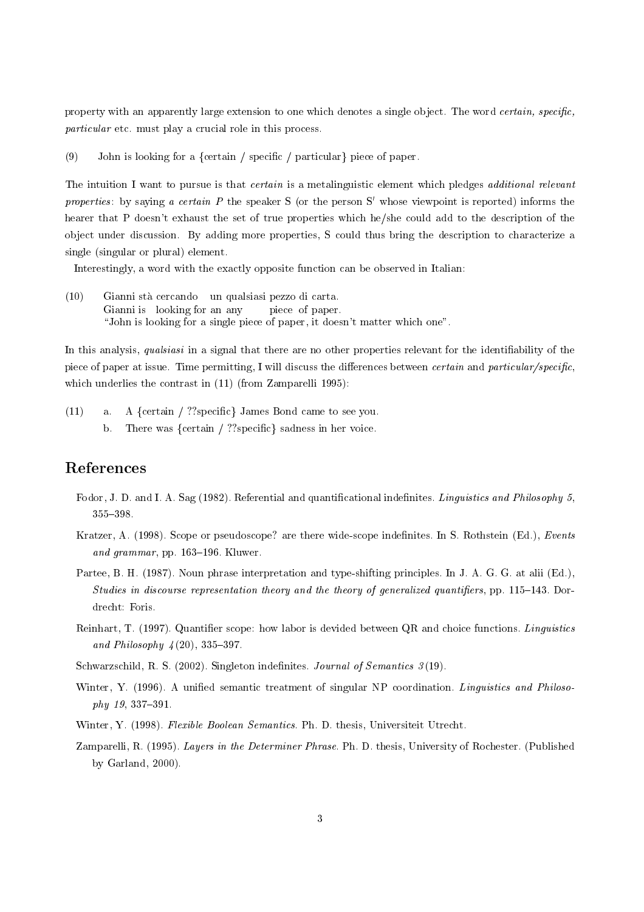property with an apparently large extension to one which denotes a single object. The word *certain, specific, particular* etc. must play a crucial role in this process.

(9) John is looking for a {certain / specific / particular} piece of paper.

The intuition I want to pursue is that *certain* is a metalinguistic element which pledges *additional relevant properties*: by saying *a certain P* the speaker S (or the person S′ whose viewpoint is reported) informs the hearer that P doesn't exhaust the set of true properties which he/she could add to the description of the object under discussion. By adding more properties, S could thus bring the description to characterize a single (singular or plural) element.

Interestingly, a word with the exactly opposite function can be observed in Italian:

(10) Gianni stà cercando un qualsiasi pezzo di carta.
Gianni is looking for an any piece of paper.
"John is looking for a single piece of paper, it doesn't matter which one".

In this analysis, *qualsiasi* in a signal that there are no other properties relevant for the identifiability of the piece of paper at issue. Time permitting, I will discuss the differences between *certain* and *particular/specific*, which underlies the contrast in (11) (from Zamparelli 1995):

(11) a. A {certain / ??specific} James Bond came to see you.
b. There was {certain / ??specific} sadness in her voice.

## References

Fodor, J. D. and I. A. Sag (1982). Referential and quantificational indefinites. *Linguistics and Philosophy 5*, 355–398.

Kratzer, A. (1998). Scope or pseudoscope? are there wide-scope indefinites. In S. Rothstein (Ed.), *Events and grammar*, pp. 163–196. Kluwer.

Partee, B. H. (1987). Noun phrase interpretation and type-shifting principles. In J. A. G. G. at alii (Ed.), *Studies in discourse representation theory and the theory of generalized quantifiers*, pp. 115–143. Dordrecht: Foris.

Reinhart, T. (1997). Quantifier scope: how labor is devided between QR and choice functions. *Linguistics and Philosophy 4*(20), 335–397.

Schwarzschild, R. S. (2002). Singleton indefinites. *Journal of Semantics 3*(19).

Winter, Y. (1996). A unified semantic treatment of singular NP coordination. *Linguistics and Philosophy 19*, 337–391.

Winter, Y. (1998). *Flexible Boolean Semantics*. Ph. D. thesis, Universiteit Utrecht.

Zamparelli, R. (1995). *Layers in the Determiner Phrase*. Ph. D. thesis, University of Rochester. (Published by Garland, 2000).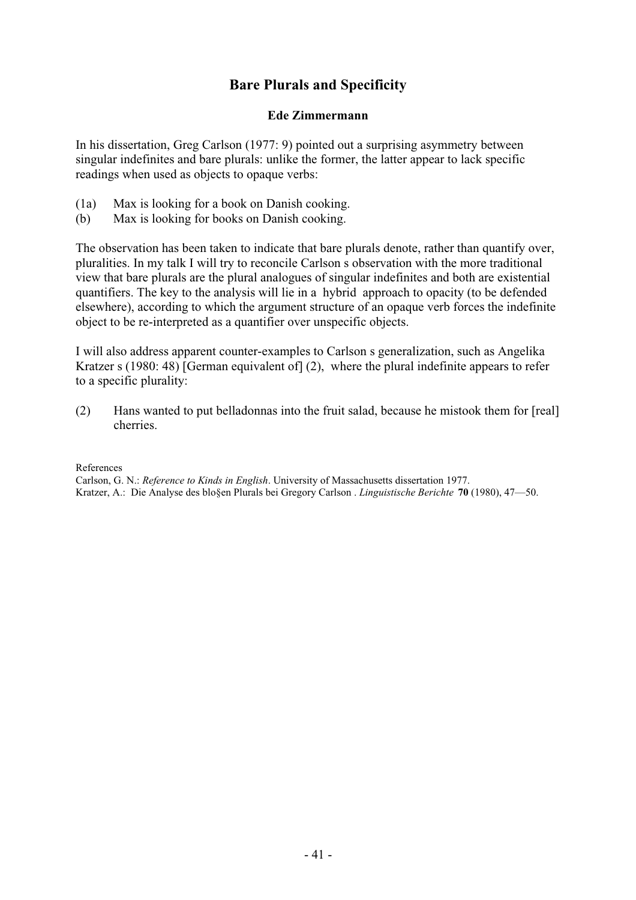# Bare Plurals and Specificity

**Ede Zimmermann**

In his dissertation, Greg Carlson (1977: 9) pointed out a surprising asymmetry between singular indefinites and bare plurals: unlike the former, the latter appear to lack specific readings when used as objects to opaque verbs:

(1a) Max is looking for a book on Danish cooking.
(b) Max is looking for books on Danish cooking.

The observation has been taken to indicate that bare plurals denote, rather than quantify over, pluralities. In my talk I will try to reconcile Carlson s observation with the more traditional view that bare plurals are the plural analogues of singular indefinites and both are existential quantifiers. The key to the analysis will lie in a hybrid approach to opacity (to be defended elsewhere), according to which the argument structure of an opaque verb forces the indefinite object to be re-interpreted as a quantifier over unspecific objects.

I will also address apparent counter-examples to Carlson s generalization, such as Angelika Kratzer s (1980: 48) [German equivalent of] (2), where the plural indefinite appears to refer to a specific plurality:

(2) Hans wanted to put belladonnas into the fruit salad, because he mistook them for [real] cherries.

References

Carlson, G. N.: *Reference to Kinds in English*. University of Massachusetts dissertation 1977.
Kratzer, A.: Die Analyse des blo§en Plurals bei Gregory Carlson . *Linguistische Berichte* **70** (1980), 47—50.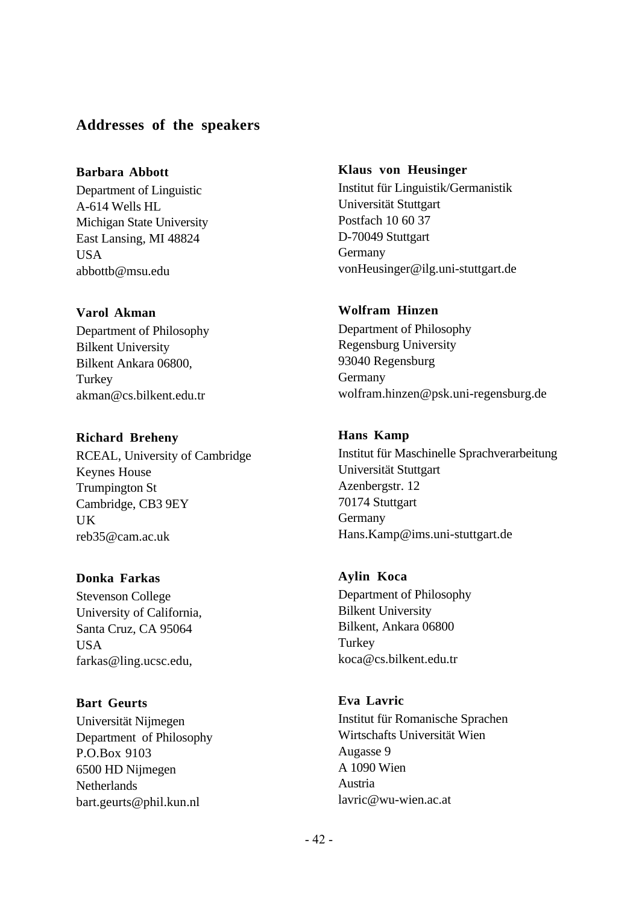## Addresses of the speakers

**Barbara Abbott**
Department of Linguistic
A-614 Wells HL
Michigan State University
East Lansing, MI 48824
USA
abbottb@msu.edu

**Varol Akman**
Department of Philosophy
Bilkent University
Bilkent Ankara 06800,
Turkey
akman@cs.bilkent.edu.tr

**Richard Breheny**
RCEAL, University of Cambridge
Keynes House
Trumpington St
Cambridge, CB3 9EY
UK
reb35@cam.ac.uk

**Donka Farkas**
Stevenson College
University of California,
Santa Cruz, CA 95064
USA
farkas@ling.ucsc.edu,

**Bart Geurts**
Universität Nijmegen
Department of Philosophy
P.O.Box 9103
6500 HD Nijmegen
Netherlands
bart.geurts@phil.kun.nl

**Klaus von Heusinger**
Institut für Linguistik/Germanistik
Universität Stuttgart
Postfach 10 60 37
D-70049 Stuttgart
Germany
vonHeusinger@ilg.uni-stuttgart.de

**Wolfram Hinzen**
Department of Philosophy
Regensburg University
93040 Regensburg
Germany
wolfram.hinzen@psk.uni-regensburg.de

**Hans Kamp**
Institut für Maschinelle Sprachverarbeitung
Universität Stuttgart
Azenbergstr. 12
70174 Stuttgart
Germany
Hans.Kamp@ims.uni-stuttgart.de

**Aylin Koca**
Department of Philosophy
Bilkent University
Bilkent, Ankara 06800
Turkey
koca@cs.bilkent.edu.tr

**Eva Lavric**
Institut für Romanische Sprachen
Wirtschafts Universität Wien
Augasse 9
A 1090 Wien
Austria
lavric@wu-wien.ac.at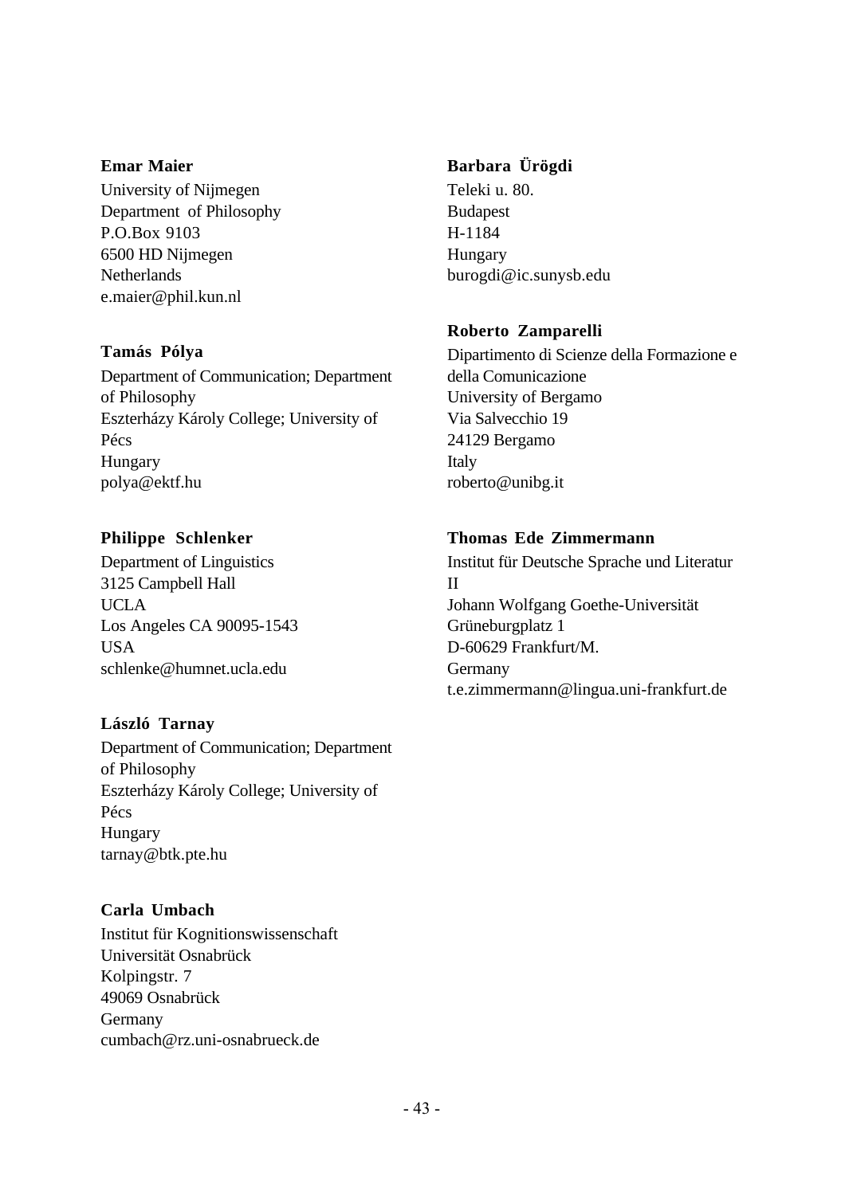**Emar Maier**
University of Nijmegen
Department of Philosophy
P.O.Box 9103
6500 HD Nijmegen
Netherlands
e.maier@phil.kun.nl

**Tamás Pólya**
Department of Communication; Department of Philosophy
Eszterházy Károly College; University of Pécs
Hungary
polya@ektf.hu

**Philippe Schlenker**
Department of Linguistics
3125 Campbell Hall
UCLA
Los Angeles CA 90095-1543
USA
schlenke@humnet.ucla.edu

**László Tarnay**
Department of Communication; Department of Philosophy
Eszterházy Károly College; University of Pécs
Hungary
tarnay@btk.pte.hu

**Carla Umbach**
Institut für Kognitionswissenschaft
Universität Osnabrück
Kolpingstr. 7
49069 Osnabrück
Germany
cumbach@rz.uni-osnabrueck.de

**Barbara Ürögdi**
Teleki u. 80.
Budapest
H-1184
Hungary
burogdi@ic.sunysb.edu

**Roberto Zamparelli**
Dipartimento di Scienze della Formazione e della Comunicazione
University of Bergamo
Via Salvecchio 19
24129 Bergamo
Italy
roberto@unibg.it

**Thomas Ede Zimmermann**
Institut für Deutsche Sprache und Literatur II
Johann Wolfgang Goethe-Universität
Grüneburgplatz 1
D-60629 Frankfurt/M.
Germany
t.e.zimmermann@lingua.uni-frankfurt.de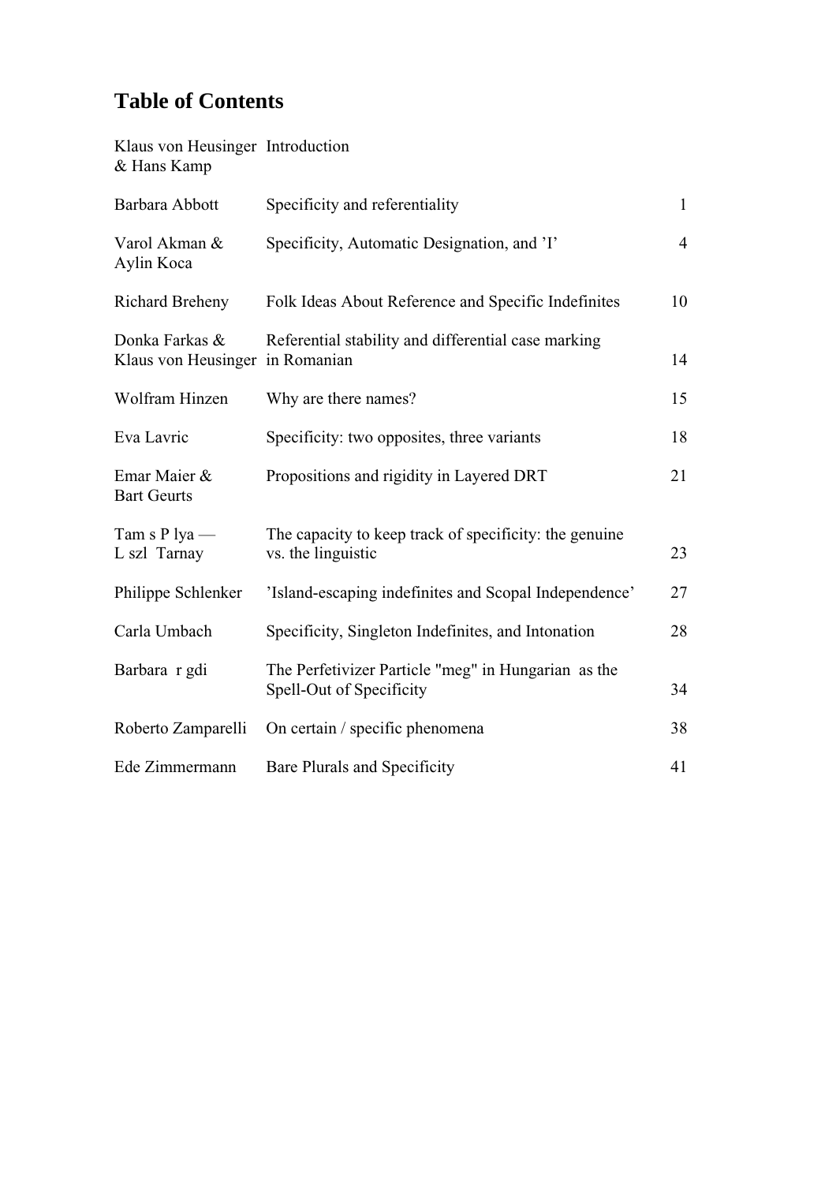# Table of Contents

| | | |
|---|---|---|
| Klaus von Heusinger & Hans Kamp | Introduction | |
| Barbara Abbott | Specificity and referentiality | 1 |
| Varol Akman & Aylin Koca | Specificity, Automatic Designation, and 'I' | 4 |
| Richard Breheny | Folk Ideas About Reference and Specific Indefinites | 10 |
| Donka Farkas & Klaus von Heusinger | Referential stability and differential case marking in Romanian | 14 |
| Wolfram Hinzen | Why are there names? | 15 |
| Eva Lavric | Specificity: two opposites, three variants | 18 |
| Emar Maier & Bart Geurts | Propositions and rigidity in Layered DRT | 21 |
| Tam s P lya — L szl Tarnay | The capacity to keep track of specificity: the genuine vs. the linguistic | 23 |
| Philippe Schlenker | 'Island-escaping indefinites and Scopal Independence' | 27 |
| Carla Umbach | Specificity, Singleton Indefinites, and Intonation | 28 |
| Barbara r gdi | The Perfetivizer Particle "meg" in Hungarian as the Spell-Out of Specificity | 34 |
| Roberto Zamparelli | On certain / specific phenomena | 38 |
| Ede Zimmermann | Bare Plurals and Specificity | 41 |